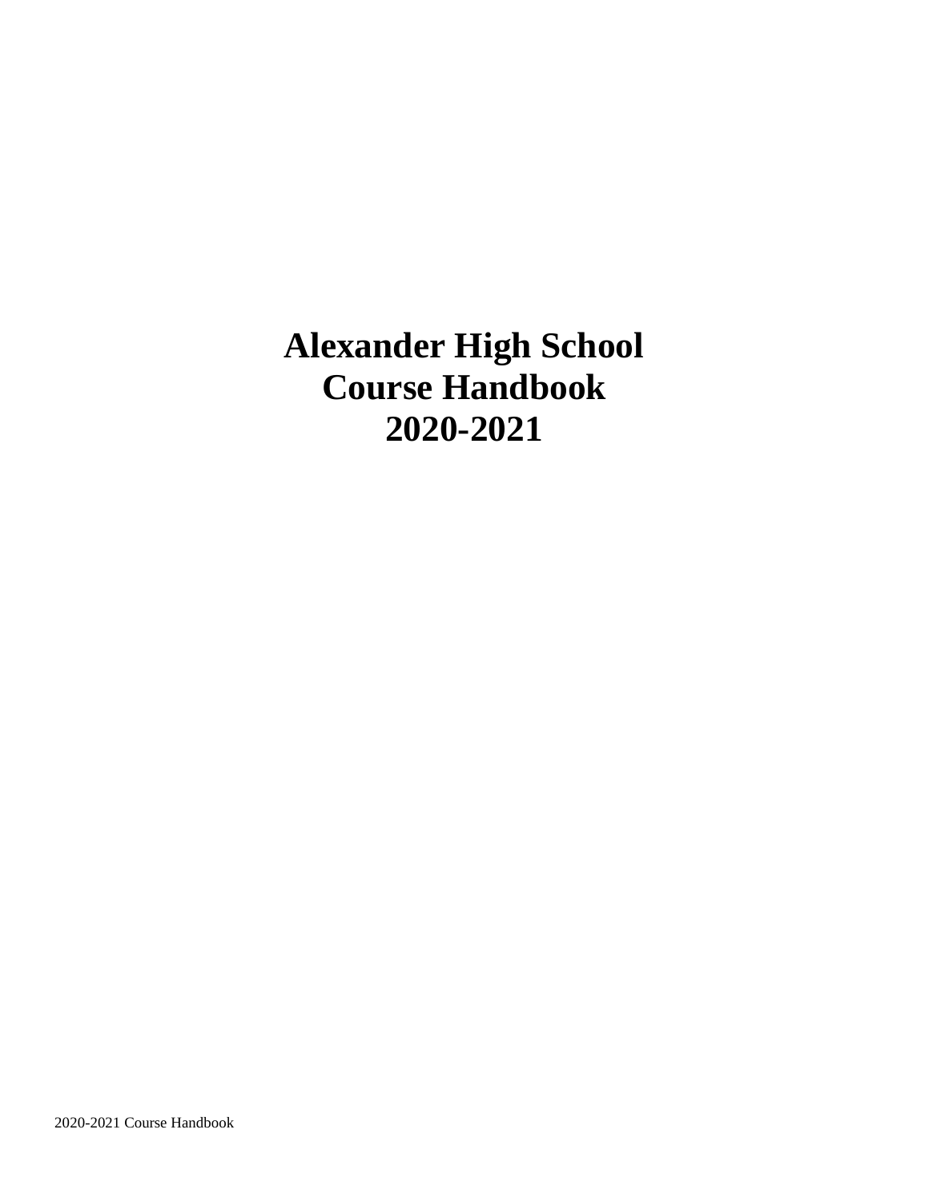# Alexander High School
# Course Handbook
# 2020-2021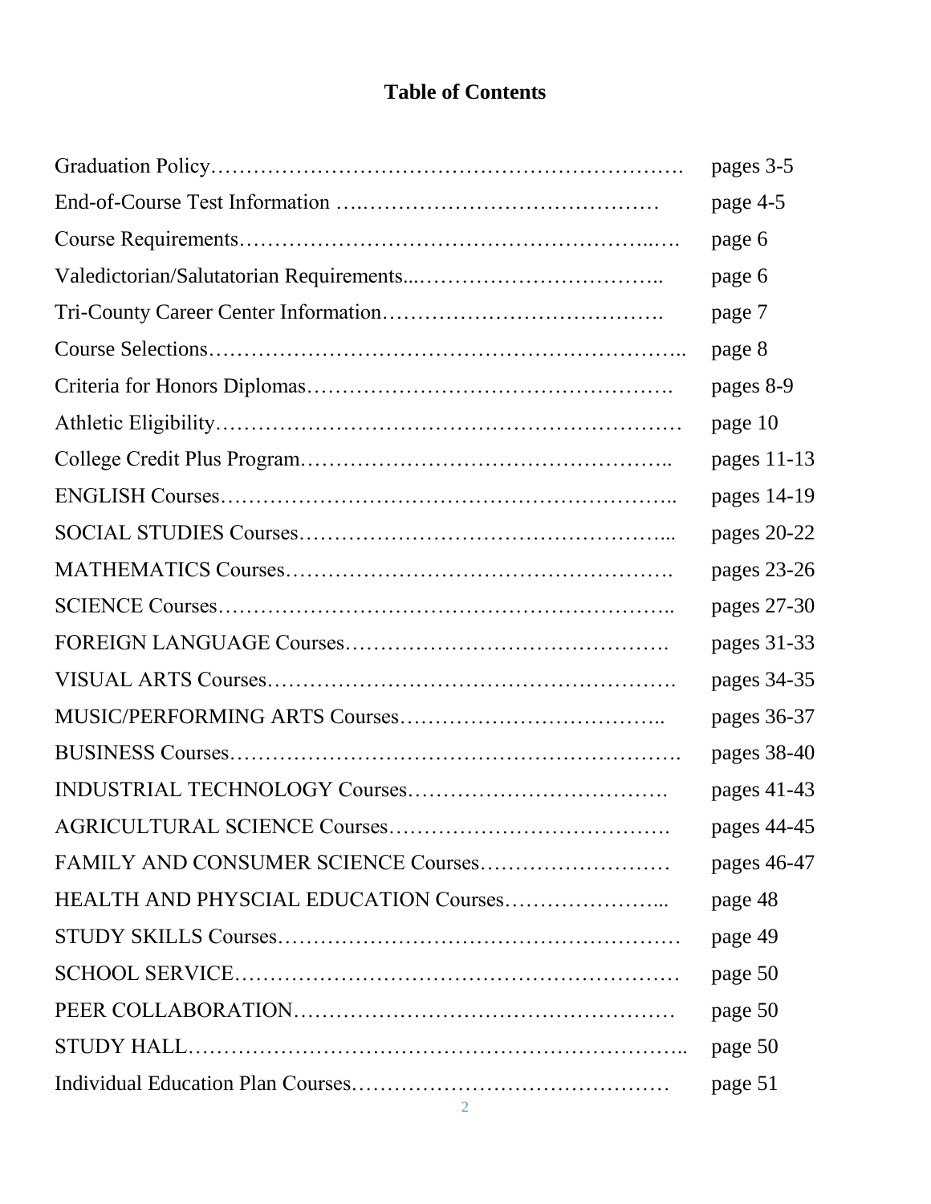# Table of Contents

| | |
|---|---|
| Graduation Policy | pages 3-5 |
| End-of-Course Test Information | page 4-5 |
| Course Requirements | page 6 |
| Valedictorian/Salutatorian Requirements | page 6 |
| Tri-County Career Center Information | page 7 |
| Course Selections | page 8 |
| Criteria for Honors Diplomas | pages 8-9 |
| Athletic Eligibility | page 10 |
| College Credit Plus Program | pages 11-13 |
| ENGLISH Courses | pages 14-19 |
| SOCIAL STUDIES Courses | pages 20-22 |
| MATHEMATICS Courses | pages 23-26 |
| SCIENCE Courses | pages 27-30 |
| FOREIGN LANGUAGE Courses | pages 31-33 |
| VISUAL ARTS Courses | pages 34-35 |
| MUSIC/PERFORMING ARTS Courses | pages 36-37 |
| BUSINESS Courses | pages 38-40 |
| INDUSTRIAL TECHNOLOGY Courses | pages 41-43 |
| AGRICULTURAL SCIENCE Courses | pages 44-45 |
| FAMILY AND CONSUMER SCIENCE Courses | pages 46-47 |
| HEALTH AND PHYSCIAL EDUCATION Courses | page 48 |
| STUDY SKILLS Courses | page 49 |
| SCHOOL SERVICE | page 50 |
| PEER COLLABORATION | page 50 |
| STUDY HALL | page 50 |
| Individual Education Plan Courses | page 51 |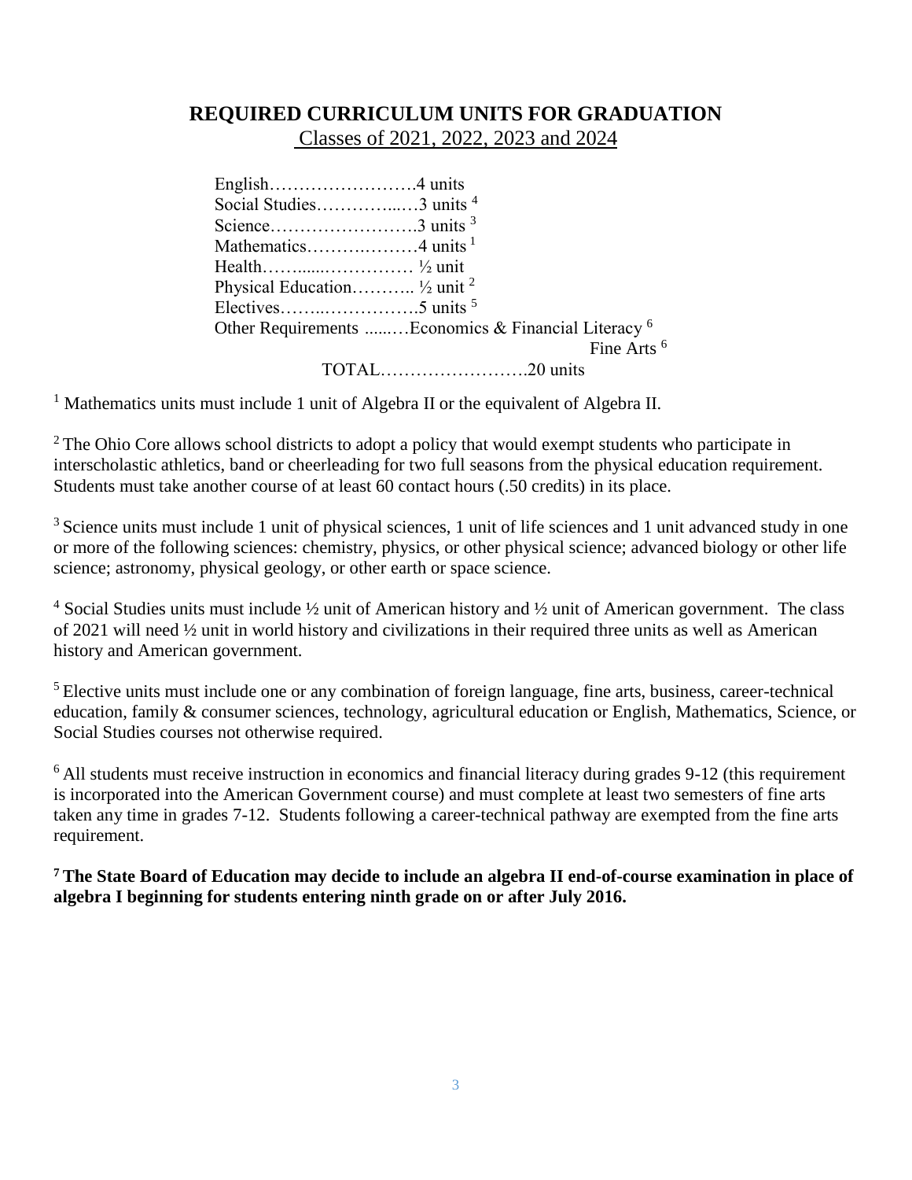## REQUIRED CURRICULUM UNITS FOR GRADUATION

Classes of 2021, 2022, 2023 and 2024

English……………………4 units
Social Studies…………...…3 units [4]
Science……………………3 units [3]
Mathematics……….………4 units [1]
Health…….....…………… ½ unit
Physical Education……….. ½ unit [2]
Electives……..…………….5 units [5]
Other Requirements ......…Economics & Financial Literacy [6]
Fine Arts [6]
TOTAL…………………….20 units

[1] Mathematics units must include 1 unit of Algebra II or the equivalent of Algebra II.

[2] The Ohio Core allows school districts to adopt a policy that would exempt students who participate in interscholastic athletics, band or cheerleading for two full seasons from the physical education requirement. Students must take another course of at least 60 contact hours (.50 credits) in its place.

[3] Science units must include 1 unit of physical sciences, 1 unit of life sciences and 1 unit advanced study in one or more of the following sciences: chemistry, physics, or other physical science; advanced biology or other life science; astronomy, physical geology, or other earth or space science.

[4] Social Studies units must include ½ unit of American history and ½ unit of American government. The class of 2021 will need ½ unit in world history and civilizations in their required three units as well as American history and American government.

[5] Elective units must include one or any combination of foreign language, fine arts, business, career-technical education, family & consumer sciences, technology, agricultural education or English, Mathematics, Science, or Social Studies courses not otherwise required.

[6] All students must receive instruction in economics and financial literacy during grades 9-12 (this requirement is incorporated into the American Government course) and must complete at least two semesters of fine arts taken any time in grades 7-12. Students following a career-technical pathway are exempted from the fine arts requirement.

**[7] The State Board of Education may decide to include an algebra II end-of-course examination in place of algebra I beginning for students entering ninth grade on or after July 2016.**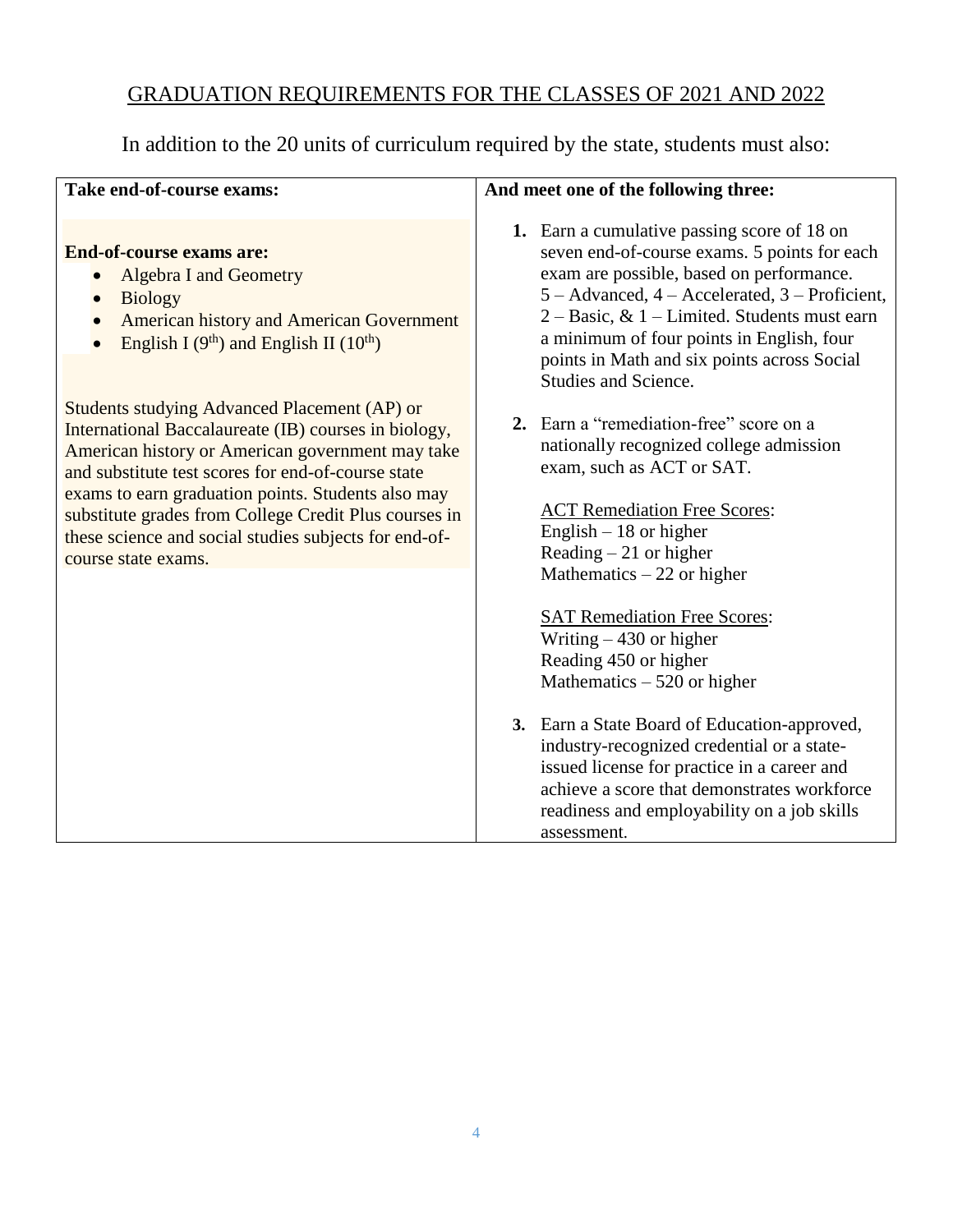## GRADUATION REQUIREMENTS FOR THE CLASSES OF 2021 AND 2022

In addition to the 20 units of curriculum required by the state, students must also:

| **Take end-of-course exams:** | **And meet one of the following three:** |
|---|---|
| **End-of-course exams are:**<br>• Algebra I and Geometry<br>• Biology<br>• American history and American Government<br>• English I (9th) and English II (10th)<br><br>Students studying Advanced Placement (AP) or International Baccalaureate (IB) courses in biology, American history or American government may take and substitute test scores for end-of-course state exams to earn graduation points. Students also may substitute grades from College Credit Plus courses in these science and social studies subjects for end-of-course state exams. | **1.** Earn a cumulative passing score of 18 on seven end-of-course exams. 5 points for each exam are possible, based on performance. 5 – Advanced, 4 – Accelerated, 3 – Proficient, 2 – Basic, & 1 – Limited. Students must earn a minimum of four points in English, four points in Math and six points across Social Studies and Science.<br><br>**2.** Earn a "remediation-free" score on a nationally recognized college admission exam, such as ACT or SAT.<br><br>ACT Remediation Free Scores:<br>English – 18 or higher<br>Reading – 21 or higher<br>Mathematics – 22 or higher<br><br>SAT Remediation Free Scores:<br>Writing – 430 or higher<br>Reading 450 or higher<br>Mathematics – 520 or higher<br><br>**3.** Earn a State Board of Education-approved, industry-recognized credential or a state-issued license for practice in a career and achieve a score that demonstrates workforce readiness and employability on a job skills assessment. |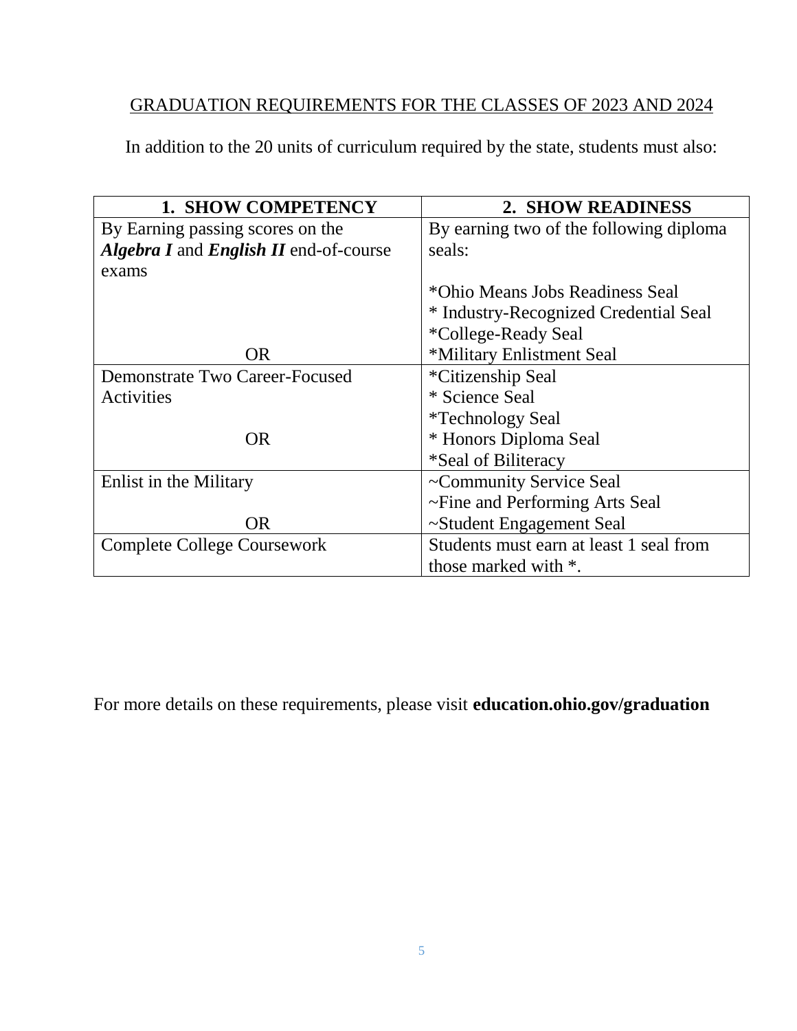GRADUATION REQUIREMENTS FOR THE CLASSES OF 2023 AND 2024

In addition to the 20 units of curriculum required by the state, students must also:

| 1. SHOW COMPETENCY | 2. SHOW READINESS |
|---|---|
| By Earning passing scores on the ***Algebra I*** and ***English II*** end-of-course exams<br><br>OR | By earning two of the following diploma seals:<br><br>*Ohio Means Jobs Readiness Seal<br>* Industry-Recognized Credential Seal<br>*College-Ready Seal<br>*Military Enlistment Seal |
| Demonstrate Two Career-Focused Activities<br><br>OR | *Citizenship Seal<br>* Science Seal<br>*Technology Seal<br>* Honors Diploma Seal<br>*Seal of Biliteracy |
| Enlist in the Military<br><br>OR | ~Community Service Seal<br>~Fine and Performing Arts Seal<br>~Student Engagement Seal |
| Complete College Coursework | Students must earn at least 1 seal from those marked with *. |

For more details on these requirements, please visit **education.ohio.gov/graduation**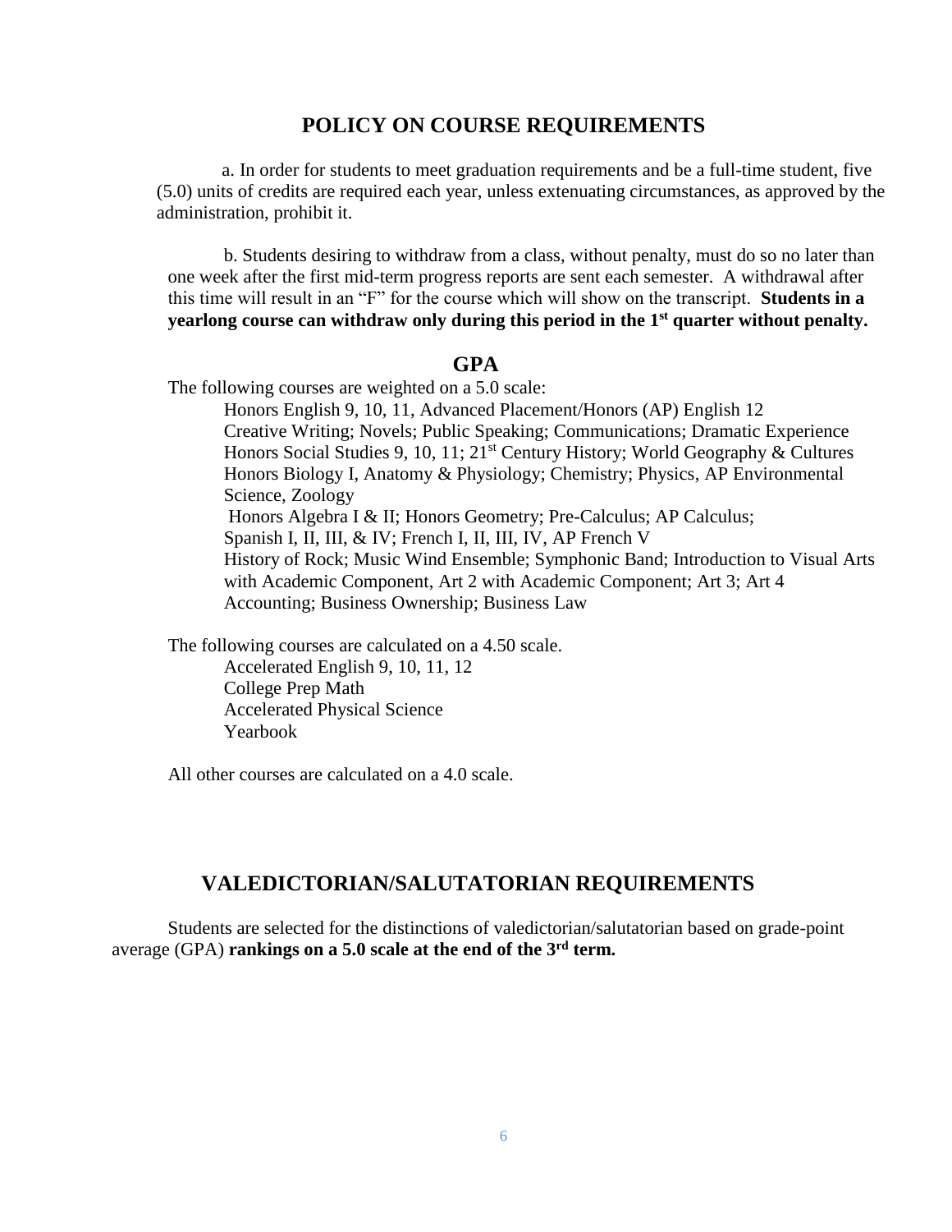## POLICY ON COURSE REQUIREMENTS

a. In order for students to meet graduation requirements and be a full-time student, five (5.0) units of credits are required each year, unless extenuating circumstances, as approved by the administration, prohibit it.

b. Students desiring to withdraw from a class, without penalty, must do so no later than one week after the first mid-term progress reports are sent each semester. A withdrawal after this time will result in an "F" for the course which will show on the transcript. **Students in a yearlong course can withdraw only during this period in the 1st quarter without penalty.**

## GPA

The following courses are weighted on a 5.0 scale:

Honors English 9, 10, 11, Advanced Placement/Honors (AP) English 12
Creative Writing; Novels; Public Speaking; Communications; Dramatic Experience
Honors Social Studies 9, 10, 11; 21st Century History; World Geography & Cultures
Honors Biology I, Anatomy & Physiology; Chemistry; Physics, AP Environmental Science, Zoology
Honors Algebra I & II; Honors Geometry; Pre-Calculus; AP Calculus;
Spanish I, II, III, & IV; French I, II, III, IV, AP French V
History of Rock; Music Wind Ensemble; Symphonic Band; Introduction to Visual Arts with Academic Component, Art 2 with Academic Component; Art 3; Art 4
Accounting; Business Ownership; Business Law

The following courses are calculated on a 4.50 scale.

Accelerated English 9, 10, 11, 12
College Prep Math
Accelerated Physical Science
Yearbook

All other courses are calculated on a 4.0 scale.

## VALEDICTORIAN/SALUTATORIAN REQUIREMENTS

Students are selected for the distinctions of valedictorian/salutatorian based on grade-point average (GPA) **rankings on a 5.0 scale at the end of the 3rd term.**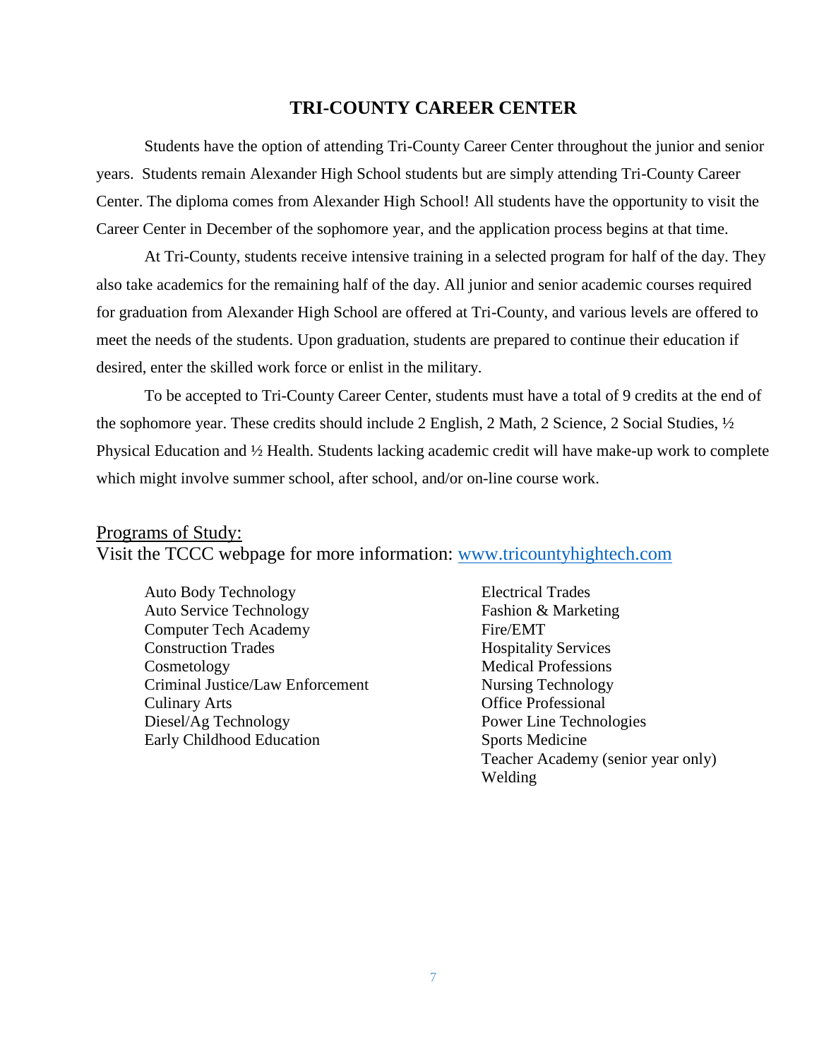# TRI-COUNTY CAREER CENTER

Students have the option of attending Tri-County Career Center throughout the junior and senior years. Students remain Alexander High School students but are simply attending Tri-County Career Center. The diploma comes from Alexander High School! All students have the opportunity to visit the Career Center in December of the sophomore year, and the application process begins at that time.

At Tri-County, students receive intensive training in a selected program for half of the day. They also take academics for the remaining half of the day. All junior and senior academic courses required for graduation from Alexander High School are offered at Tri-County, and various levels are offered to meet the needs of the students. Upon graduation, students are prepared to continue their education if desired, enter the skilled work force or enlist in the military.

To be accepted to Tri-County Career Center, students must have a total of 9 credits at the end of the sophomore year. These credits should include 2 English, 2 Math, 2 Science, 2 Social Studies, ½ Physical Education and ½ Health. Students lacking academic credit will have make-up work to complete which might involve summer school, after school, and/or on-line course work.

## Programs of Study:

Visit the TCCC webpage for more information: [www.tricountyhightech.com](http://www.tricountyhightech.com)

- Auto Body Technology
- Auto Service Technology
- Computer Tech Academy
- Construction Trades
- Cosmetology
- Criminal Justice/Law Enforcement
- Culinary Arts
- Diesel/Ag Technology
- Early Childhood Education
- Electrical Trades
- Fashion & Marketing
- Fire/EMT
- Hospitality Services
- Medical Professions
- Nursing Technology
- Office Professional
- Power Line Technologies
- Sports Medicine
- Teacher Academy (senior year only)
- Welding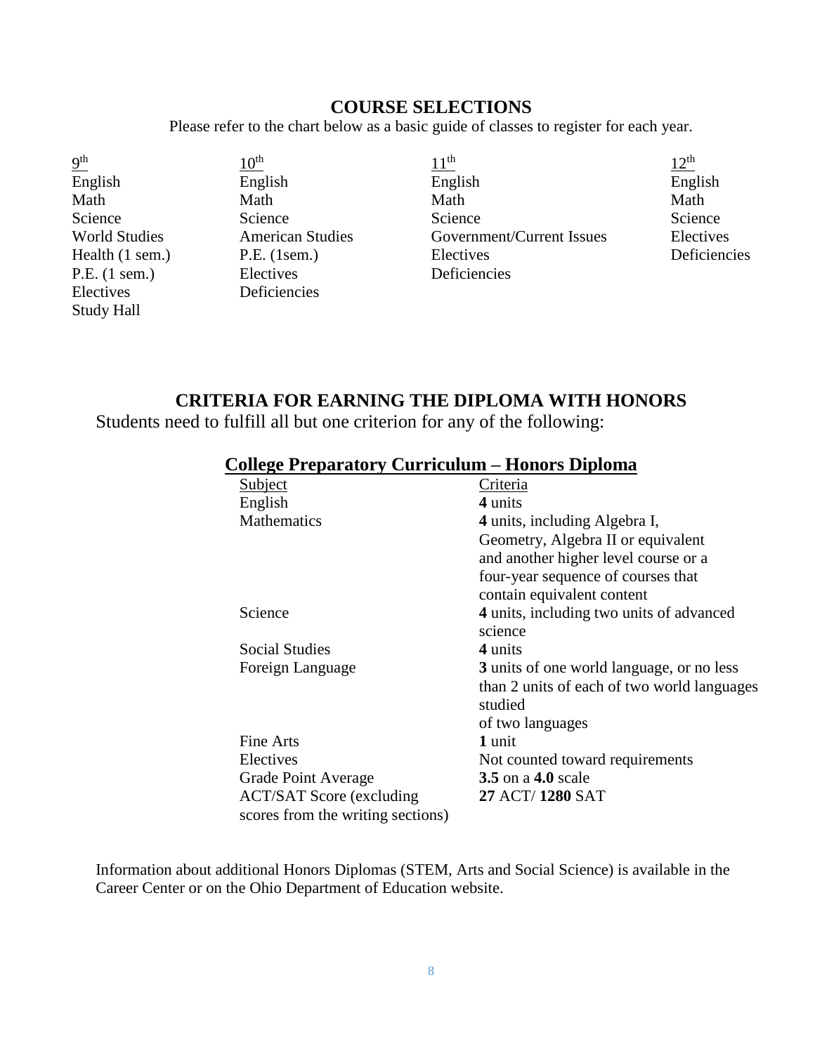## COURSE SELECTIONS

Please refer to the chart below as a basic guide of classes to register for each year.

| 9th | 10th | 11th | 12th |
|---|---|---|---|
| English | English | English | English |
| Math | Math | Math | Math |
| Science | Science | Science | Science |
| World Studies | American Studies | Government/Current Issues | Electives |
| Health (1 sem.) | P.E. (1sem.) | Electives | Deficiencies |
| P.E. (1 sem.) | Electives | Deficiencies | |
| Electives | Deficiencies | | |
| Study Hall | | | |

## CRITERIA FOR EARNING THE DIPLOMA WITH HONORS

Students need to fulfill all but one criterion for any of the following:

### College Preparatory Curriculum – Honors Diploma

| Subject | Criteria |
|---|---|
| English | **4** units |
| Mathematics | **4** units, including Algebra I, Geometry, Algebra II or equivalent and another higher level course or a four-year sequence of courses that contain equivalent content |
| Science | **4** units, including two units of advanced science |
| Social Studies | **4** units |
| Foreign Language | **3** units of one world language, or no less than 2 units of each of two world languages studied of two languages |
| Fine Arts | **1** unit |
| Electives | Not counted toward requirements |
| Grade Point Average | **3.5** on a **4.0** scale |
| ACT/SAT Score (excluding scores from the writing sections) | **27** ACT/ **1280** SAT |

Information about additional Honors Diplomas (STEM, Arts and Social Science) is available in the Career Center or on the Ohio Department of Education website.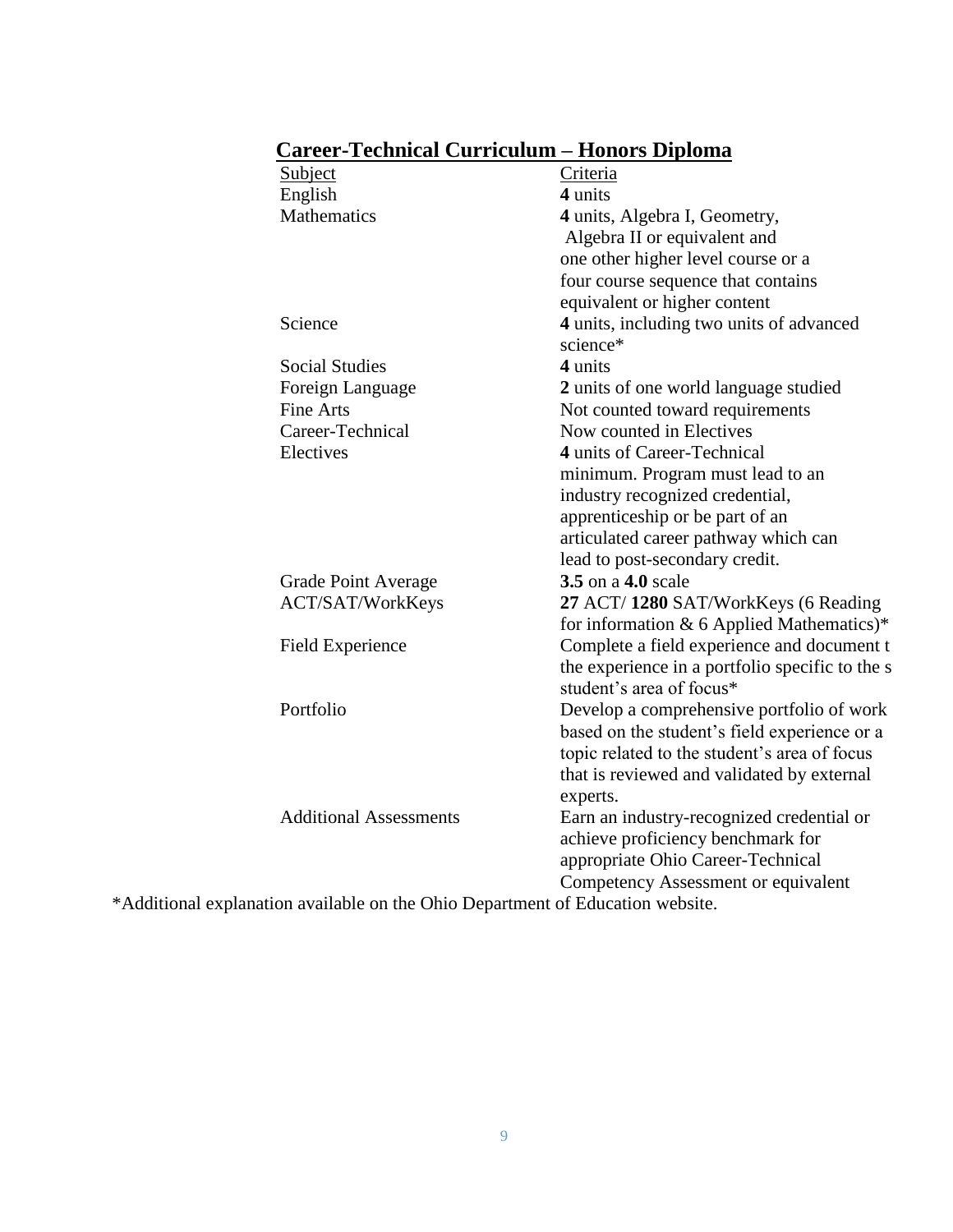## Career-Technical Curriculum – Honors Diploma

| Subject | Criteria |
|---|---|
| English | **4** units |
| Mathematics | **4** units, Algebra I, Geometry, Algebra II or equivalent and one other higher level course or a four course sequence that contains equivalent or higher content |
| Science | **4** units, including two units of advanced science* |
| Social Studies | **4** units |
| Foreign Language | **2** units of one world language studied |
| Fine Arts | Not counted toward requirements |
| Career-Technical | Now counted in Electives |
| Electives | **4** units of Career-Technical minimum. Program must lead to an industry recognized credential, apprenticeship or be part of an articulated career pathway which can lead to post-secondary credit. |
| Grade Point Average | **3.5** on a **4.0** scale |
| ACT/SAT/WorkKeys | **27** ACT/ **1280** SAT/WorkKeys (6 Reading for information & 6 Applied Mathematics)* |
| Field Experience | Complete a field experience and document t the experience in a portfolio specific to the s student's area of focus* |
| Portfolio | Develop a comprehensive portfolio of work based on the student's field experience or a topic related to the student's area of focus that is reviewed and validated by external experts. |
| Additional Assessments | Earn an industry-recognized credential or achieve proficiency benchmark for appropriate Ohio Career-Technical Competency Assessment or equivalent |

*Additional explanation available on the Ohio Department of Education website.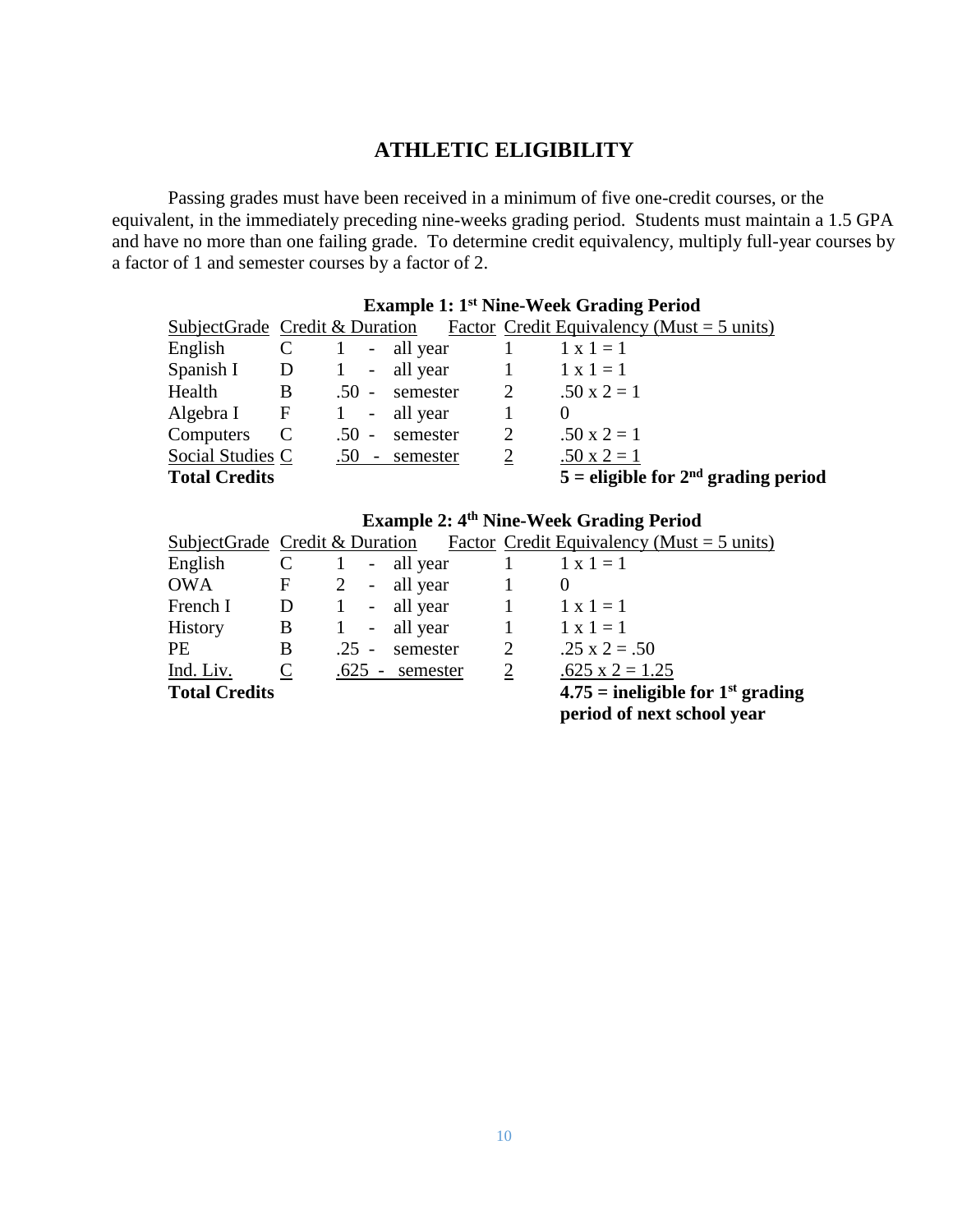# ATHLETIC ELIGIBILITY

Passing grades must have been received in a minimum of five one-credit courses, or the equivalent, in the immediately preceding nine-weeks grading period. Students must maintain a 1.5 GPA and have no more than one failing grade. To determine credit equivalency, multiply full-year courses by a factor of 1 and semester courses by a factor of 2.

**Example 1: 1st Nine-Week Grading Period**

| Subject | Grade | Credit & Duration | Factor | Credit Equivalency (Must = 5 units) |
|---|---|---|---|---|
| English | C | 1 - all year | 1 | 1 x 1 = 1 |
| Spanish I | D | 1 - all year | 1 | 1 x 1 = 1 |
| Health | B | .50 - semester | 2 | .50 x 2 = 1 |
| Algebra I | F | 1 - all year | 1 | 0 |
| Computers | C | .50 - semester | 2 | .50 x 2 = 1 |
| Social Studies | C | .50 - semester | 2 | .50 x 2 = 1 |
| **Total Credits** | | | | **5 = eligible for 2nd grading period** |

**Example 2: 4th Nine-Week Grading Period**

| Subject | Grade | Credit & Duration | Factor | Credit Equivalency (Must = 5 units) |
|---|---|---|---|---|
| English | C | 1 - all year | 1 | 1 x 1 = 1 |
| OWA | F | 2 - all year | 1 | 0 |
| French I | D | 1 - all year | 1 | 1 x 1 = 1 |
| History | B | 1 - all year | 1 | 1 x 1 = 1 |
| PE | B | .25 - semester | 2 | .25 x 2 = .50 |
| Ind. Liv. | C | .625 - semester | 2 | .625 x 2 = 1.25 |
| **Total Credits** | | | | **4.75 = ineligible for 1st grading period of next school year** |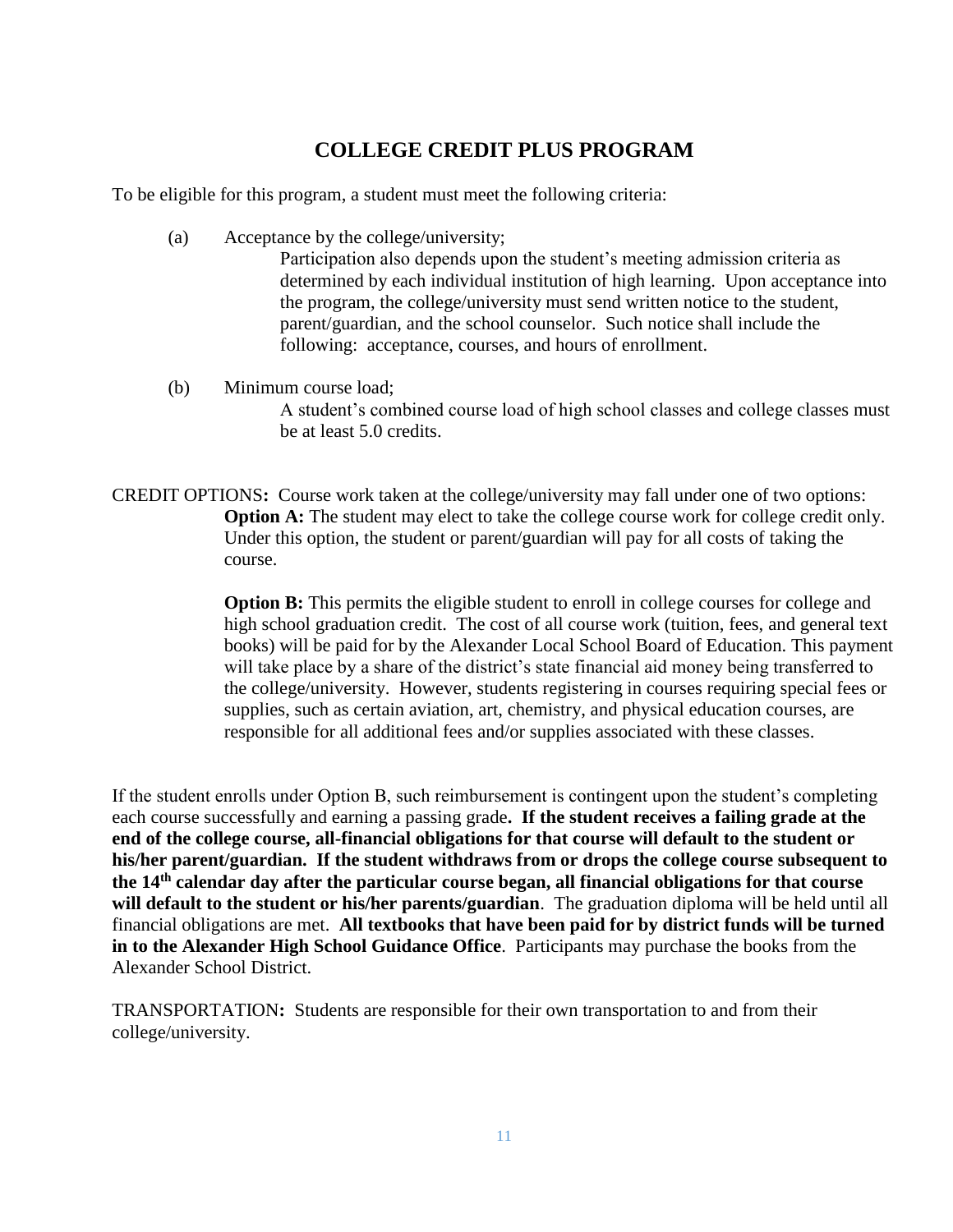## COLLEGE CREDIT PLUS PROGRAM

To be eligible for this program, a student must meet the following criteria:

(a) Acceptance by the college/university;

Participation also depends upon the student's meeting admission criteria as determined by each individual institution of high learning. Upon acceptance into the program, the college/university must send written notice to the student, parent/guardian, and the school counselor. Such notice shall include the following: acceptance, courses, and hours of enrollment.

(b) Minimum course load;

A student's combined course load of high school classes and college classes must be at least 5.0 credits.

CREDIT OPTIONS**:** Course work taken at the college/university may fall under one of two options:

**Option A:** The student may elect to take the college course work for college credit only. Under this option, the student or parent/guardian will pay for all costs of taking the course.

**Option B:** This permits the eligible student to enroll in college courses for college and high school graduation credit. The cost of all course work (tuition, fees, and general text books) will be paid for by the Alexander Local School Board of Education. This payment will take place by a share of the district's state financial aid money being transferred to the college/university. However, students registering in courses requiring special fees or supplies, such as certain aviation, art, chemistry, and physical education courses, are responsible for all additional fees and/or supplies associated with these classes.

If the student enrolls under Option B, such reimbursement is contingent upon the student's completing each course successfully and earning a passing grade**. If the student receives a failing grade at the end of the college course, all-financial obligations for that course will default to the student or his/her parent/guardian. If the student withdraws from or drops the college course subsequent to the 14th calendar day after the particular course began, all financial obligations for that course will default to the student or his/her parents/guardian**. The graduation diploma will be held until all financial obligations are met. **All textbooks that have been paid for by district funds will be turned in to the Alexander High School Guidance Office**. Participants may purchase the books from the Alexander School District.

TRANSPORTATION**:** Students are responsible for their own transportation to and from their college/university.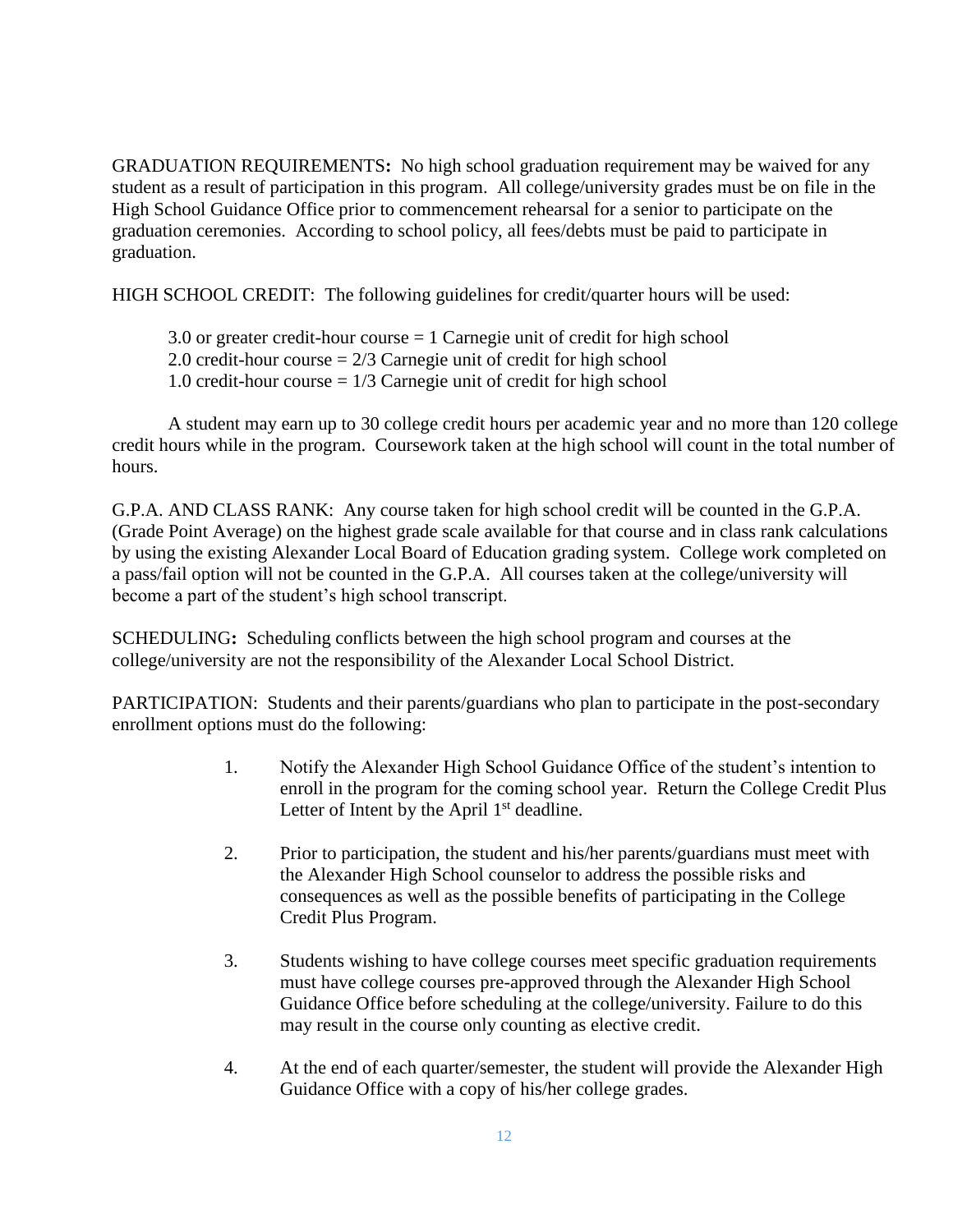GRADUATION REQUIREMENTS**:** No high school graduation requirement may be waived for any student as a result of participation in this program. All college/university grades must be on file in the High School Guidance Office prior to commencement rehearsal for a senior to participate on the graduation ceremonies. According to school policy, all fees/debts must be paid to participate in graduation.

HIGH SCHOOL CREDIT: The following guidelines for credit/quarter hours will be used:

3.0 or greater credit-hour course = 1 Carnegie unit of credit for high school
2.0 credit-hour course = 2/3 Carnegie unit of credit for high school
1.0 credit-hour course = 1/3 Carnegie unit of credit for high school

A student may earn up to 30 college credit hours per academic year and no more than 120 college credit hours while in the program. Coursework taken at the high school will count in the total number of hours.

G.P.A. AND CLASS RANK: Any course taken for high school credit will be counted in the G.P.A. (Grade Point Average) on the highest grade scale available for that course and in class rank calculations by using the existing Alexander Local Board of Education grading system. College work completed on a pass/fail option will not be counted in the G.P.A. All courses taken at the college/university will become a part of the student's high school transcript.

SCHEDULING**:** Scheduling conflicts between the high school program and courses at the college/university are not the responsibility of the Alexander Local School District.

PARTICIPATION: Students and their parents/guardians who plan to participate in the post-secondary enrollment options must do the following:

1. Notify the Alexander High School Guidance Office of the student's intention to enroll in the program for the coming school year. Return the College Credit Plus Letter of Intent by the April 1st deadline.

2. Prior to participation, the student and his/her parents/guardians must meet with the Alexander High School counselor to address the possible risks and consequences as well as the possible benefits of participating in the College Credit Plus Program.

3. Students wishing to have college courses meet specific graduation requirements must have college courses pre-approved through the Alexander High School Guidance Office before scheduling at the college/university. Failure to do this may result in the course only counting as elective credit.

4. At the end of each quarter/semester, the student will provide the Alexander High Guidance Office with a copy of his/her college grades.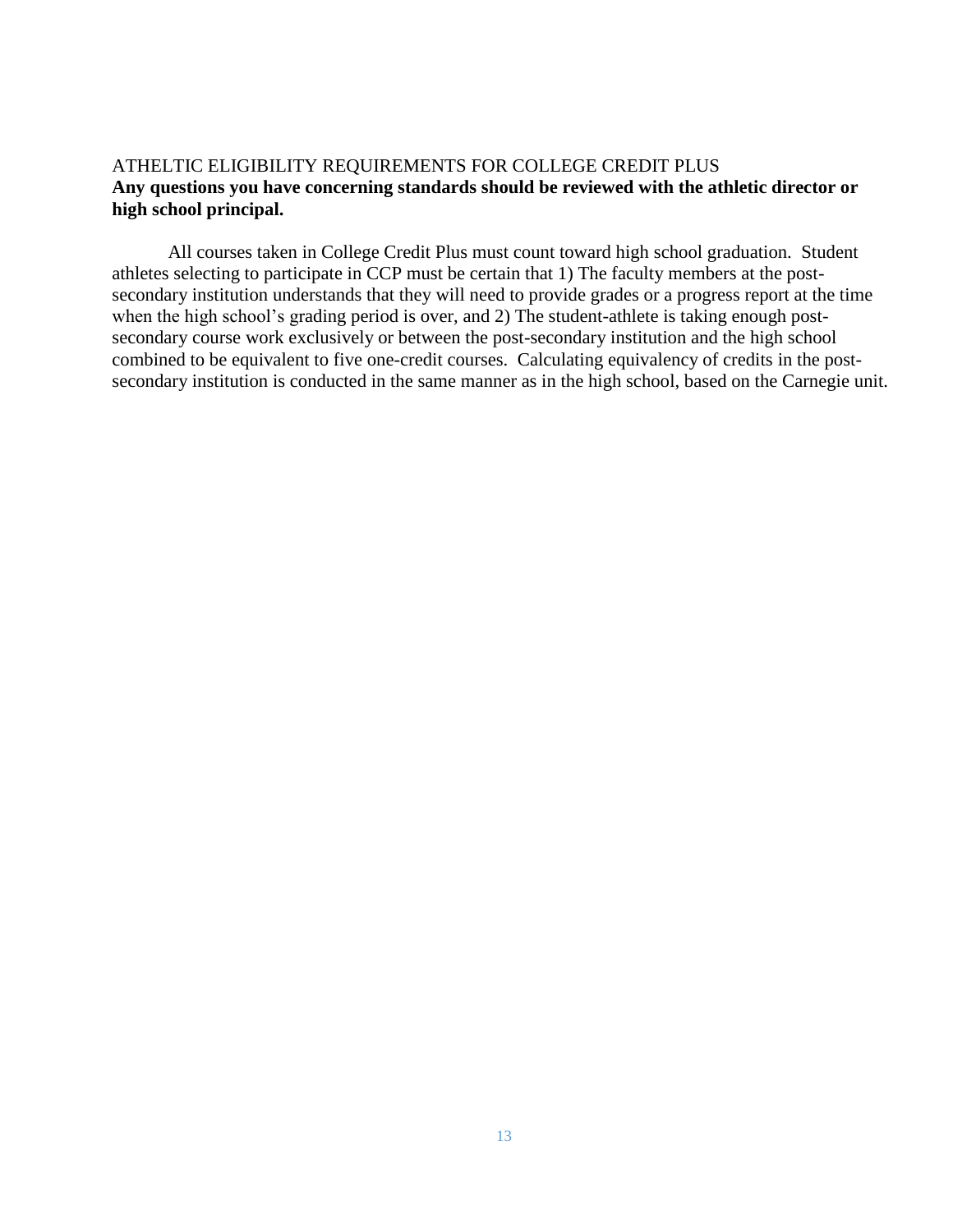## ATHELTIC ELIGIBILITY REQUIREMENTS FOR COLLEGE CREDIT PLUS

**Any questions you have concerning standards should be reviewed with the athletic director or high school principal.**

All courses taken in College Credit Plus must count toward high school graduation. Student athletes selecting to participate in CCP must be certain that 1) The faculty members at the post-secondary institution understands that they will need to provide grades or a progress report at the time when the high school's grading period is over, and 2) The student-athlete is taking enough post-secondary course work exclusively or between the post-secondary institution and the high school combined to be equivalent to five one-credit courses. Calculating equivalency of credits in the post-secondary institution is conducted in the same manner as in the high school, based on the Carnegie unit.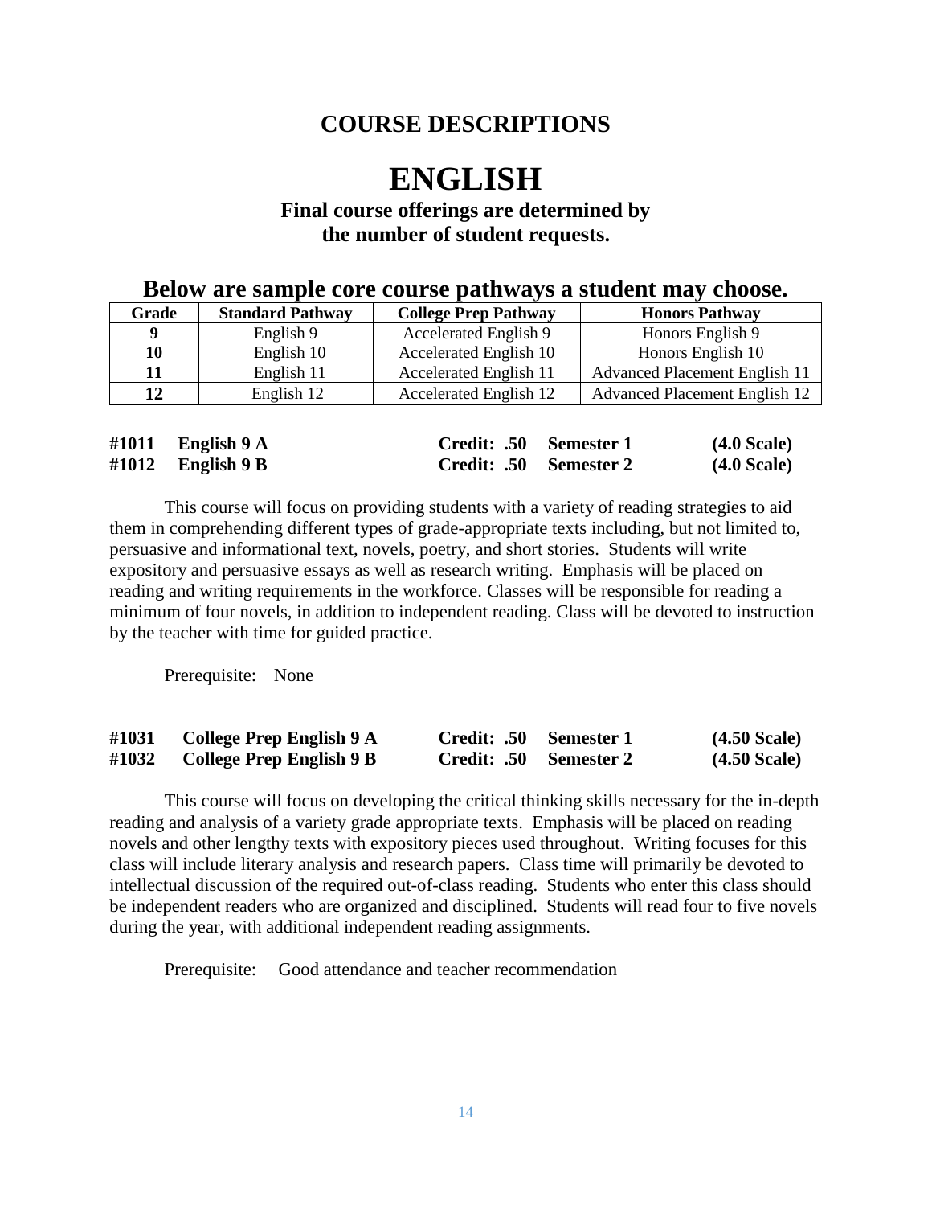## COURSE DESCRIPTIONS

# ENGLISH

### Final course offerings are determined by the number of student requests.

### Below are sample core course pathways a student may choose.

| Grade | Standard Pathway | College Prep Pathway | Honors Pathway |
|---|---|---|---|
| **9** | English 9 | Accelerated English 9 | Honors English 9 |
| **10** | English 10 | Accelerated English 10 | Honors English 10 |
| **11** | English 11 | Accelerated English 11 | Advanced Placement English 11 |
| **12** | English 12 | Accelerated English 12 | Advanced Placement English 12 |

**#1011 English 9 A Credit: .50 Semester 1 (4.0 Scale)**
**#1012 English 9 B Credit: .50 Semester 2 (4.0 Scale)**

This course will focus on providing students with a variety of reading strategies to aid them in comprehending different types of grade-appropriate texts including, but not limited to, persuasive and informational text, novels, poetry, and short stories. Students will write expository and persuasive essays as well as research writing. Emphasis will be placed on reading and writing requirements in the workforce. Classes will be responsible for reading a minimum of four novels, in addition to independent reading. Class will be devoted to instruction by the teacher with time for guided practice.

Prerequisite: None

**#1031 College Prep English 9 A Credit: .50 Semester 1 (4.50 Scale)**
**#1032 College Prep English 9 B Credit: .50 Semester 2 (4.50 Scale)**

This course will focus on developing the critical thinking skills necessary for the in-depth reading and analysis of a variety grade appropriate texts. Emphasis will be placed on reading novels and other lengthy texts with expository pieces used throughout. Writing focuses for this class will include literary analysis and research papers. Class time will primarily be devoted to intellectual discussion of the required out-of-class reading. Students who enter this class should be independent readers who are organized and disciplined. Students will read four to five novels during the year, with additional independent reading assignments.

Prerequisite: Good attendance and teacher recommendation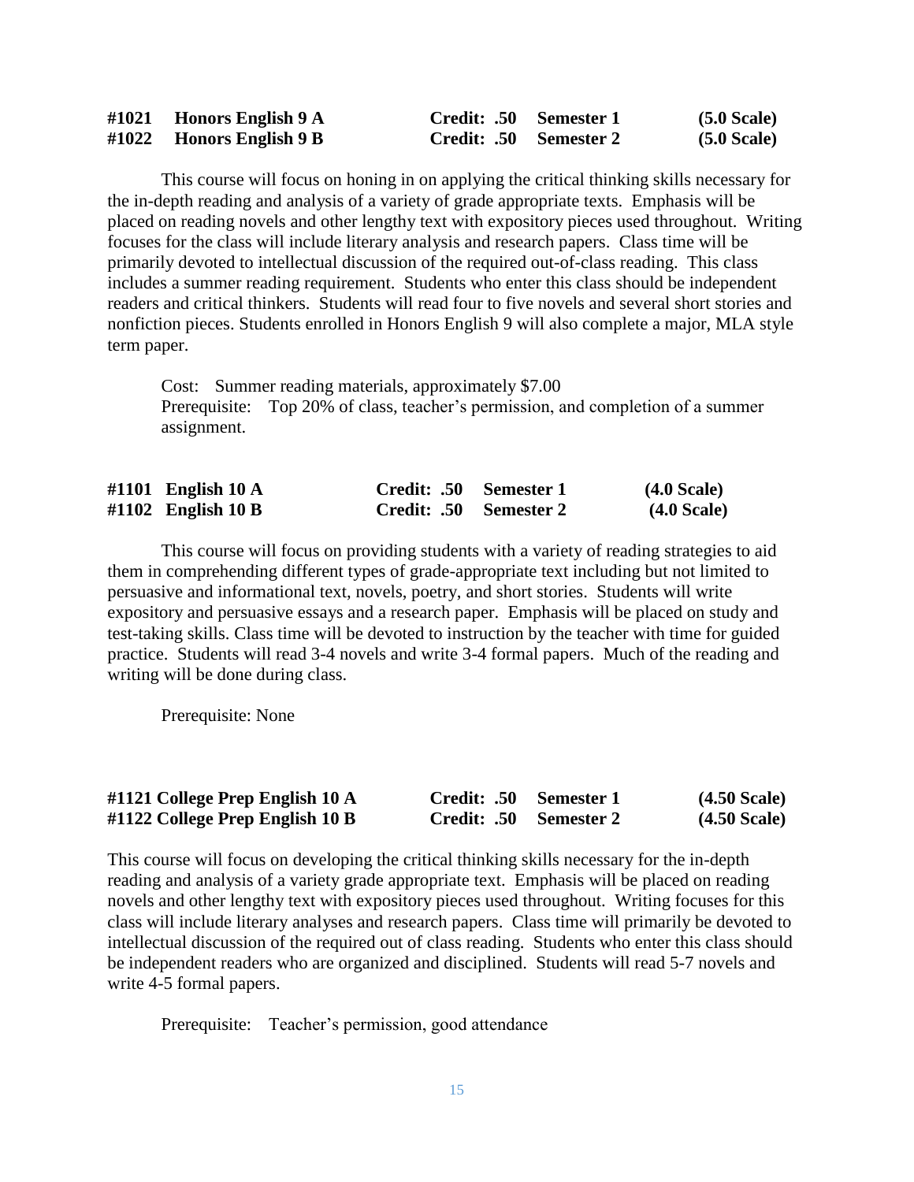**#1021 Honors English 9 A Credit: .50 Semester 1 (5.0 Scale)**
**#1022 Honors English 9 B Credit: .50 Semester 2 (5.0 Scale)**

This course will focus on honing in on applying the critical thinking skills necessary for the in-depth reading and analysis of a variety of grade appropriate texts. Emphasis will be placed on reading novels and other lengthy text with expository pieces used throughout. Writing focuses for the class will include literary analysis and research papers. Class time will be primarily devoted to intellectual discussion of the required out-of-class reading. This class includes a summer reading requirement. Students who enter this class should be independent readers and critical thinkers. Students will read four to five novels and several short stories and nonfiction pieces. Students enrolled in Honors English 9 will also complete a major, MLA style term paper.

Cost: Summer reading materials, approximately $7.00
Prerequisite: Top 20% of class, teacher's permission, and completion of a summer assignment.

**#1101 English 10 A Credit: .50 Semester 1 (4.0 Scale)**
**#1102 English 10 B Credit: .50 Semester 2 (4.0 Scale)**

This course will focus on providing students with a variety of reading strategies to aid them in comprehending different types of grade-appropriate text including but not limited to persuasive and informational text, novels, poetry, and short stories. Students will write expository and persuasive essays and a research paper. Emphasis will be placed on study and test-taking skills. Class time will be devoted to instruction by the teacher with time for guided practice. Students will read 3-4 novels and write 3-4 formal papers. Much of the reading and writing will be done during class.

Prerequisite: None

**#1121 College Prep English 10 A Credit: .50 Semester 1 (4.50 Scale)**
**#1122 College Prep English 10 B Credit: .50 Semester 2 (4.50 Scale)**

This course will focus on developing the critical thinking skills necessary for the in-depth reading and analysis of a variety grade appropriate text. Emphasis will be placed on reading novels and other lengthy text with expository pieces used throughout. Writing focuses for this class will include literary analyses and research papers. Class time will primarily be devoted to intellectual discussion of the required out of class reading. Students who enter this class should be independent readers who are organized and disciplined. Students will read 5-7 novels and write 4-5 formal papers.

Prerequisite: Teacher's permission, good attendance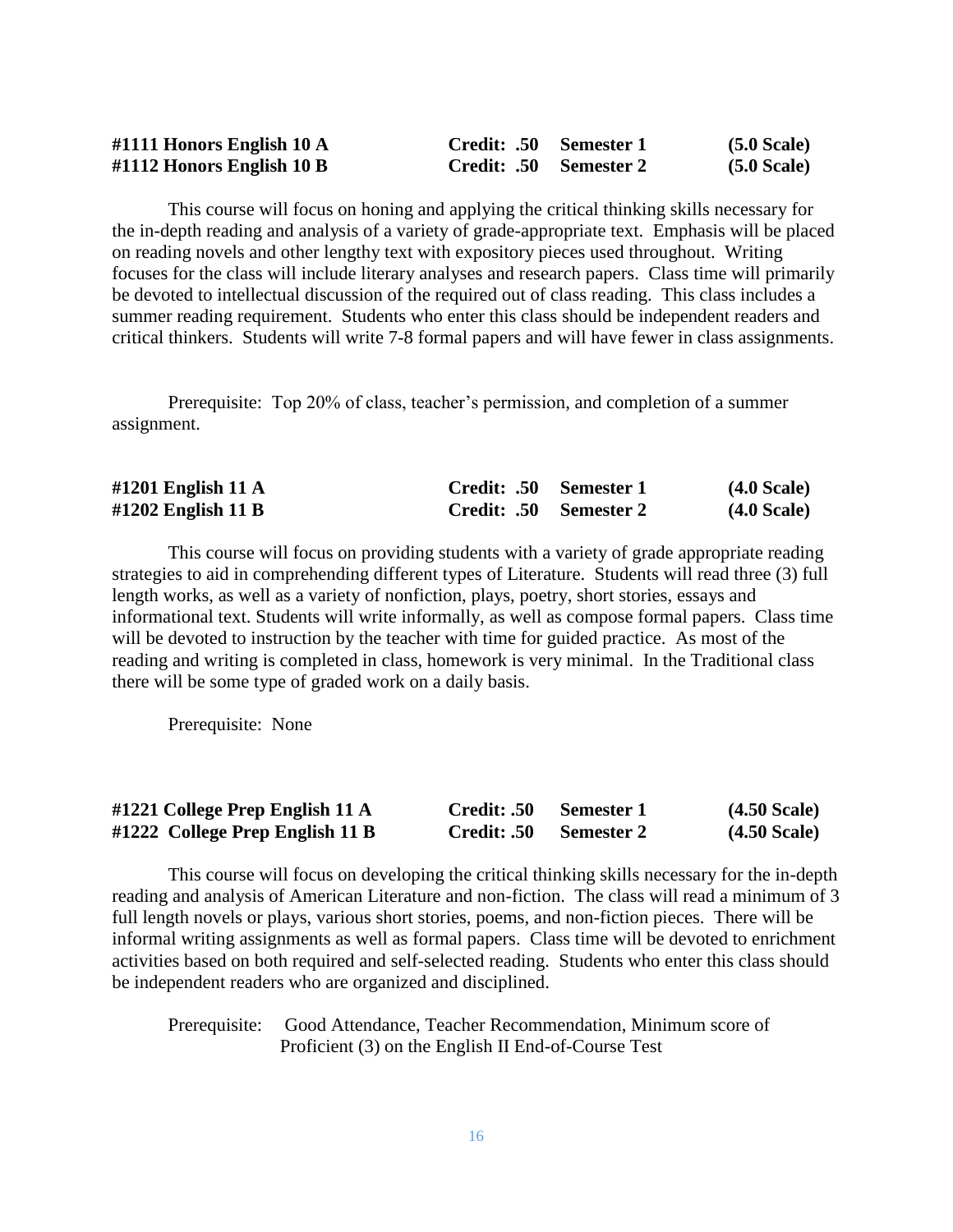**#1111 Honors English 10 A** **Credit: .50** **Semester 1** **(5.0 Scale)**
**#1112 Honors English 10 B** **Credit: .50** **Semester 2** **(5.0 Scale)**

This course will focus on honing and applying the critical thinking skills necessary for the in-depth reading and analysis of a variety of grade-appropriate text. Emphasis will be placed on reading novels and other lengthy text with expository pieces used throughout. Writing focuses for the class will include literary analyses and research papers. Class time will primarily be devoted to intellectual discussion of the required out of class reading. This class includes a summer reading requirement. Students who enter this class should be independent readers and critical thinkers. Students will write 7-8 formal papers and will have fewer in class assignments.

Prerequisite: Top 20% of class, teacher's permission, and completion of a summer assignment.

**#1201 English 11 A** **Credit: .50** **Semester 1** **(4.0 Scale)**
**#1202 English 11 B** **Credit: .50** **Semester 2** **(4.0 Scale)**

This course will focus on providing students with a variety of grade appropriate reading strategies to aid in comprehending different types of Literature. Students will read three (3) full length works, as well as a variety of nonfiction, plays, poetry, short stories, essays and informational text. Students will write informally, as well as compose formal papers. Class time will be devoted to instruction by the teacher with time for guided practice. As most of the reading and writing is completed in class, homework is very minimal. In the Traditional class there will be some type of graded work on a daily basis.

Prerequisite: None

**#1221 College Prep English 11 A** **Credit: .50** **Semester 1** **(4.50 Scale)**
**#1222 College Prep English 11 B** **Credit: .50** **Semester 2** **(4.50 Scale)**

This course will focus on developing the critical thinking skills necessary for the in-depth reading and analysis of American Literature and non-fiction. The class will read a minimum of 3 full length novels or plays, various short stories, poems, and non-fiction pieces. There will be informal writing assignments as well as formal papers. Class time will be devoted to enrichment activities based on both required and self-selected reading. Students who enter this class should be independent readers who are organized and disciplined.

Prerequisite: Good Attendance, Teacher Recommendation, Minimum score of Proficient (3) on the English II End-of-Course Test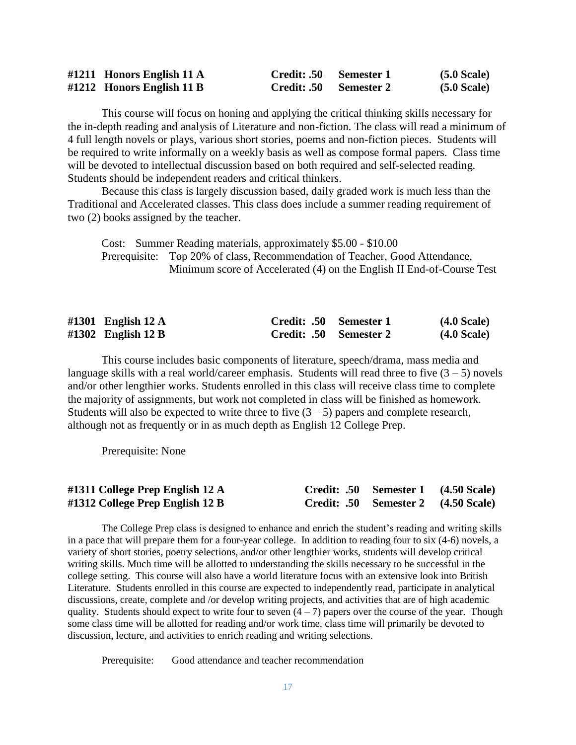**#1211 Honors English 11 A Credit: .50 Semester 1 (5.0 Scale)**
**#1212 Honors English 11 B Credit: .50 Semester 2 (5.0 Scale)**

This course will focus on honing and applying the critical thinking skills necessary for the in-depth reading and analysis of Literature and non-fiction. The class will read a minimum of 4 full length novels or plays, various short stories, poems and non-fiction pieces. Students will be required to write informally on a weekly basis as well as compose formal papers. Class time will be devoted to intellectual discussion based on both required and self-selected reading. Students should be independent readers and critical thinkers.

Because this class is largely discussion based, daily graded work is much less than the Traditional and Accelerated classes. This class does include a summer reading requirement of two (2) books assigned by the teacher.

Cost: Summer Reading materials, approximately $5.00 - $10.00
Prerequisite: Top 20% of class, Recommendation of Teacher, Good Attendance, Minimum score of Accelerated (4) on the English II End-of-Course Test

**#1301 English 12 A Credit: .50 Semester 1 (4.0 Scale)**
**#1302 English 12 B Credit: .50 Semester 2 (4.0 Scale)**

This course includes basic components of literature, speech/drama, mass media and language skills with a real world/career emphasis. Students will read three to five (3 – 5) novels and/or other lengthier works. Students enrolled in this class will receive class time to complete the majority of assignments, but work not completed in class will be finished as homework. Students will also be expected to write three to five (3 – 5) papers and complete research, although not as frequently or in as much depth as English 12 College Prep.

Prerequisite: None

**#1311 College Prep English 12 A Credit: .50 Semester 1 (4.50 Scale)**
**#1312 College Prep English 12 B Credit: .50 Semester 2 (4.50 Scale)**

The College Prep class is designed to enhance and enrich the student's reading and writing skills in a pace that will prepare them for a four-year college. In addition to reading four to six (4-6) novels, a variety of short stories, poetry selections, and/or other lengthier works, students will develop critical writing skills. Much time will be allotted to understanding the skills necessary to be successful in the college setting. This course will also have a world literature focus with an extensive look into British Literature. Students enrolled in this course are expected to independently read, participate in analytical discussions, create, complete and /or develop writing projects, and activities that are of high academic quality. Students should expect to write four to seven (4 – 7) papers over the course of the year. Though some class time will be allotted for reading and/or work time, class time will primarily be devoted to discussion, lecture, and activities to enrich reading and writing selections.

Prerequisite: Good attendance and teacher recommendation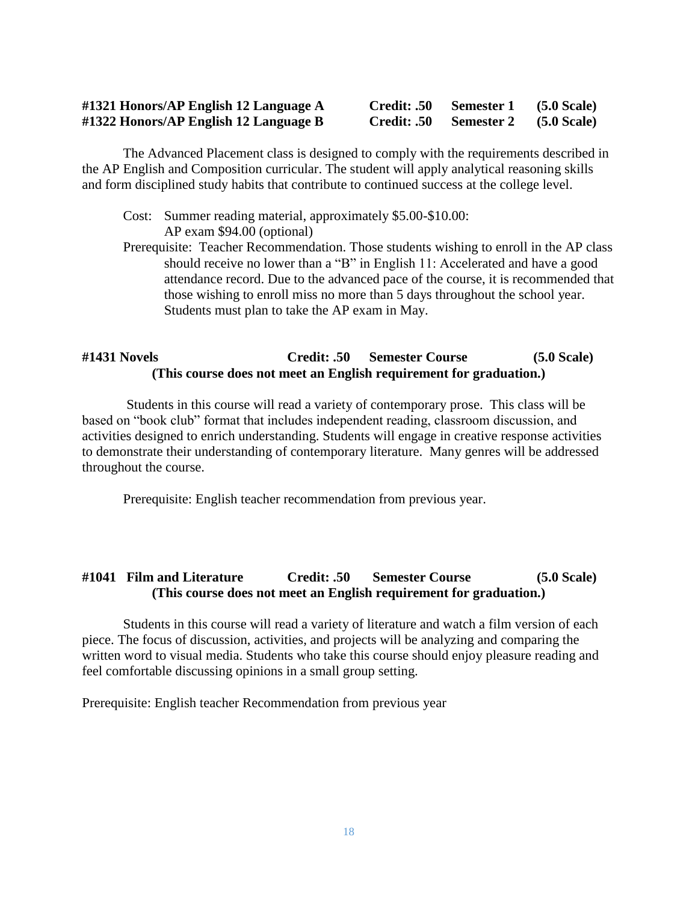**#1321 Honors/AP English 12 Language A Credit: .50 Semester 1 (5.0 Scale)**
**#1322 Honors/AP English 12 Language B Credit: .50 Semester 2 (5.0 Scale)**

The Advanced Placement class is designed to comply with the requirements described in the AP English and Composition curricular. The student will apply analytical reasoning skills and form disciplined study habits that contribute to continued success at the college level.

Cost: Summer reading material, approximately $5.00-$10.00:
AP exam $94.00 (optional)

Prerequisite: Teacher Recommendation. Those students wishing to enroll in the AP class should receive no lower than a "B" in English 11: Accelerated and have a good attendance record. Due to the advanced pace of the course, it is recommended that those wishing to enroll miss no more than 5 days throughout the school year. Students must plan to take the AP exam in May.

**#1431 Novels Credit: .50 Semester Course (5.0 Scale)**
**(This course does not meet an English requirement for graduation.)**

Students in this course will read a variety of contemporary prose. This class will be based on "book club" format that includes independent reading, classroom discussion, and activities designed to enrich understanding. Students will engage in creative response activities to demonstrate their understanding of contemporary literature. Many genres will be addressed throughout the course.

Prerequisite: English teacher recommendation from previous year.

**#1041 Film and Literature Credit: .50 Semester Course (5.0 Scale)**
**(This course does not meet an English requirement for graduation.)**

Students in this course will read a variety of literature and watch a film version of each piece. The focus of discussion, activities, and projects will be analyzing and comparing the written word to visual media. Students who take this course should enjoy pleasure reading and feel comfortable discussing opinions in a small group setting.

Prerequisite: English teacher Recommendation from previous year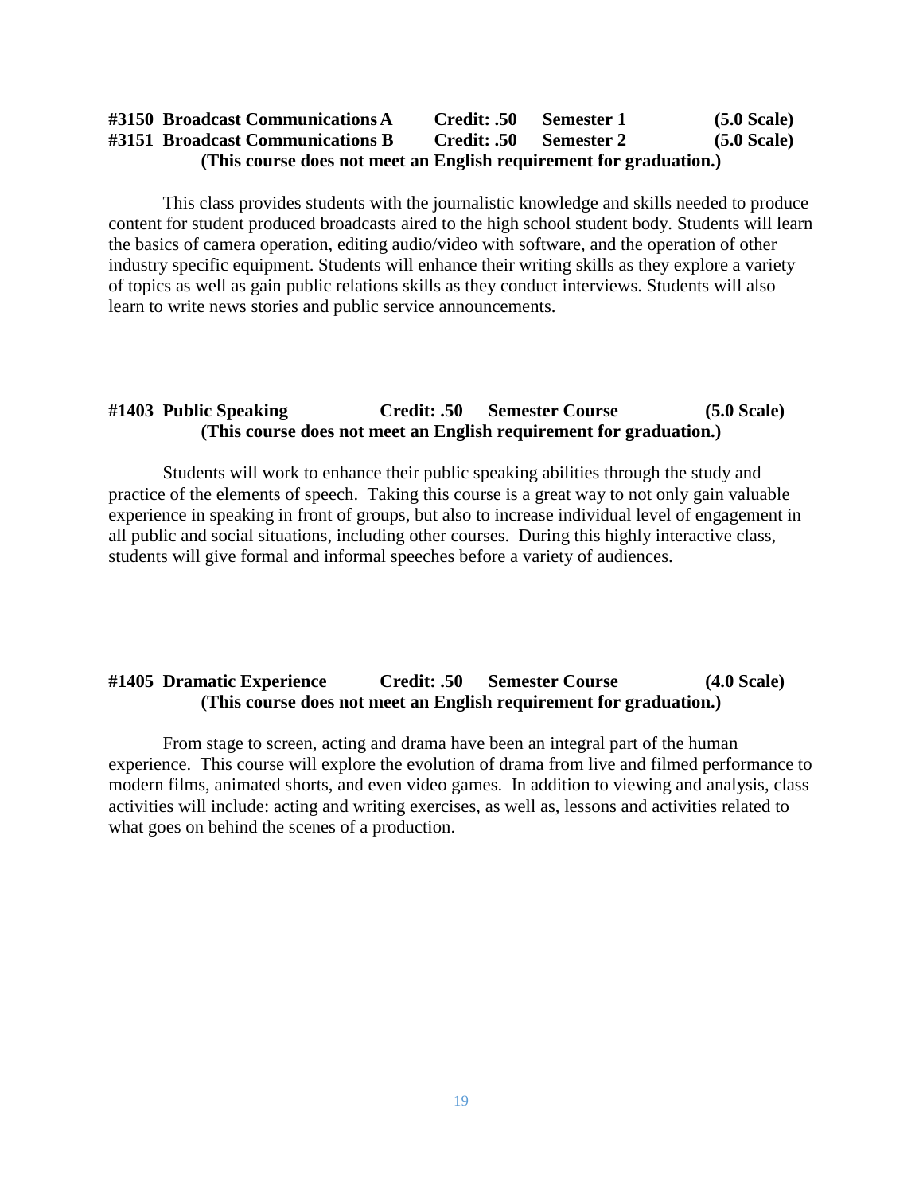**#3150 Broadcast Communications A  Credit: .50  Semester 1  (5.0 Scale)**
**#3151 Broadcast Communications B  Credit: .50  Semester 2  (5.0 Scale)**
**(This course does not meet an English requirement for graduation.)**

This class provides students with the journalistic knowledge and skills needed to produce content for student produced broadcasts aired to the high school student body. Students will learn the basics of camera operation, editing audio/video with software, and the operation of other industry specific equipment. Students will enhance their writing skills as they explore a variety of topics as well as gain public relations skills as they conduct interviews. Students will also learn to write news stories and public service announcements.

**#1403 Public Speaking  Credit: .50  Semester Course  (5.0 Scale)**
**(This course does not meet an English requirement for graduation.)**

Students will work to enhance their public speaking abilities through the study and practice of the elements of speech. Taking this course is a great way to not only gain valuable experience in speaking in front of groups, but also to increase individual level of engagement in all public and social situations, including other courses. During this highly interactive class, students will give formal and informal speeches before a variety of audiences.

**#1405 Dramatic Experience  Credit: .50  Semester Course  (4.0 Scale)**
**(This course does not meet an English requirement for graduation.)**

From stage to screen, acting and drama have been an integral part of the human experience. This course will explore the evolution of drama from live and filmed performance to modern films, animated shorts, and even video games. In addition to viewing and analysis, class activities will include: acting and writing exercises, as well as, lessons and activities related to what goes on behind the scenes of a production.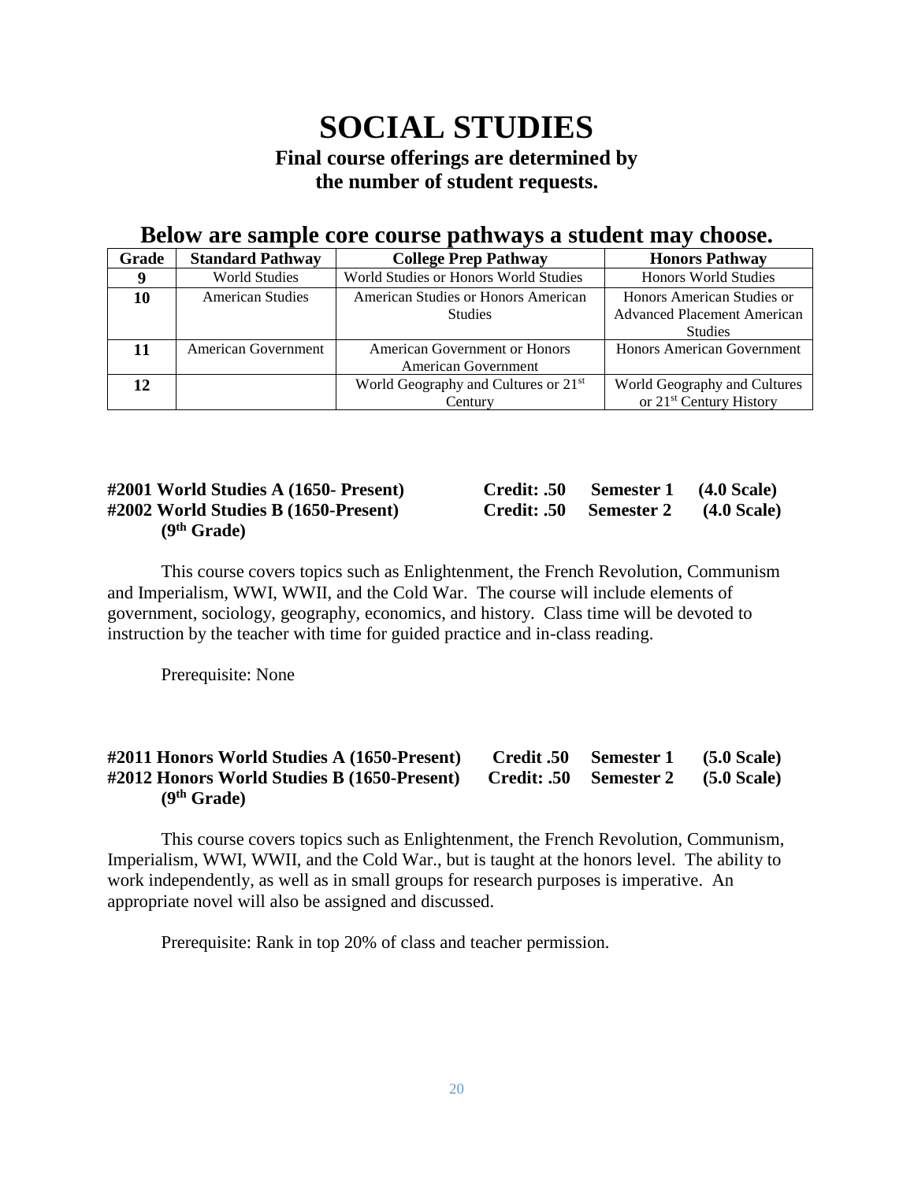# SOCIAL STUDIES

**Final course offerings are determined by the number of student requests.**

## Below are sample core course pathways a student may choose.

| Grade | Standard Pathway | College Prep Pathway | Honors Pathway |
|---|---|---|---|
| **9** | World Studies | World Studies or Honors World Studies | Honors World Studies |
| **10** | American Studies | American Studies or Honors American Studies | Honors American Studies or Advanced Placement American Studies |
| **11** | American Government | American Government or Honors American Government | Honors American Government |
| **12** | | World Geography and Cultures or 21st Century | World Geography and Cultures or 21st Century History |

**#2001 World Studies A (1650- Present) Credit: .50 Semester 1 (4.0 Scale)**
**#2002 World Studies B (1650-Present) Credit: .50 Semester 2 (4.0 Scale)**
**(9th Grade)**

This course covers topics such as Enlightenment, the French Revolution, Communism and Imperialism, WWI, WWII, and the Cold War. The course will include elements of government, sociology, geography, economics, and history. Class time will be devoted to instruction by the teacher with time for guided practice and in-class reading.

Prerequisite: None

**#2011 Honors World Studies A (1650-Present) Credit .50 Semester 1 (5.0 Scale)**
**#2012 Honors World Studies B (1650-Present) Credit: .50 Semester 2 (5.0 Scale)**
**(9th Grade)**

This course covers topics such as Enlightenment, the French Revolution, Communism, Imperialism, WWI, WWII, and the Cold War., but is taught at the honors level. The ability to work independently, as well as in small groups for research purposes is imperative. An appropriate novel will also be assigned and discussed.

Prerequisite: Rank in top 20% of class and teacher permission.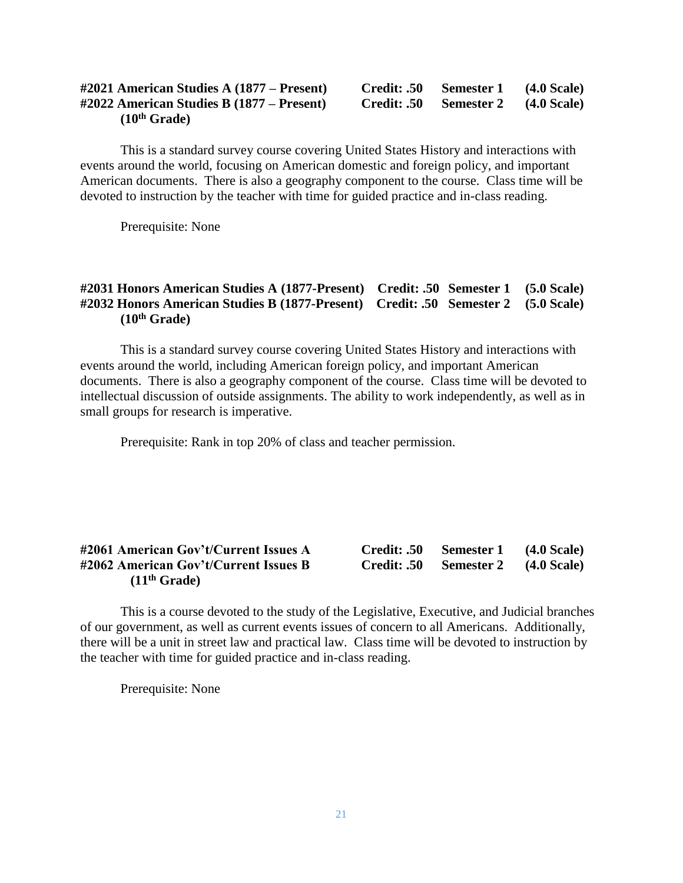**#2021 American Studies A (1877 – Present) Credit: .50 Semester 1 (4.0 Scale)**
**#2022 American Studies B (1877 – Present) Credit: .50 Semester 2 (4.0 Scale)**
**(10th Grade)**

This is a standard survey course covering United States History and interactions with events around the world, focusing on American domestic and foreign policy, and important American documents. There is also a geography component to the course. Class time will be devoted to instruction by the teacher with time for guided practice and in-class reading.

Prerequisite: None

**#2031 Honors American Studies A (1877-Present) Credit: .50 Semester 1 (5.0 Scale)**
**#2032 Honors American Studies B (1877-Present) Credit: .50 Semester 2 (5.0 Scale)**
**(10th Grade)**

This is a standard survey course covering United States History and interactions with events around the world, including American foreign policy, and important American documents. There is also a geography component of the course. Class time will be devoted to intellectual discussion of outside assignments. The ability to work independently, as well as in small groups for research is imperative.

Prerequisite: Rank in top 20% of class and teacher permission.

**#2061 American Gov't/Current Issues A Credit: .50 Semester 1 (4.0 Scale)**
**#2062 American Gov't/Current Issues B Credit: .50 Semester 2 (4.0 Scale)**
**(11th Grade)**

This is a course devoted to the study of the Legislative, Executive, and Judicial branches of our government, as well as current events issues of concern to all Americans. Additionally, there will be a unit in street law and practical law. Class time will be devoted to instruction by the teacher with time for guided practice and in-class reading.

Prerequisite: None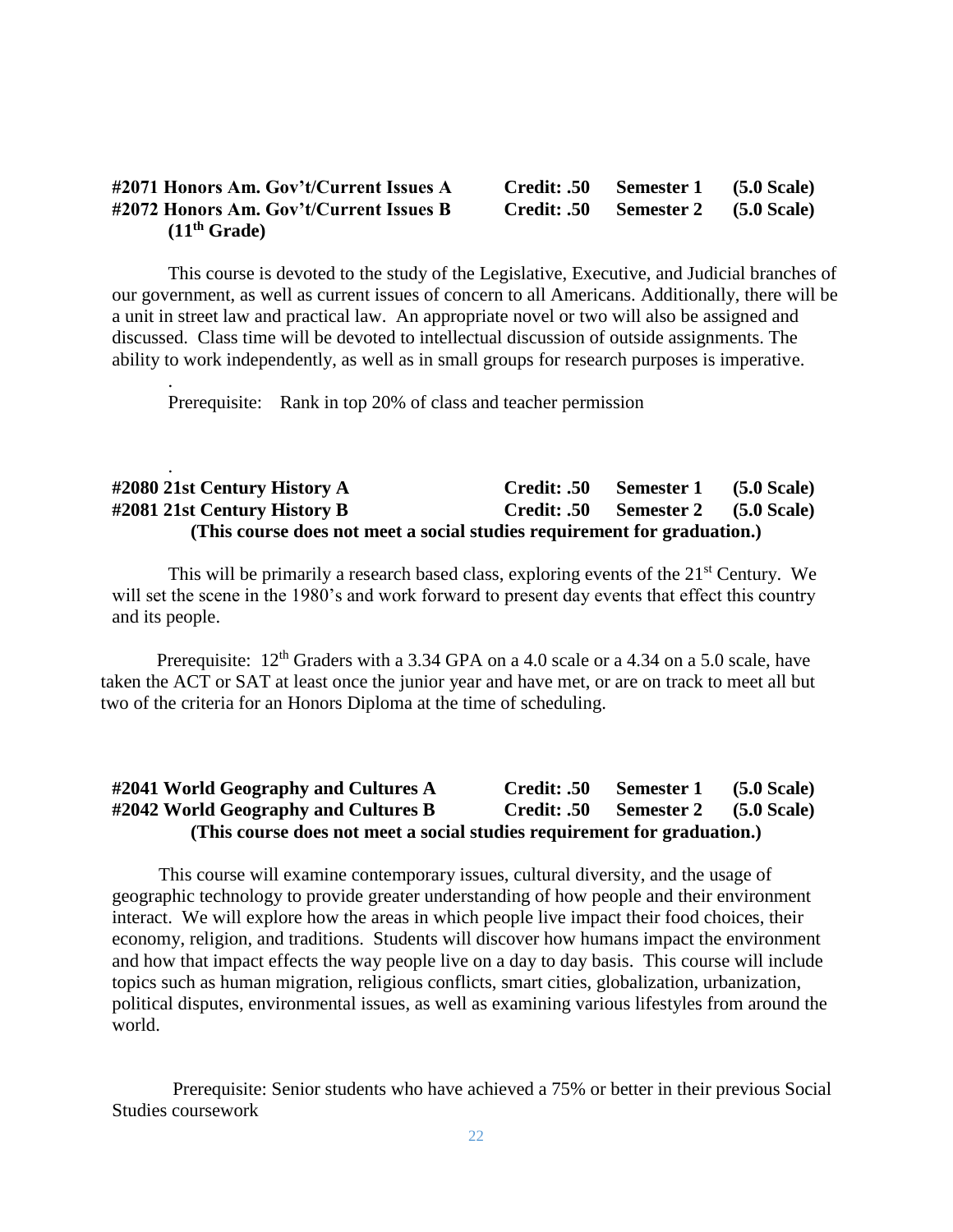**#2071 Honors Am. Gov't/Current Issues A** **Credit: .50** **Semester 1** **(5.0 Scale)**
**#2072 Honors Am. Gov't/Current Issues B** **Credit: .50** **Semester 2** **(5.0 Scale)**
**(11th Grade)**

This course is devoted to the study of the Legislative, Executive, and Judicial branches of our government, as well as current issues of concern to all Americans. Additionally, there will be a unit in street law and practical law. An appropriate novel or two will also be assigned and discussed. Class time will be devoted to intellectual discussion of outside assignments. The ability to work independently, as well as in small groups for research purposes is imperative.

.

Prerequisite: Rank in top 20% of class and teacher permission

.

**#2080 21st Century History A** **Credit: .50** **Semester 1** **(5.0 Scale)**
**#2081 21st Century History B** **Credit: .50** **Semester 2** **(5.0 Scale)**
**(This course does not meet a social studies requirement for graduation.)**

This will be primarily a research based class, exploring events of the 21st Century. We will set the scene in the 1980's and work forward to present day events that effect this country and its people.

Prerequisite: 12th Graders with a 3.34 GPA on a 4.0 scale or a 4.34 on a 5.0 scale, have taken the ACT or SAT at least once the junior year and have met, or are on track to meet all but two of the criteria for an Honors Diploma at the time of scheduling.

**#2041 World Geography and Cultures A** **Credit: .50** **Semester 1** **(5.0 Scale)**
**#2042 World Geography and Cultures B** **Credit: .50** **Semester 2** **(5.0 Scale)**
**(This course does not meet a social studies requirement for graduation.)**

This course will examine contemporary issues, cultural diversity, and the usage of geographic technology to provide greater understanding of how people and their environment interact. We will explore how the areas in which people live impact their food choices, their economy, religion, and traditions. Students will discover how humans impact the environment and how that impact effects the way people live on a day to day basis. This course will include topics such as human migration, religious conflicts, smart cities, globalization, urbanization, political disputes, environmental issues, as well as examining various lifestyles from around the world.

Prerequisite: Senior students who have achieved a 75% or better in their previous Social Studies coursework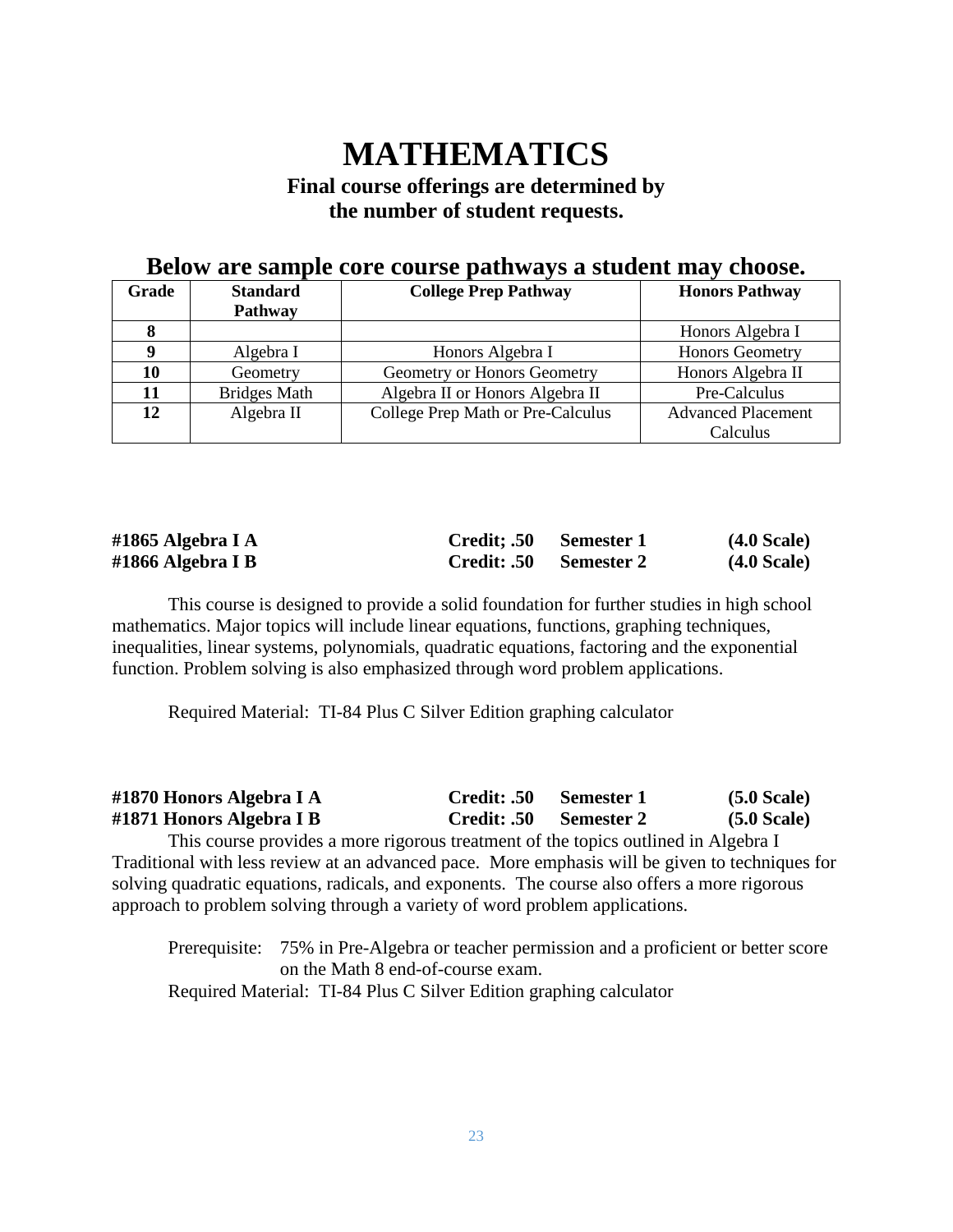# MATHEMATICS

**Final course offerings are determined by the number of student requests.**

## Below are sample core course pathways a student may choose.

| Grade | Standard Pathway | College Prep Pathway | Honors Pathway |
|---|---|---|---|
| **8** | | | Honors Algebra I |
| **9** | Algebra I | Honors Algebra I | Honors Geometry |
| **10** | Geometry | Geometry or Honors Geometry | Honors Algebra II |
| **11** | Bridges Math | Algebra II or Honors Algebra II | Pre-Calculus |
| **12** | Algebra II | College Prep Math or Pre-Calculus | Advanced Placement Calculus |

**#1865 Algebra I A** **Credit; .50** **Semester 1** **(4.0 Scale)**
**#1866 Algebra I B** **Credit: .50** **Semester 2** **(4.0 Scale)**

This course is designed to provide a solid foundation for further studies in high school mathematics. Major topics will include linear equations, functions, graphing techniques, inequalities, linear systems, polynomials, quadratic equations, factoring and the exponential function. Problem solving is also emphasized through word problem applications.

Required Material: TI-84 Plus C Silver Edition graphing calculator

**#1870 Honors Algebra I A** **Credit: .50** **Semester 1** **(5.0 Scale)**
**#1871 Honors Algebra I B** **Credit: .50** **Semester 2** **(5.0 Scale)**

This course provides a more rigorous treatment of the topics outlined in Algebra I Traditional with less review at an advanced pace. More emphasis will be given to techniques for solving quadratic equations, radicals, and exponents. The course also offers a more rigorous approach to problem solving through a variety of word problem applications.

Prerequisite: 75% in Pre-Algebra or teacher permission and a proficient or better score on the Math 8 end-of-course exam.

Required Material: TI-84 Plus C Silver Edition graphing calculator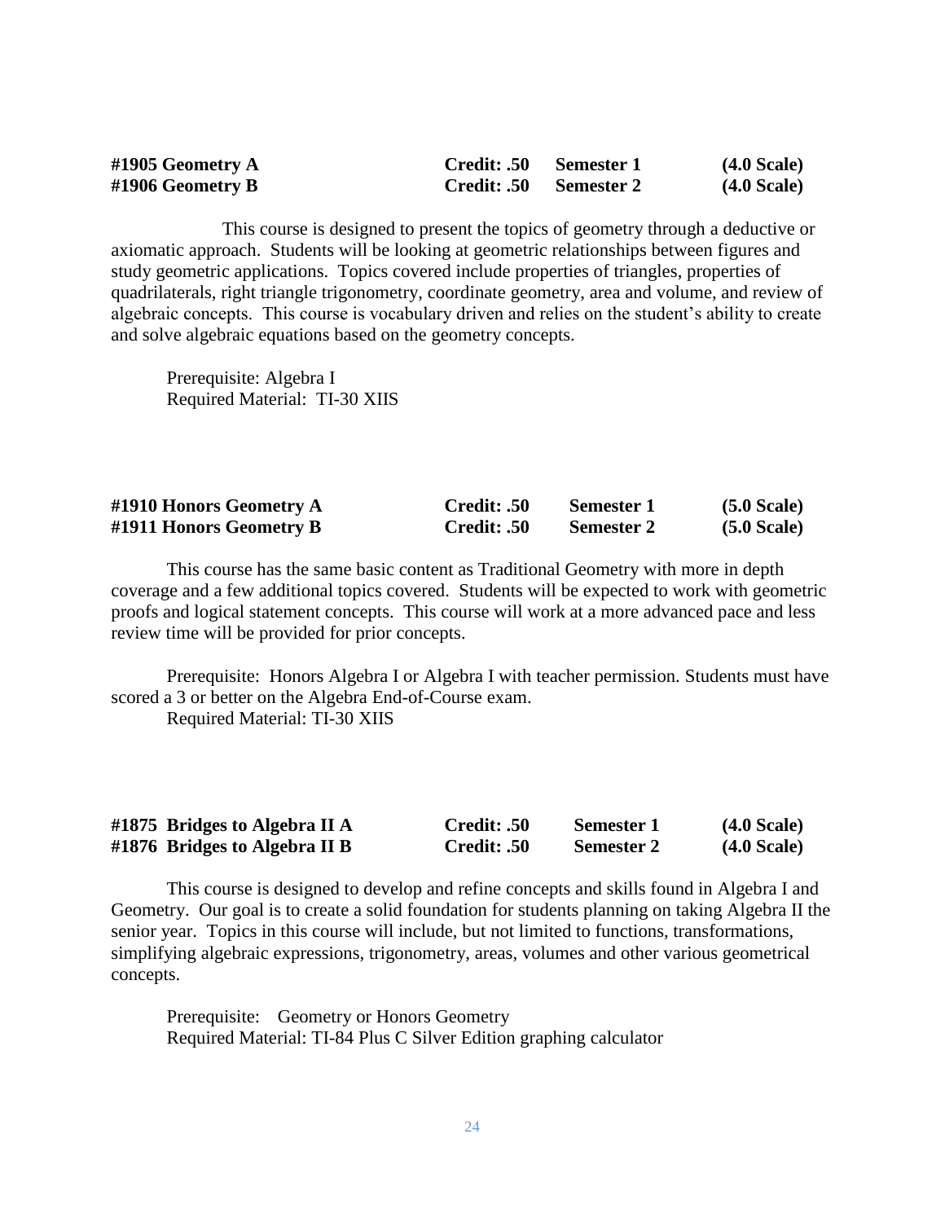| | | | |
|---|---|---|---|
| **#1905 Geometry A** | **Credit: .50** | **Semester 1** | **(4.0 Scale)** |
| **#1906 Geometry B** | **Credit: .50** | **Semester 2** | **(4.0 Scale)** |

This course is designed to present the topics of geometry through a deductive or axiomatic approach. Students will be looking at geometric relationships between figures and study geometric applications. Topics covered include properties of triangles, properties of quadrilaterals, right triangle trigonometry, coordinate geometry, area and volume, and review of algebraic concepts. This course is vocabulary driven and relies on the student's ability to create and solve algebraic equations based on the geometry concepts.

Prerequisite: Algebra I
Required Material: TI-30 XIIS

| | | | |
|---|---|---|---|
| **#1910 Honors Geometry A** | **Credit: .50** | **Semester 1** | **(5.0 Scale)** |
| **#1911 Honors Geometry B** | **Credit: .50** | **Semester 2** | **(5.0 Scale)** |

This course has the same basic content as Traditional Geometry with more in depth coverage and a few additional topics covered. Students will be expected to work with geometric proofs and logical statement concepts. This course will work at a more advanced pace and less review time will be provided for prior concepts.

Prerequisite: Honors Algebra I or Algebra I with teacher permission. Students must have scored a 3 or better on the Algebra End-of-Course exam.
Required Material: TI-30 XIIS

| | | | |
|---|---|---|---|
| **#1875 Bridges to Algebra II A** | **Credit: .50** | **Semester 1** | **(4.0 Scale)** |
| **#1876 Bridges to Algebra II B** | **Credit: .50** | **Semester 2** | **(4.0 Scale)** |

This course is designed to develop and refine concepts and skills found in Algebra I and Geometry. Our goal is to create a solid foundation for students planning on taking Algebra II the senior year. Topics in this course will include, but not limited to functions, transformations, simplifying algebraic expressions, trigonometry, areas, volumes and other various geometrical concepts.

Prerequisite: Geometry or Honors Geometry
Required Material: TI-84 Plus C Silver Edition graphing calculator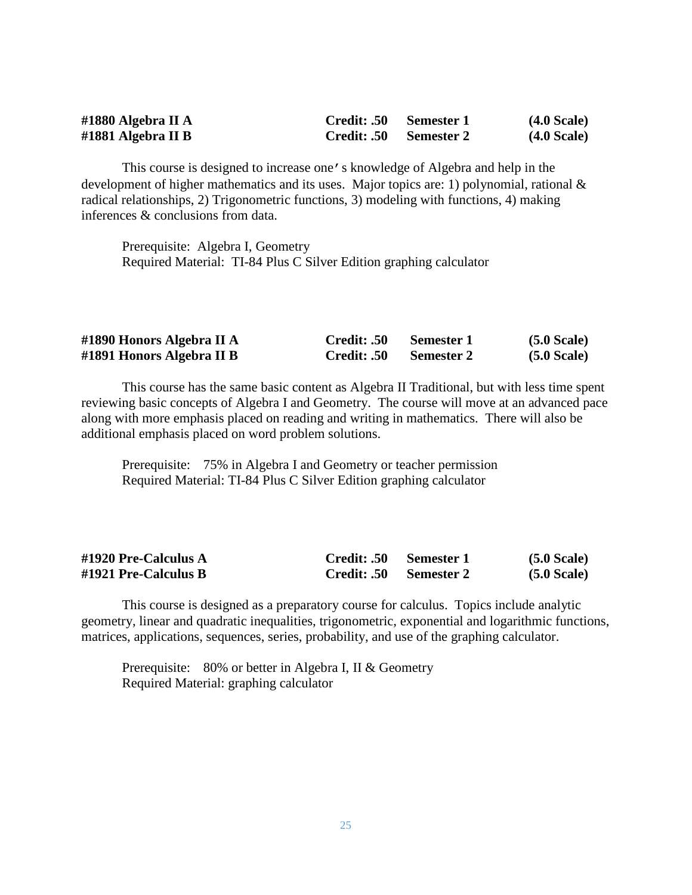**#1880 Algebra II A** **Credit: .50** **Semester 1** **(4.0 Scale)**
**#1881 Algebra II B** **Credit: .50** **Semester 2** **(4.0 Scale)**

This course is designed to increase one's knowledge of Algebra and help in the development of higher mathematics and its uses. Major topics are: 1) polynomial, rational & radical relationships, 2) Trigonometric functions, 3) modeling with functions, 4) making inferences & conclusions from data.

Prerequisite: Algebra I, Geometry
Required Material: TI-84 Plus C Silver Edition graphing calculator

**#1890 Honors Algebra II A** **Credit: .50** **Semester 1** **(5.0 Scale)**
**#1891 Honors Algebra II B** **Credit: .50** **Semester 2** **(5.0 Scale)**

This course has the same basic content as Algebra II Traditional, but with less time spent reviewing basic concepts of Algebra I and Geometry. The course will move at an advanced pace along with more emphasis placed on reading and writing in mathematics. There will also be additional emphasis placed on word problem solutions.

Prerequisite: 75% in Algebra I and Geometry or teacher permission
Required Material: TI-84 Plus C Silver Edition graphing calculator

**#1920 Pre-Calculus A** **Credit: .50** **Semester 1** **(5.0 Scale)**
**#1921 Pre-Calculus B** **Credit: .50** **Semester 2** **(5.0 Scale)**

This course is designed as a preparatory course for calculus. Topics include analytic geometry, linear and quadratic inequalities, trigonometric, exponential and logarithmic functions, matrices, applications, sequences, series, probability, and use of the graphing calculator.

Prerequisite: 80% or better in Algebra I, II & Geometry
Required Material: graphing calculator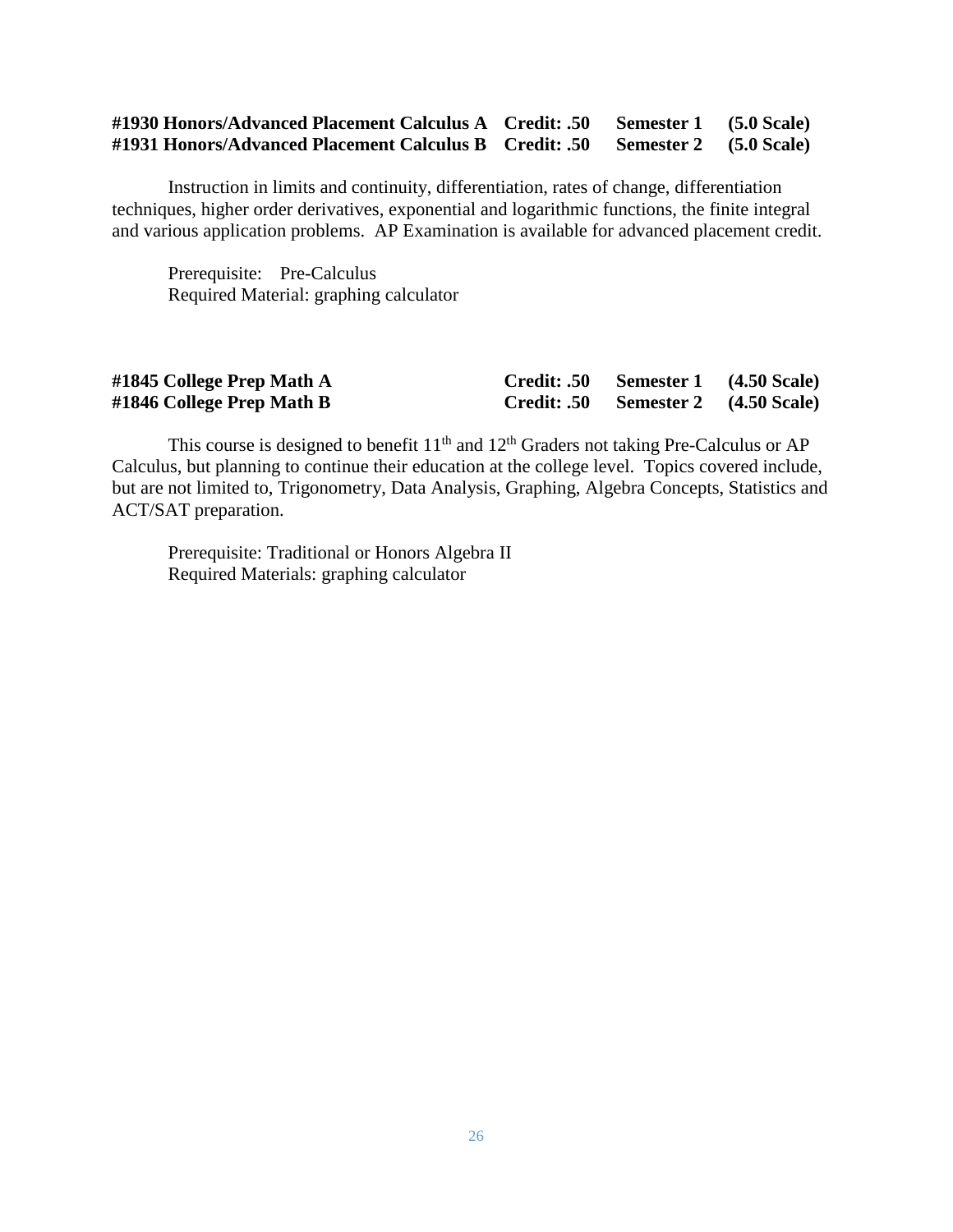**#1930 Honors/Advanced Placement Calculus A Credit: .50 Semester 1 (5.0 Scale)**
**#1931 Honors/Advanced Placement Calculus B Credit: .50 Semester 2 (5.0 Scale)**

Instruction in limits and continuity, differentiation, rates of change, differentiation techniques, higher order derivatives, exponential and logarithmic functions, the finite integral and various application problems. AP Examination is available for advanced placement credit.

Prerequisite: Pre-Calculus
Required Material: graphing calculator

**#1845 College Prep Math A Credit: .50 Semester 1 (4.50 Scale)**
**#1846 College Prep Math B Credit: .50 Semester 2 (4.50 Scale)**

This course is designed to benefit 11th and 12th Graders not taking Pre-Calculus or AP Calculus, but planning to continue their education at the college level. Topics covered include, but are not limited to, Trigonometry, Data Analysis, Graphing, Algebra Concepts, Statistics and ACT/SAT preparation.

Prerequisite: Traditional or Honors Algebra II
Required Materials: graphing calculator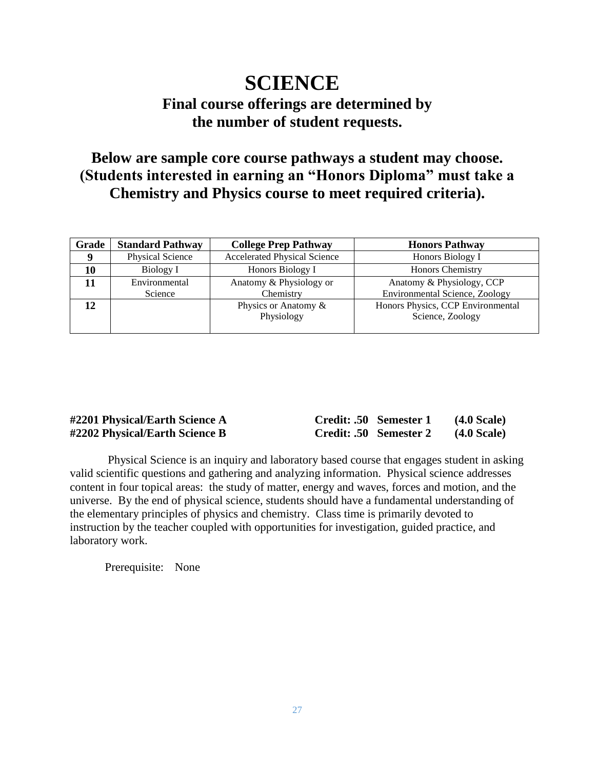# SCIENCE

## Final course offerings are determined by the number of student requests.

## Below are sample core course pathways a student may choose. (Students interested in earning an "Honors Diploma" must take a Chemistry and Physics course to meet required criteria).

| Grade | Standard Pathway | College Prep Pathway | Honors Pathway |
|---|---|---|---|
| 9 | Physical Science | Accelerated Physical Science | Honors Biology I |
| 10 | Biology I | Honors Biology I | Honors Chemistry |
| 11 | Environmental Science | Anatomy & Physiology or Chemistry | Anatomy & Physiology, CCP Environmental Science, Zoology |
| 12 | | Physics or Anatomy & Physiology | Honors Physics, CCP Environmental Science, Zoology |

**#2201 Physical/Earth Science A** **Credit: .50 Semester 1 (4.0 Scale)**
**#2202 Physical/Earth Science B** **Credit: .50 Semester 2 (4.0 Scale)**

Physical Science is an inquiry and laboratory based course that engages student in asking valid scientific questions and gathering and analyzing information. Physical science addresses content in four topical areas: the study of matter, energy and waves, forces and motion, and the universe. By the end of physical science, students should have a fundamental understanding of the elementary principles of physics and chemistry. Class time is primarily devoted to instruction by the teacher coupled with opportunities for investigation, guided practice, and laboratory work.

Prerequisite: None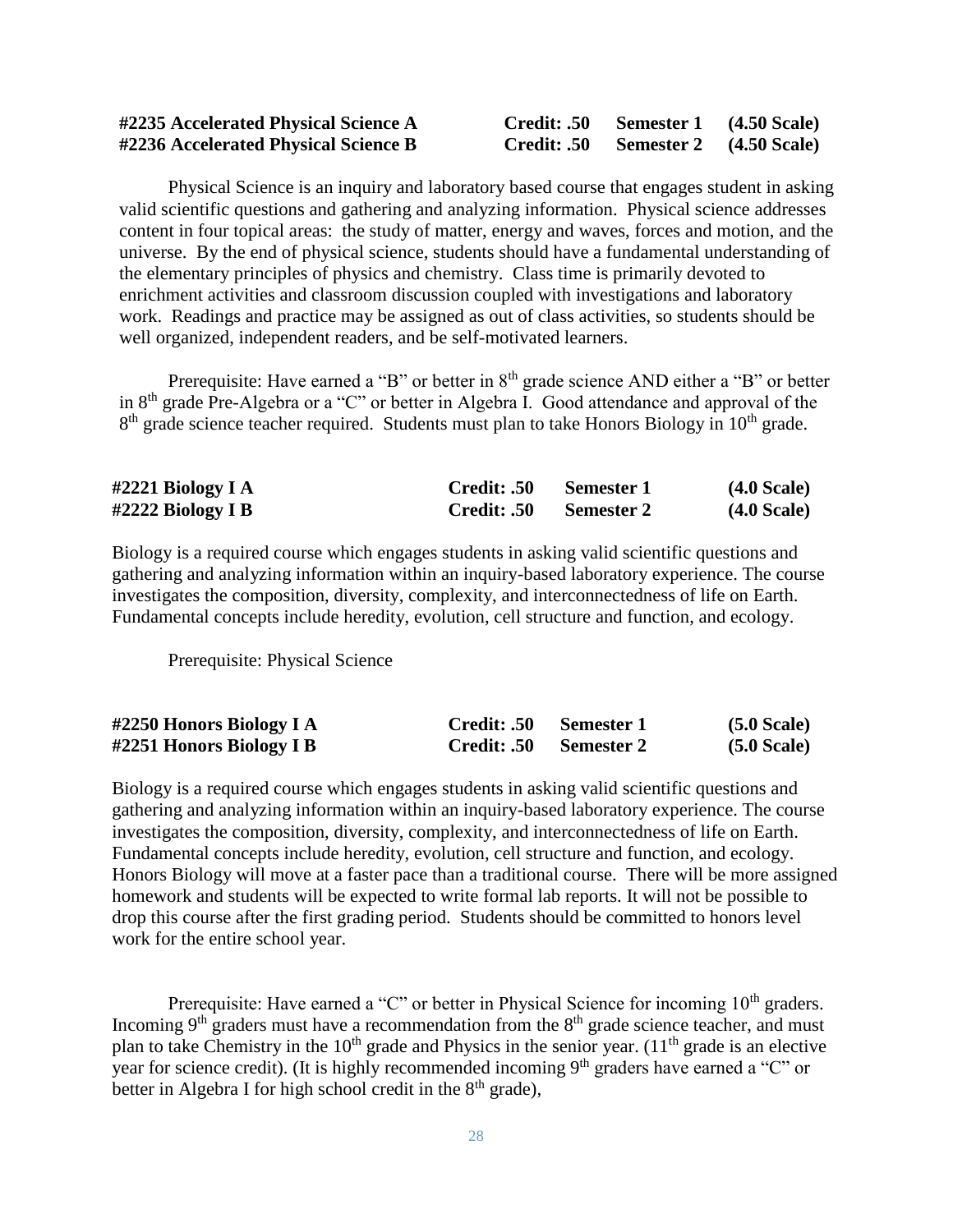**#2235 Accelerated Physical Science A** Credit: .50 Semester 1 (4.50 Scale)
**#2236 Accelerated Physical Science B** Credit: .50 Semester 2 (4.50 Scale)

Physical Science is an inquiry and laboratory based course that engages student in asking valid scientific questions and gathering and analyzing information. Physical science addresses content in four topical areas: the study of matter, energy and waves, forces and motion, and the universe. By the end of physical science, students should have a fundamental understanding of the elementary principles of physics and chemistry. Class time is primarily devoted to enrichment activities and classroom discussion coupled with investigations and laboratory work. Readings and practice may be assigned as out of class activities, so students should be well organized, independent readers, and be self-motivated learners.

Prerequisite: Have earned a "B" or better in 8th grade science AND either a "B" or better in 8th grade Pre-Algebra or a "C" or better in Algebra I. Good attendance and approval of the 8th grade science teacher required. Students must plan to take Honors Biology in 10th grade.

**#2221 Biology I A** Credit: .50 Semester 1 (4.0 Scale)
**#2222 Biology I B** Credit: .50 Semester 2 (4.0 Scale)

Biology is a required course which engages students in asking valid scientific questions and gathering and analyzing information within an inquiry-based laboratory experience. The course investigates the composition, diversity, complexity, and interconnectedness of life on Earth. Fundamental concepts include heredity, evolution, cell structure and function, and ecology.

Prerequisite: Physical Science

**#2250 Honors Biology I A** Credit: .50 Semester 1 (5.0 Scale)
**#2251 Honors Biology I B** Credit: .50 Semester 2 (5.0 Scale)

Biology is a required course which engages students in asking valid scientific questions and gathering and analyzing information within an inquiry-based laboratory experience. The course investigates the composition, diversity, complexity, and interconnectedness of life on Earth. Fundamental concepts include heredity, evolution, cell structure and function, and ecology. Honors Biology will move at a faster pace than a traditional course. There will be more assigned homework and students will be expected to write formal lab reports. It will not be possible to drop this course after the first grading period. Students should be committed to honors level work for the entire school year.

Prerequisite: Have earned a "C" or better in Physical Science for incoming 10th graders. Incoming 9th graders must have a recommendation from the 8th grade science teacher, and must plan to take Chemistry in the 10th grade and Physics in the senior year. (11th grade is an elective year for science credit). (It is highly recommended incoming 9th graders have earned a "C" or better in Algebra I for high school credit in the 8th grade),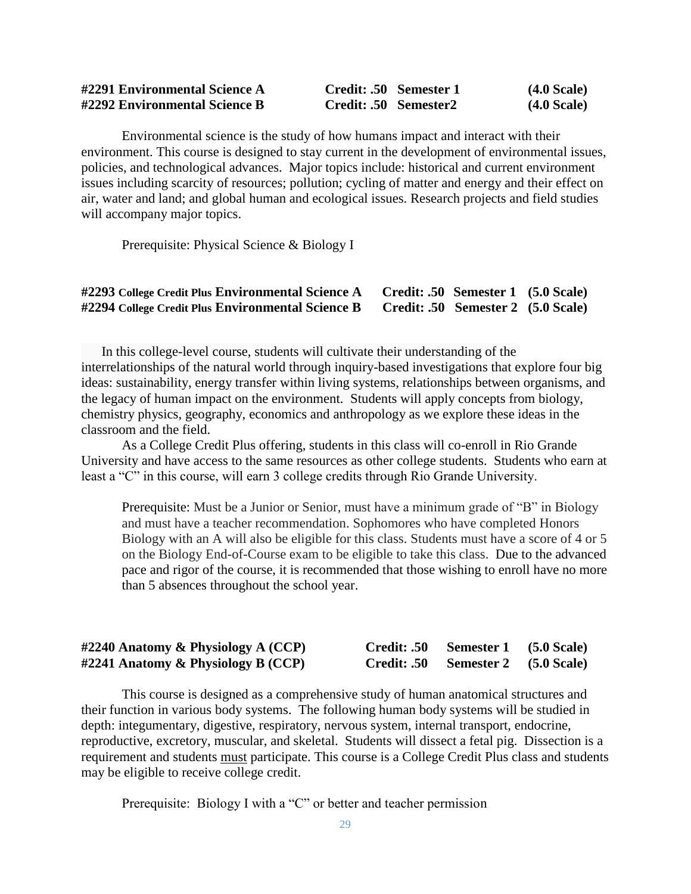**#2291 Environmental Science A Credit: .50 Semester 1 (4.0 Scale)**
**#2292 Environmental Science B Credit: .50 Semester2 (4.0 Scale)**

Environmental science is the study of how humans impact and interact with their environment. This course is designed to stay current in the development of environmental issues, policies, and technological advances. Major topics include: historical and current environment issues including scarcity of resources; pollution; cycling of matter and energy and their effect on air, water and land; and global human and ecological issues. Research projects and field studies will accompany major topics.

Prerequisite: Physical Science & Biology I

**#2293 College Credit Plus Environmental Science A Credit: .50 Semester 1 (5.0 Scale)**
**#2294 College Credit Plus Environmental Science B Credit: .50 Semester 2 (5.0 Scale)**

In this college-level course, students will cultivate their understanding of the interrelationships of the natural world through inquiry-based investigations that explore four big ideas: sustainability, energy transfer within living systems, relationships between organisms, and the legacy of human impact on the environment. Students will apply concepts from biology, chemistry physics, geography, economics and anthropology as we explore these ideas in the classroom and the field.

As a College Credit Plus offering, students in this class will co-enroll in Rio Grande University and have access to the same resources as other college students. Students who earn at least a "C" in this course, will earn 3 college credits through Rio Grande University.

Prerequisite: Must be a Junior or Senior, must have a minimum grade of "B" in Biology and must have a teacher recommendation. Sophomores who have completed Honors Biology with an A will also be eligible for this class. Students must have a score of 4 or 5 on the Biology End-of-Course exam to be eligible to take this class. Due to the advanced pace and rigor of the course, it is recommended that those wishing to enroll have no more than 5 absences throughout the school year.

**#2240 Anatomy & Physiology A (CCP) Credit: .50 Semester 1 (5.0 Scale)**
**#2241 Anatomy & Physiology B (CCP) Credit: .50 Semester 2 (5.0 Scale)**

This course is designed as a comprehensive study of human anatomical structures and their function in various body systems. The following human body systems will be studied in depth: integumentary, digestive, respiratory, nervous system, internal transport, endocrine, reproductive, excretory, muscular, and skeletal. Students will dissect a fetal pig. Dissection is a requirement and students <u>must</u> participate. This course is a College Credit Plus class and students may be eligible to receive college credit.

Prerequisite: Biology I with a "C" or better and teacher permission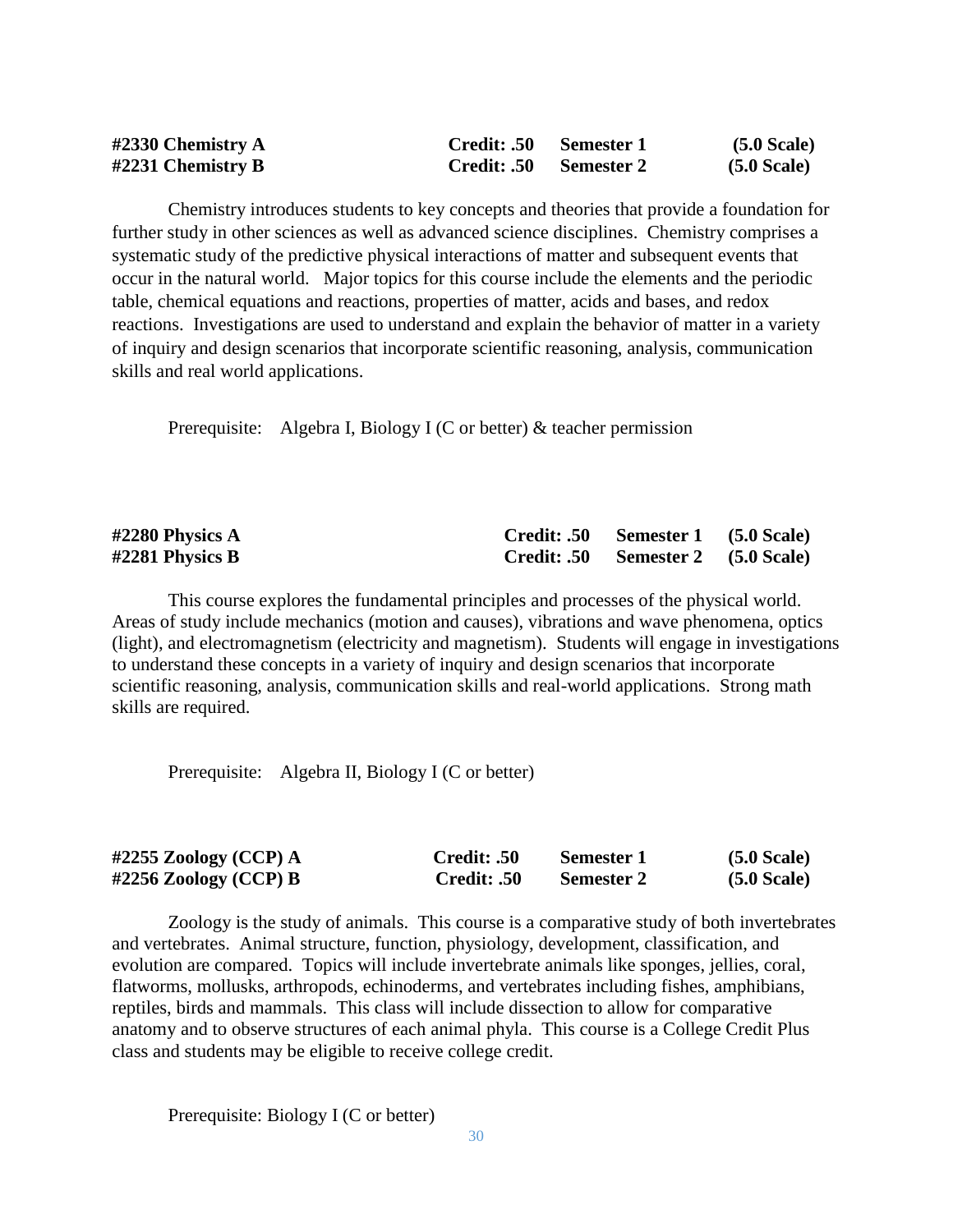**#2330 Chemistry A** **Credit: .50** **Semester 1** **(5.0 Scale)**
**#2231 Chemistry B** **Credit: .50** **Semester 2** **(5.0 Scale)**

Chemistry introduces students to key concepts and theories that provide a foundation for further study in other sciences as well as advanced science disciplines. Chemistry comprises a systematic study of the predictive physical interactions of matter and subsequent events that occur in the natural world. Major topics for this course include the elements and the periodic table, chemical equations and reactions, properties of matter, acids and bases, and redox reactions. Investigations are used to understand and explain the behavior of matter in a variety of inquiry and design scenarios that incorporate scientific reasoning, analysis, communication skills and real world applications.

Prerequisite: Algebra I, Biology I (C or better) & teacher permission

**#2280 Physics A** **Credit: .50** **Semester 1** **(5.0 Scale)**
**#2281 Physics B** **Credit: .50** **Semester 2** **(5.0 Scale)**

This course explores the fundamental principles and processes of the physical world. Areas of study include mechanics (motion and causes), vibrations and wave phenomena, optics (light), and electromagnetism (electricity and magnetism). Students will engage in investigations to understand these concepts in a variety of inquiry and design scenarios that incorporate scientific reasoning, analysis, communication skills and real-world applications. Strong math skills are required.

Prerequisite: Algebra II, Biology I (C or better)

**#2255 Zoology (CCP) A** **Credit: .50** **Semester 1** **(5.0 Scale)**
**#2256 Zoology (CCP) B** **Credit: .50** **Semester 2** **(5.0 Scale)**

Zoology is the study of animals. This course is a comparative study of both invertebrates and vertebrates. Animal structure, function, physiology, development, classification, and evolution are compared. Topics will include invertebrate animals like sponges, jellies, coral, flatworms, mollusks, arthropods, echinoderms, and vertebrates including fishes, amphibians, reptiles, birds and mammals. This class will include dissection to allow for comparative anatomy and to observe structures of each animal phyla. This course is a College Credit Plus class and students may be eligible to receive college credit.

Prerequisite: Biology I (C or better)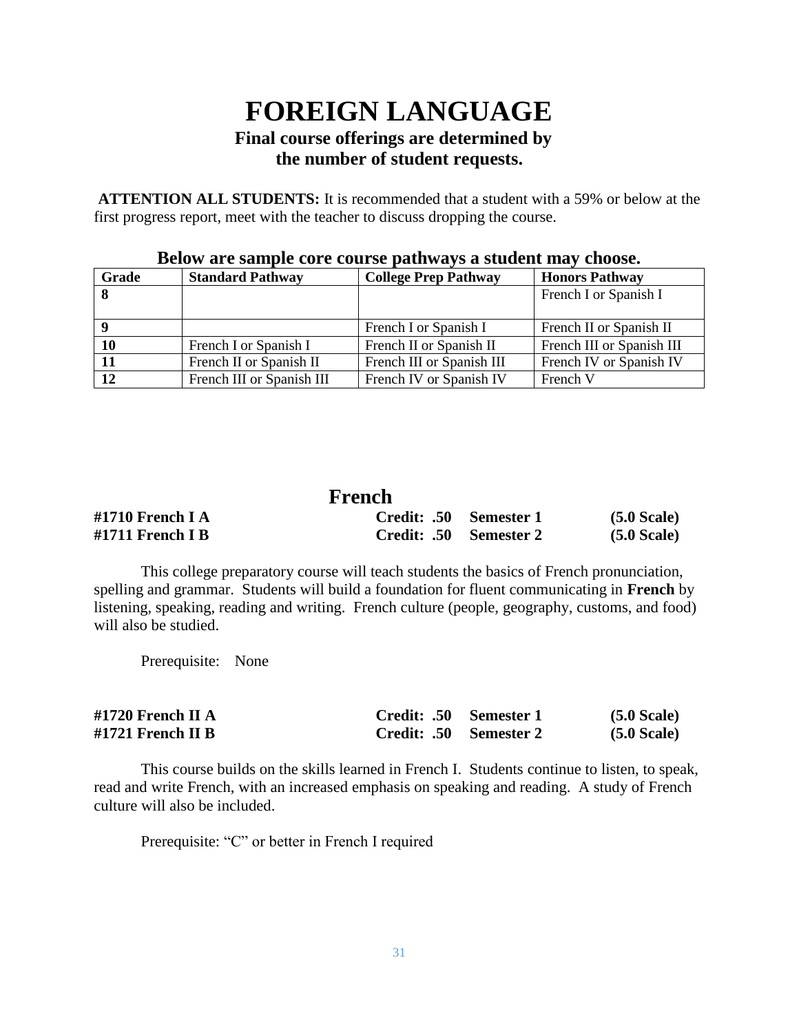# FOREIGN LANGUAGE

## Final course offerings are determined by the number of student requests.

**ATTENTION ALL STUDENTS:** It is recommended that a student with a 59% or below at the first progress report, meet with the teacher to discuss dropping the course.

**Below are sample core course pathways a student may choose.**

| Grade | Standard Pathway | College Prep Pathway | Honors Pathway |
|---|---|---|---|
| 8 | | | French I or Spanish I |
| 9 | | French I or Spanish I | French II or Spanish II |
| 10 | French I or Spanish I | French II or Spanish II | French III or Spanish III |
| 11 | French II or Spanish II | French III or Spanish III | French IV or Spanish IV |
| 12 | French III or Spanish III | French IV or Spanish IV | French V |

## French

**#1710 French I A** **Credit: .50 Semester 1 (5.0 Scale)**
**#1711 French I B** **Credit: .50 Semester 2 (5.0 Scale)**

This college preparatory course will teach students the basics of French pronunciation, spelling and grammar. Students will build a foundation for fluent communicating in **French** by listening, speaking, reading and writing. French culture (people, geography, customs, and food) will also be studied.

Prerequisite: None

**#1720 French II A** **Credit: .50 Semester 1 (5.0 Scale)**
**#1721 French II B** **Credit: .50 Semester 2 (5.0 Scale)**

This course builds on the skills learned in French I. Students continue to listen, to speak, read and write French, with an increased emphasis on speaking and reading. A study of French culture will also be included.

Prerequisite: "C" or better in French I required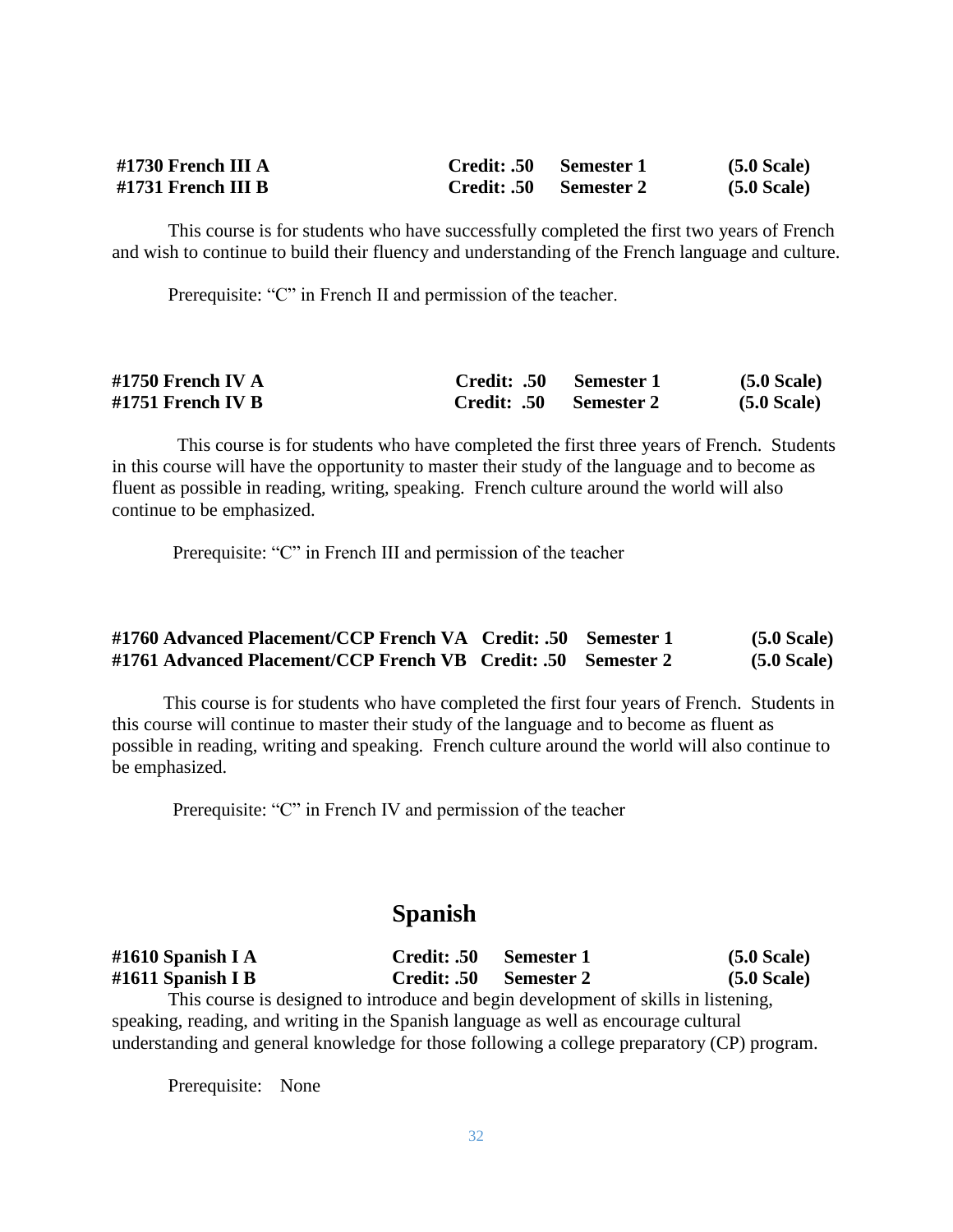| | | | |
|---|---|---|---|
| **#1730 French III A** | **Credit: .50** | **Semester 1** | **(5.0 Scale)** |
| **#1731 French III B** | **Credit: .50** | **Semester 2** | **(5.0 Scale)** |

This course is for students who have successfully completed the first two years of French and wish to continue to build their fluency and understanding of the French language and culture.

Prerequisite: "C" in French II and permission of the teacher.

| | | | |
|---|---|---|---|
| **#1750 French IV A** | **Credit: .50** | **Semester 1** | **(5.0 Scale)** |
| **#1751 French IV B** | **Credit: .50** | **Semester 2** | **(5.0 Scale)** |

This course is for students who have completed the first three years of French. Students in this course will have the opportunity to master their study of the language and to become as fluent as possible in reading, writing, speaking. French culture around the world will also continue to be emphasized.

Prerequisite: "C" in French III and permission of the teacher

| | | | |
|---|---|---|---|
| **#1760 Advanced Placement/CCP French VA** | **Credit: .50** | **Semester 1** | **(5.0 Scale)** |
| **#1761 Advanced Placement/CCP French VB** | **Credit: .50** | **Semester 2** | **(5.0 Scale)** |

This course is for students who have completed the first four years of French. Students in this course will continue to master their study of the language and to become as fluent as possible in reading, writing and speaking. French culture around the world will also continue to be emphasized.

Prerequisite: "C" in French IV and permission of the teacher

## Spanish

| | | | |
|---|---|---|---|
| **#1610 Spanish I A** | **Credit: .50** | **Semester 1** | **(5.0 Scale)** |
| **#1611 Spanish I B** | **Credit: .50** | **Semester 2** | **(5.0 Scale)** |

This course is designed to introduce and begin development of skills in listening, speaking, reading, and writing in the Spanish language as well as encourage cultural understanding and general knowledge for those following a college preparatory (CP) program.

Prerequisite: None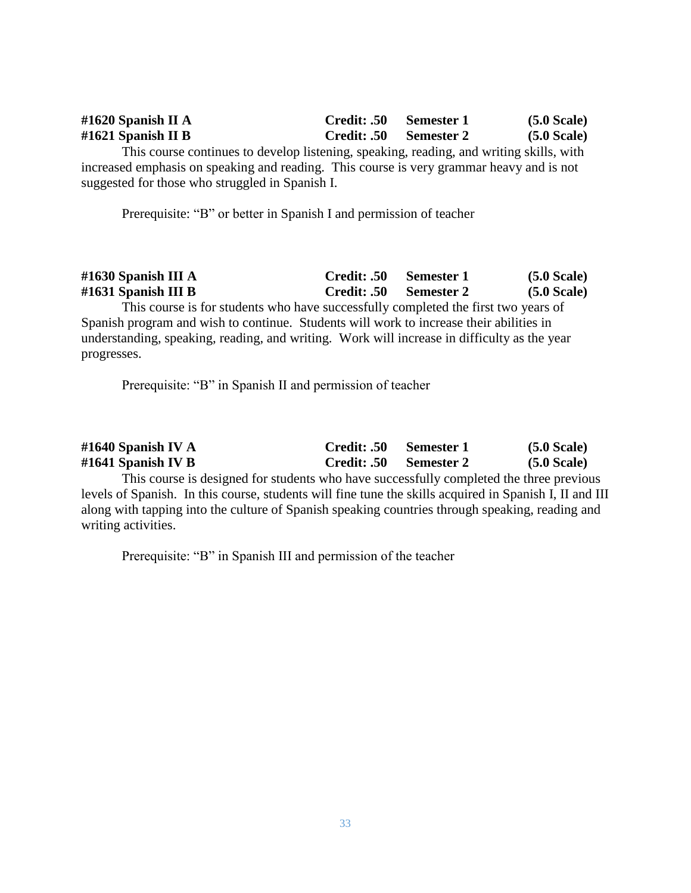**#1620 Spanish II A** **Credit: .50** **Semester 1** **(5.0 Scale)**
**#1621 Spanish II B** **Credit: .50** **Semester 2** **(5.0 Scale)**

This course continues to develop listening, speaking, reading, and writing skills, with increased emphasis on speaking and reading. This course is very grammar heavy and is not suggested for those who struggled in Spanish I.

Prerequisite: "B" or better in Spanish I and permission of teacher

**#1630 Spanish III A** **Credit: .50** **Semester 1** **(5.0 Scale)**
**#1631 Spanish III B** **Credit: .50** **Semester 2** **(5.0 Scale)**

This course is for students who have successfully completed the first two years of Spanish program and wish to continue. Students will work to increase their abilities in understanding, speaking, reading, and writing. Work will increase in difficulty as the year progresses.

Prerequisite: "B" in Spanish II and permission of teacher

**#1640 Spanish IV A** **Credit: .50** **Semester 1** **(5.0 Scale)**
**#1641 Spanish IV B** **Credit: .50** **Semester 2** **(5.0 Scale)**

This course is designed for students who have successfully completed the three previous levels of Spanish. In this course, students will fine tune the skills acquired in Spanish I, II and III along with tapping into the culture of Spanish speaking countries through speaking, reading and writing activities.

Prerequisite: "B" in Spanish III and permission of the teacher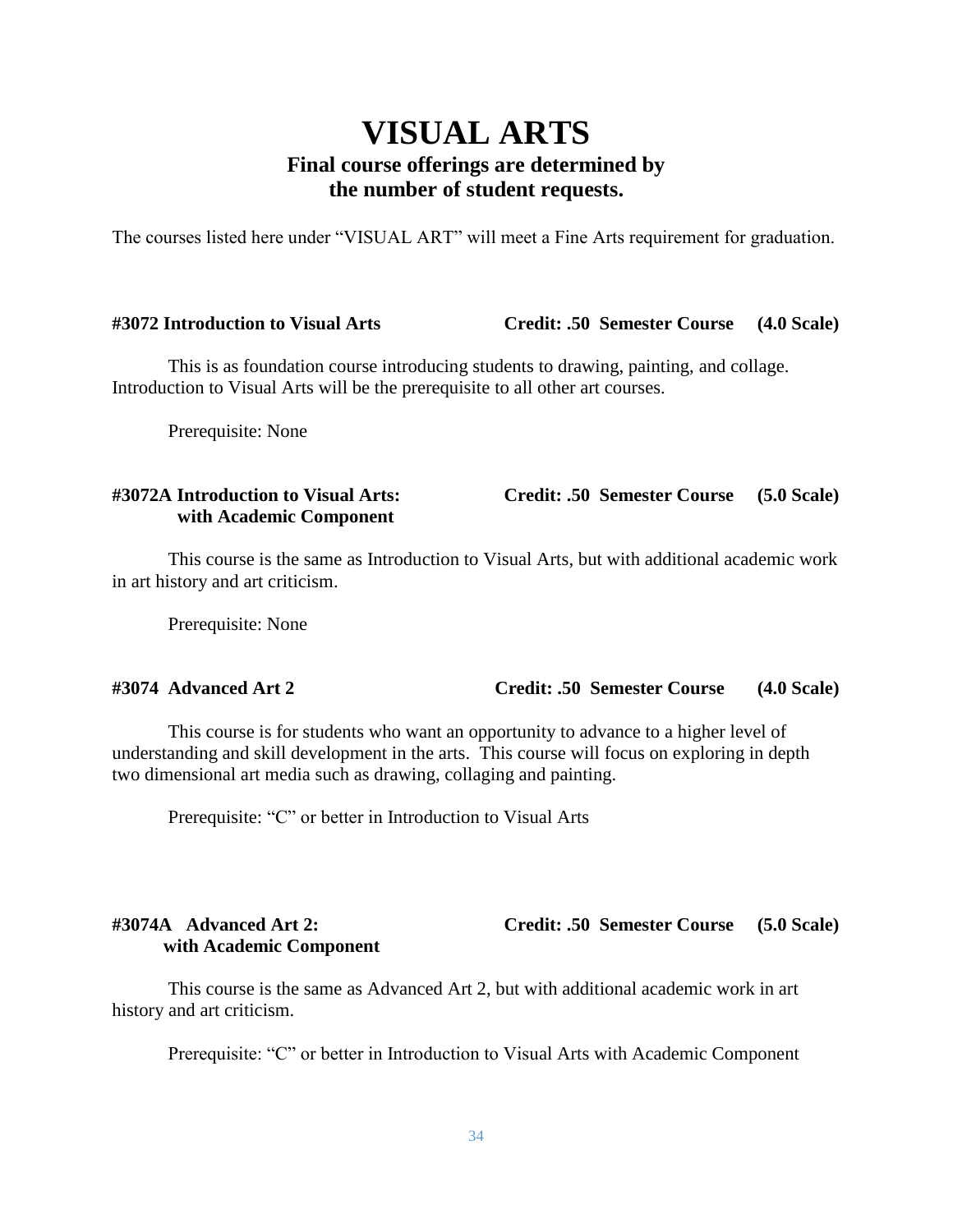# VISUAL ARTS

## Final course offerings are determined by the number of student requests.

The courses listed here under "VISUAL ART" will meet a Fine Arts requirement for graduation.

### #3072 Introduction to Visual Arts — Credit: .50 Semester Course (4.0 Scale)

This is as foundation course introducing students to drawing, painting, and collage. Introduction to Visual Arts will be the prerequisite to all other art courses.

Prerequisite: None

### #3072A Introduction to Visual Arts: with Academic Component — Credit: .50 Semester Course (5.0 Scale)

This course is the same as Introduction to Visual Arts, but with additional academic work in art history and art criticism.

Prerequisite: None

### #3074 Advanced Art 2 — Credit: .50 Semester Course (4.0 Scale)

This course is for students who want an opportunity to advance to a higher level of understanding and skill development in the arts. This course will focus on exploring in depth two dimensional art media such as drawing, collaging and painting.

Prerequisite: "C" or better in Introduction to Visual Arts

### #3074A Advanced Art 2: with Academic Component — Credit: .50 Semester Course (5.0 Scale)

This course is the same as Advanced Art 2, but with additional academic work in art history and art criticism.

Prerequisite: "C" or better in Introduction to Visual Arts with Academic Component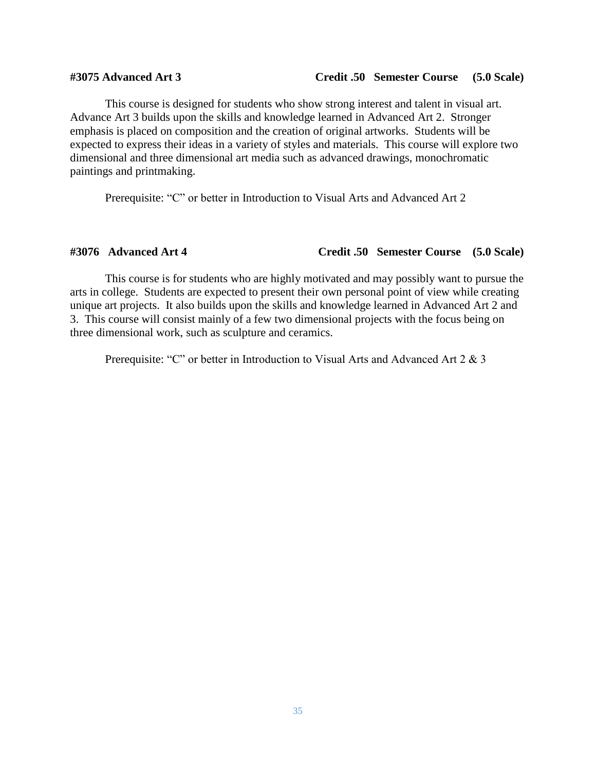**#3075 Advanced Art 3** **Credit .50 Semester Course (5.0 Scale)**

This course is designed for students who show strong interest and talent in visual art. Advance Art 3 builds upon the skills and knowledge learned in Advanced Art 2. Stronger emphasis is placed on composition and the creation of original artworks. Students will be expected to express their ideas in a variety of styles and materials. This course will explore two dimensional and three dimensional art media such as advanced drawings, monochromatic paintings and printmaking.

Prerequisite: "C" or better in Introduction to Visual Arts and Advanced Art 2

**#3076 Advanced Art 4** **Credit .50 Semester Course (5.0 Scale)**

This course is for students who are highly motivated and may possibly want to pursue the arts in college. Students are expected to present their own personal point of view while creating unique art projects. It also builds upon the skills and knowledge learned in Advanced Art 2 and 3. This course will consist mainly of a few two dimensional projects with the focus being on three dimensional work, such as sculpture and ceramics.

Prerequisite: "C" or better in Introduction to Visual Arts and Advanced Art 2 & 3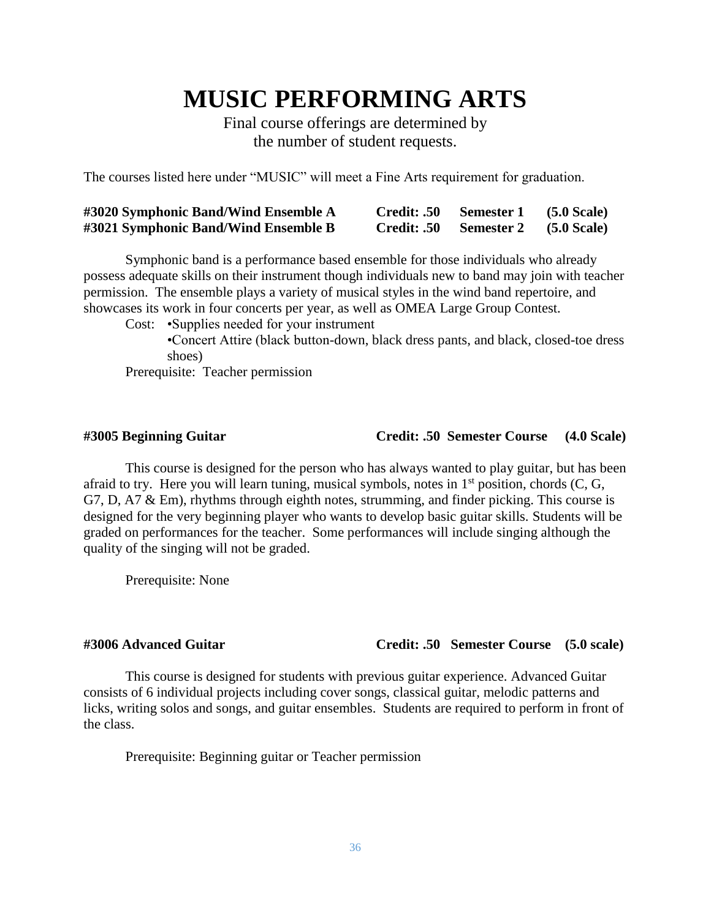# MUSIC PERFORMING ARTS

Final course offerings are determined by
the number of student requests.

The courses listed here under "MUSIC" will meet a Fine Arts requirement for graduation.

**#3020 Symphonic Band/Wind Ensemble A Credit: .50 Semester 1 (5.0 Scale)**
**#3021 Symphonic Band/Wind Ensemble B Credit: .50 Semester 2 (5.0 Scale)**

Symphonic band is a performance based ensemble for those individuals who already possess adequate skills on their instrument though individuals new to band may join with teacher permission. The ensemble plays a variety of musical styles in the wind band repertoire, and showcases its work in four concerts per year, as well as OMEA Large Group Contest.

Cost: •Supplies needed for your instrument
•Concert Attire (black button-down, black dress pants, and black, closed-toe dress shoes)

Prerequisite: Teacher permission

**#3005 Beginning Guitar Credit: .50 Semester Course (4.0 Scale)**

This course is designed for the person who has always wanted to play guitar, but has been afraid to try. Here you will learn tuning, musical symbols, notes in 1st position, chords (C, G, G7, D, A7 & Em), rhythms through eighth notes, strumming, and finder picking. This course is designed for the very beginning player who wants to develop basic guitar skills. Students will be graded on performances for the teacher. Some performances will include singing although the quality of the singing will not be graded.

Prerequisite: None

**#3006 Advanced Guitar Credit: .50 Semester Course (5.0 scale)**

This course is designed for students with previous guitar experience. Advanced Guitar consists of 6 individual projects including cover songs, classical guitar, melodic patterns and licks, writing solos and songs, and guitar ensembles. Students are required to perform in front of the class.

Prerequisite: Beginning guitar or Teacher permission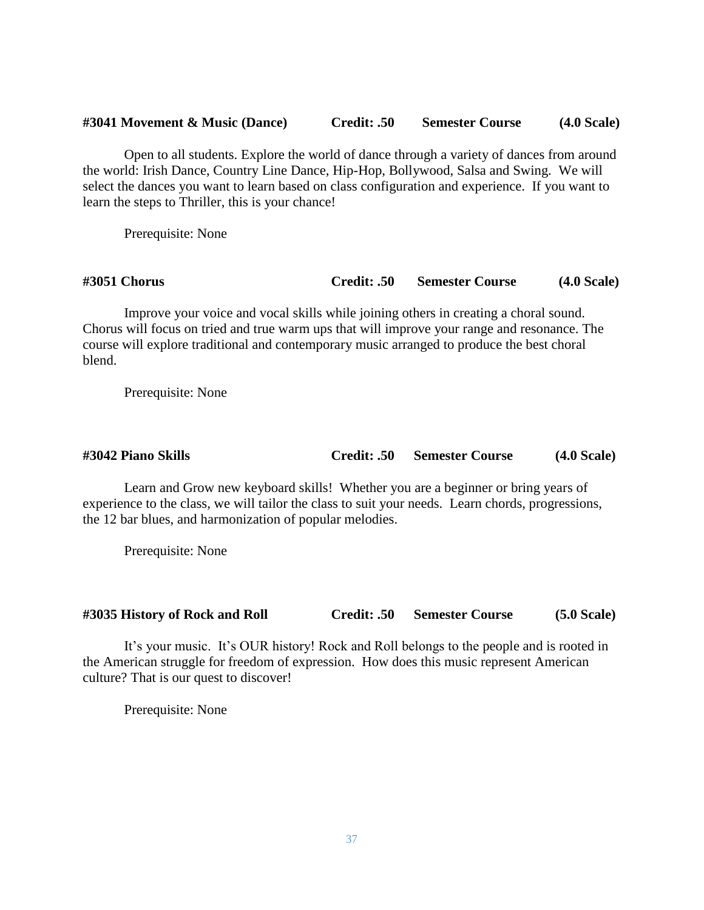**#3041 Movement & Music (Dance)** **Credit: .50** **Semester Course** **(4.0 Scale)**

Open to all students. Explore the world of dance through a variety of dances from around the world: Irish Dance, Country Line Dance, Hip-Hop, Bollywood, Salsa and Swing. We will select the dances you want to learn based on class configuration and experience. If you want to learn the steps to Thriller, this is your chance!

Prerequisite: None

**#3051 Chorus** **Credit: .50** **Semester Course** **(4.0 Scale)**

Improve your voice and vocal skills while joining others in creating a choral sound. Chorus will focus on tried and true warm ups that will improve your range and resonance. The course will explore traditional and contemporary music arranged to produce the best choral blend.

Prerequisite: None

**#3042 Piano Skills** **Credit: .50** **Semester Course** **(4.0 Scale)**

Learn and Grow new keyboard skills! Whether you are a beginner or bring years of experience to the class, we will tailor the class to suit your needs. Learn chords, progressions, the 12 bar blues, and harmonization of popular melodies.

Prerequisite: None

**#3035 History of Rock and Roll** **Credit: .50** **Semester Course** **(5.0 Scale)**

It's your music. It's OUR history! Rock and Roll belongs to the people and is rooted in the American struggle for freedom of expression. How does this music represent American culture? That is our quest to discover!

Prerequisite: None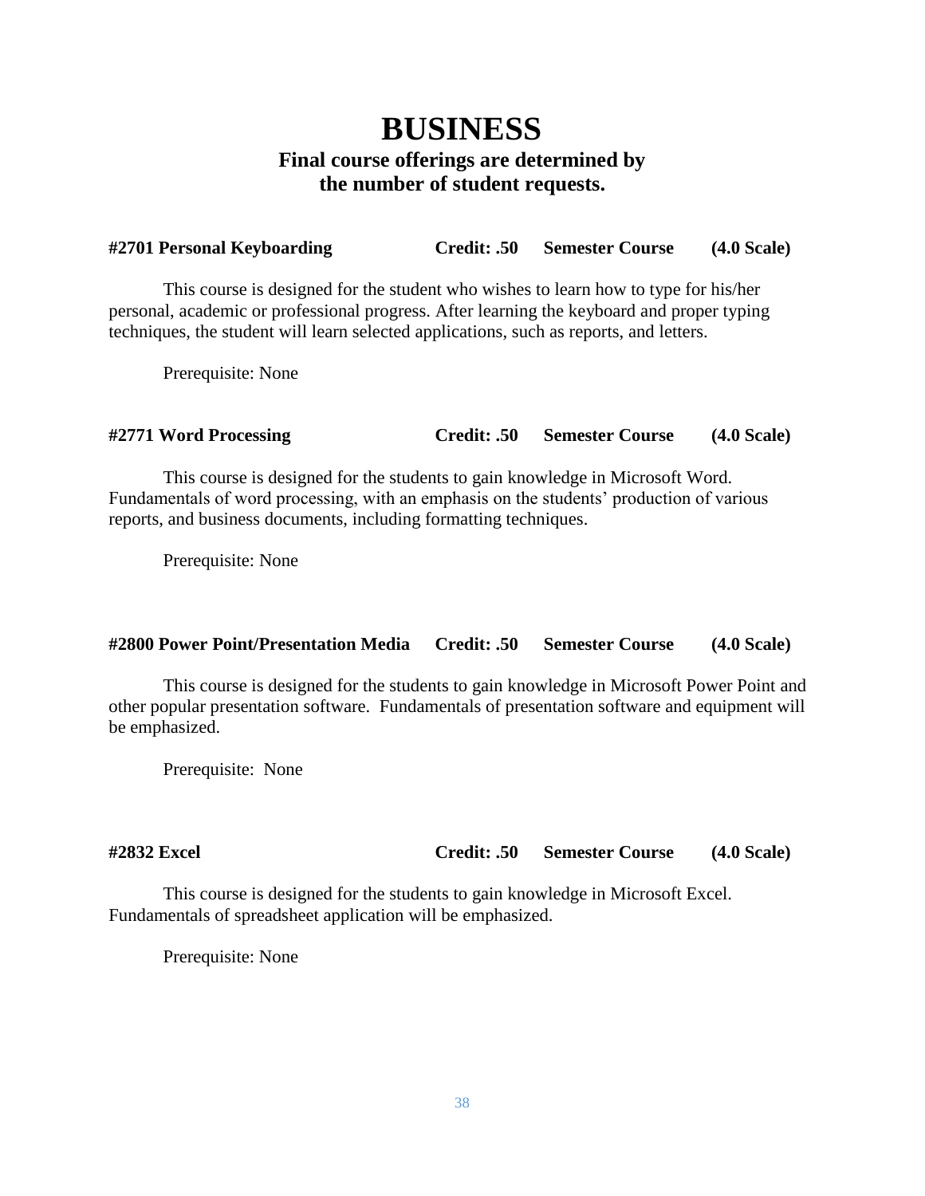# BUSINESS

## Final course offerings are determined by the number of student requests.

**#2701 Personal Keyboarding Credit: .50 Semester Course (4.0 Scale)**

This course is designed for the student who wishes to learn how to type for his/her personal, academic or professional progress. After learning the keyboard and proper typing techniques, the student will learn selected applications, such as reports, and letters.

Prerequisite: None

**#2771 Word Processing Credit: .50 Semester Course (4.0 Scale)**

This course is designed for the students to gain knowledge in Microsoft Word. Fundamentals of word processing, with an emphasis on the students' production of various reports, and business documents, including formatting techniques.

Prerequisite: None

**#2800 Power Point/Presentation Media Credit: .50 Semester Course (4.0 Scale)**

This course is designed for the students to gain knowledge in Microsoft Power Point and other popular presentation software. Fundamentals of presentation software and equipment will be emphasized.

Prerequisite: None

**#2832 Excel Credit: .50 Semester Course (4.0 Scale)**

This course is designed for the students to gain knowledge in Microsoft Excel. Fundamentals of spreadsheet application will be emphasized.

Prerequisite: None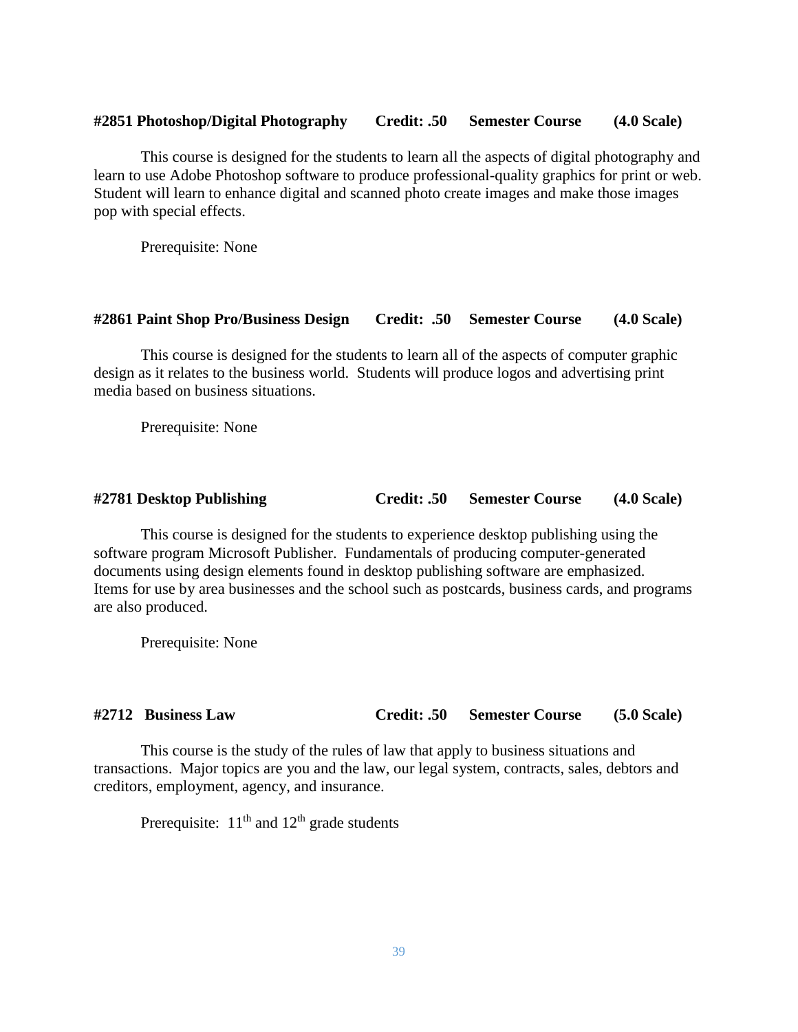**#2851 Photoshop/Digital Photography Credit: .50 Semester Course (4.0 Scale)**

This course is designed for the students to learn all the aspects of digital photography and learn to use Adobe Photoshop software to produce professional-quality graphics for print or web. Student will learn to enhance digital and scanned photo create images and make those images pop with special effects.

Prerequisite: None

**#2861 Paint Shop Pro/Business Design Credit: .50 Semester Course (4.0 Scale)**

This course is designed for the students to learn all of the aspects of computer graphic design as it relates to the business world. Students will produce logos and advertising print media based on business situations.

Prerequisite: None

**#2781 Desktop Publishing Credit: .50 Semester Course (4.0 Scale)**

This course is designed for the students to experience desktop publishing using the software program Microsoft Publisher. Fundamentals of producing computer-generated documents using design elements found in desktop publishing software are emphasized. Items for use by area businesses and the school such as postcards, business cards, and programs are also produced.

Prerequisite: None

**#2712 Business Law Credit: .50 Semester Course (5.0 Scale)**

This course is the study of the rules of law that apply to business situations and transactions. Major topics are you and the law, our legal system, contracts, sales, debtors and creditors, employment, agency, and insurance.

Prerequisite: 11th and 12th grade students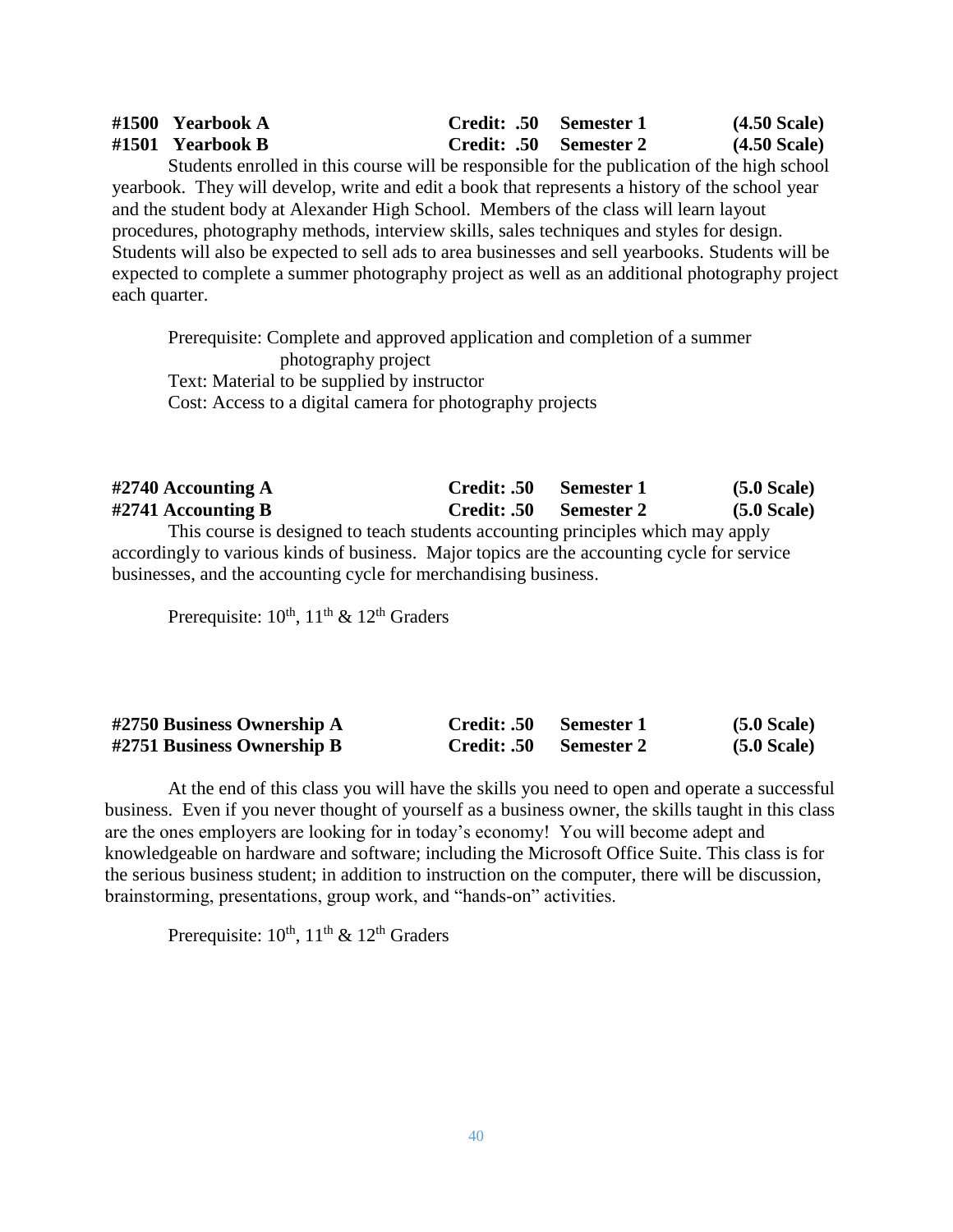**#1500 Yearbook A** **Credit: .50** **Semester 1** **(4.50 Scale)**
**#1501 Yearbook B** **Credit: .50** **Semester 2** **(4.50 Scale)**

Students enrolled in this course will be responsible for the publication of the high school yearbook. They will develop, write and edit a book that represents a history of the school year and the student body at Alexander High School. Members of the class will learn layout procedures, photography methods, interview skills, sales techniques and styles for design. Students will also be expected to sell ads to area businesses and sell yearbooks. Students will be expected to complete a summer photography project as well as an additional photography project each quarter.

Prerequisite: Complete and approved application and completion of a summer photography project
Text: Material to be supplied by instructor
Cost: Access to a digital camera for photography projects

**#2740 Accounting A** **Credit: .50** **Semester 1** **(5.0 Scale)**
**#2741 Accounting B** **Credit: .50** **Semester 2** **(5.0 Scale)**

This course is designed to teach students accounting principles which may apply accordingly to various kinds of business. Major topics are the accounting cycle for service businesses, and the accounting cycle for merchandising business.

Prerequisite: 10th, 11th & 12th Graders

**#2750 Business Ownership A** **Credit: .50** **Semester 1** **(5.0 Scale)**
**#2751 Business Ownership B** **Credit: .50** **Semester 2** **(5.0 Scale)**

At the end of this class you will have the skills you need to open and operate a successful business. Even if you never thought of yourself as a business owner, the skills taught in this class are the ones employers are looking for in today's economy! You will become adept and knowledgeable on hardware and software; including the Microsoft Office Suite. This class is for the serious business student; in addition to instruction on the computer, there will be discussion, brainstorming, presentations, group work, and "hands-on" activities.

Prerequisite: 10th, 11th & 12th Graders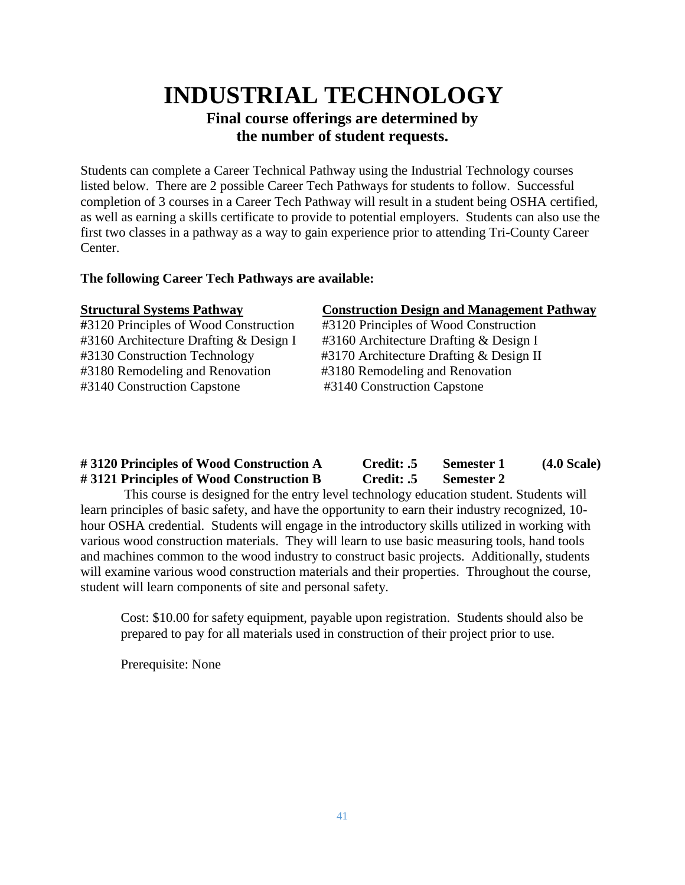# INDUSTRIAL TECHNOLOGY

### Final course offerings are determined by the number of student requests.

Students can complete a Career Technical Pathway using the Industrial Technology courses listed below. There are 2 possible Career Tech Pathways for students to follow. Successful completion of 3 courses in a Career Tech Pathway will result in a student being OSHA certified, as well as earning a skills certificate to provide to potential employers. Students can also use the first two classes in a pathway as a way to gain experience prior to attending Tri-County Career Center.

**The following Career Tech Pathways are available:**

| **Structural Systems Pathway** | **Construction Design and Management Pathway** |
|---|---|
| #3120 Principles of Wood Construction | #3120 Principles of Wood Construction |
| #3160 Architecture Drafting & Design I | #3160 Architecture Drafting & Design I |
| #3130 Construction Technology | #3170 Architecture Drafting & Design II |
| #3180 Remodeling and Renovation | #3180 Remodeling and Renovation |
| #3140 Construction Capstone | #3140 Construction Capstone |

**# 3120 Principles of Wood Construction A** **Credit: .5** **Semester 1** **(4.0 Scale)**
**# 3121 Principles of Wood Construction B** **Credit: .5** **Semester 2**

This course is designed for the entry level technology education student. Students will learn principles of basic safety, and have the opportunity to earn their industry recognized, 10-hour OSHA credential. Students will engage in the introductory skills utilized in working with various wood construction materials. They will learn to use basic measuring tools, hand tools and machines common to the wood industry to construct basic projects. Additionally, students will examine various wood construction materials and their properties. Throughout the course, student will learn components of site and personal safety.

Cost: $10.00 for safety equipment, payable upon registration. Students should also be prepared to pay for all materials used in construction of their project prior to use.

Prerequisite: None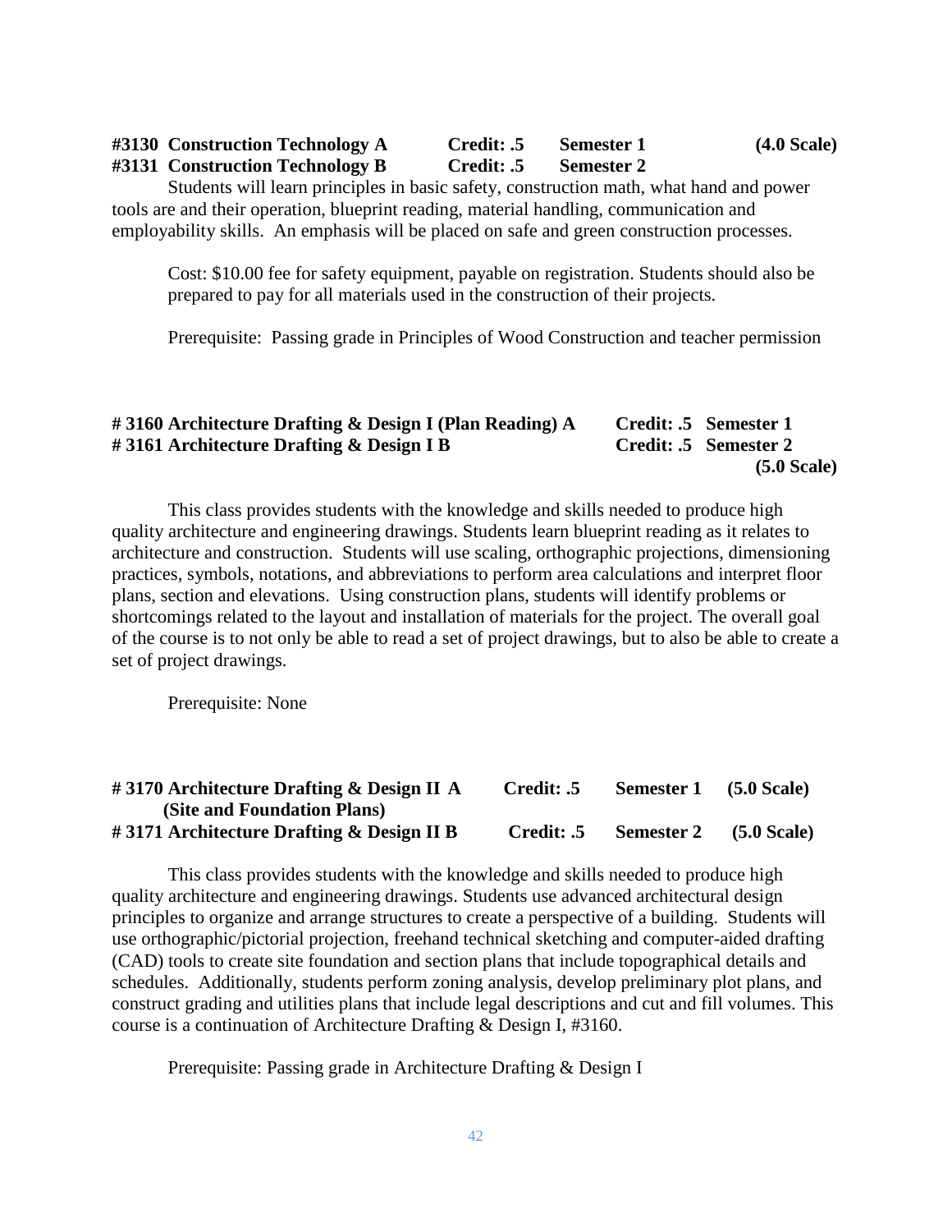**#3130 Construction Technology A Credit: .5 Semester 1 (4.0 Scale)**
**#3131 Construction Technology B Credit: .5 Semester 2**

Students will learn principles in basic safety, construction math, what hand and power tools are and their operation, blueprint reading, material handling, communication and employability skills. An emphasis will be placed on safe and green construction processes.

Cost: $10.00 fee for safety equipment, payable on registration. Students should also be prepared to pay for all materials used in the construction of their projects.

Prerequisite: Passing grade in Principles of Wood Construction and teacher permission

**# 3160 Architecture Drafting & Design I (Plan Reading) A Credit: .5 Semester 1**
**# 3161 Architecture Drafting & Design I B Credit: .5 Semester 2**
**(5.0 Scale)**

This class provides students with the knowledge and skills needed to produce high quality architecture and engineering drawings. Students learn blueprint reading as it relates to architecture and construction. Students will use scaling, orthographic projections, dimensioning practices, symbols, notations, and abbreviations to perform area calculations and interpret floor plans, section and elevations. Using construction plans, students will identify problems or shortcomings related to the layout and installation of materials for the project. The overall goal of the course is to not only be able to read a set of project drawings, but to also be able to create a set of project drawings.

Prerequisite: None

**# 3170 Architecture Drafting & Design II A Credit: .5 Semester 1 (5.0 Scale)**
**(Site and Foundation Plans)**
**# 3171 Architecture Drafting & Design II B Credit: .5 Semester 2 (5.0 Scale)**

This class provides students with the knowledge and skills needed to produce high quality architecture and engineering drawings. Students use advanced architectural design principles to organize and arrange structures to create a perspective of a building. Students will use orthographic/pictorial projection, freehand technical sketching and computer-aided drafting (CAD) tools to create site foundation and section plans that include topographical details and schedules. Additionally, students perform zoning analysis, develop preliminary plot plans, and construct grading and utilities plans that include legal descriptions and cut and fill volumes. This course is a continuation of Architecture Drafting & Design I, #3160.

Prerequisite: Passing grade in Architecture Drafting & Design I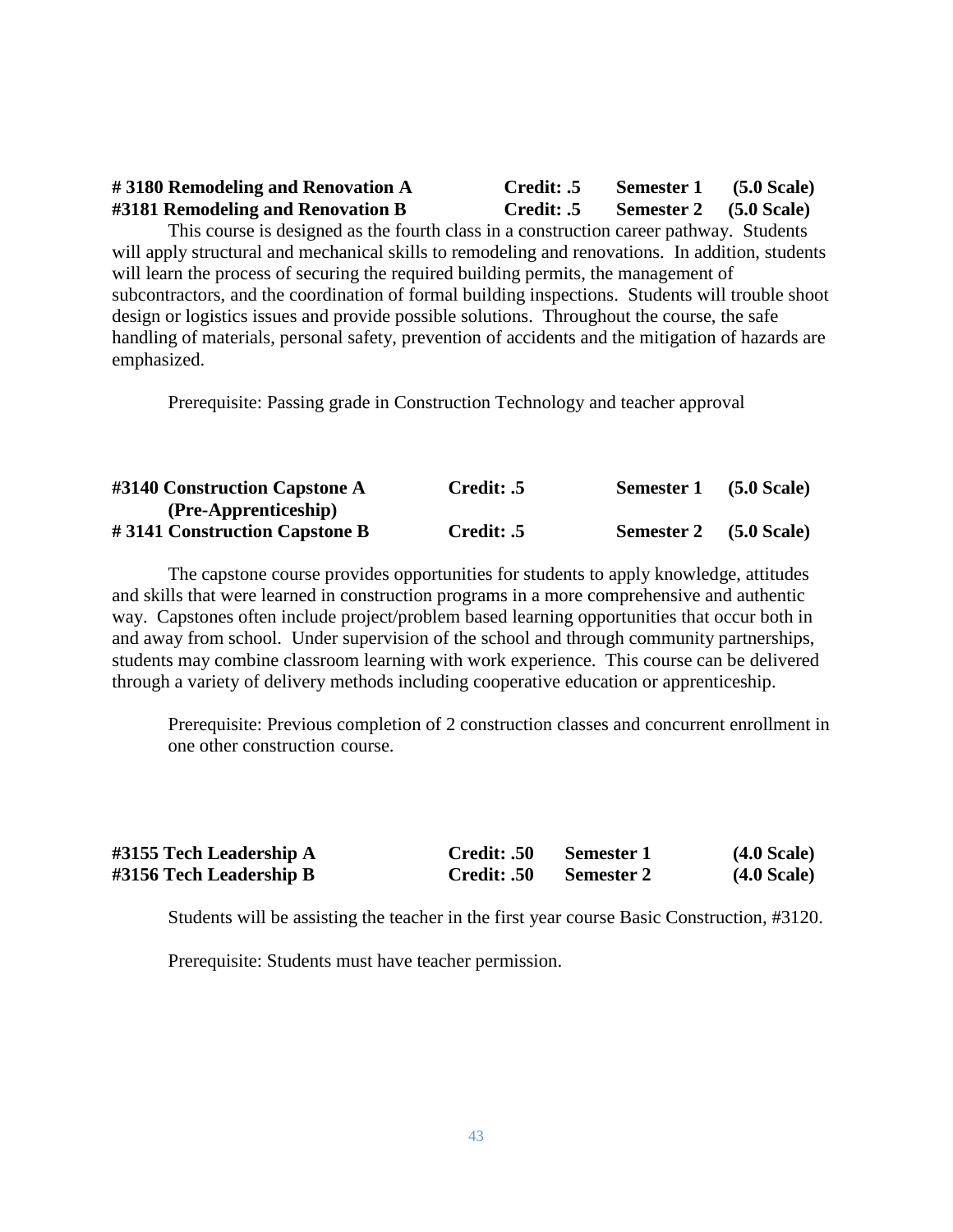**# 3180 Remodeling and Renovation A Credit: .5 Semester 1 (5.0 Scale)**
**#3181 Remodeling and Renovation B Credit: .5 Semester 2 (5.0 Scale)**

This course is designed as the fourth class in a construction career pathway. Students will apply structural and mechanical skills to remodeling and renovations. In addition, students will learn the process of securing the required building permits, the management of subcontractors, and the coordination of formal building inspections. Students will trouble shoot design or logistics issues and provide possible solutions. Throughout the course, the safe handling of materials, personal safety, prevention of accidents and the mitigation of hazards are emphasized.

Prerequisite: Passing grade in Construction Technology and teacher approval

**#3140 Construction Capstone A Credit: .5 Semester 1 (5.0 Scale)**
**(Pre-Apprenticeship)**
**# 3141 Construction Capstone B Credit: .5 Semester 2 (5.0 Scale)**

The capstone course provides opportunities for students to apply knowledge, attitudes and skills that were learned in construction programs in a more comprehensive and authentic way. Capstones often include project/problem based learning opportunities that occur both in and away from school. Under supervision of the school and through community partnerships, students may combine classroom learning with work experience. This course can be delivered through a variety of delivery methods including cooperative education or apprenticeship.

Prerequisite: Previous completion of 2 construction classes and concurrent enrollment in one other construction course.

**#3155 Tech Leadership A Credit: .50 Semester 1 (4.0 Scale)**
**#3156 Tech Leadership B Credit: .50 Semester 2 (4.0 Scale)**

Students will be assisting the teacher in the first year course Basic Construction, #3120.

Prerequisite: Students must have teacher permission.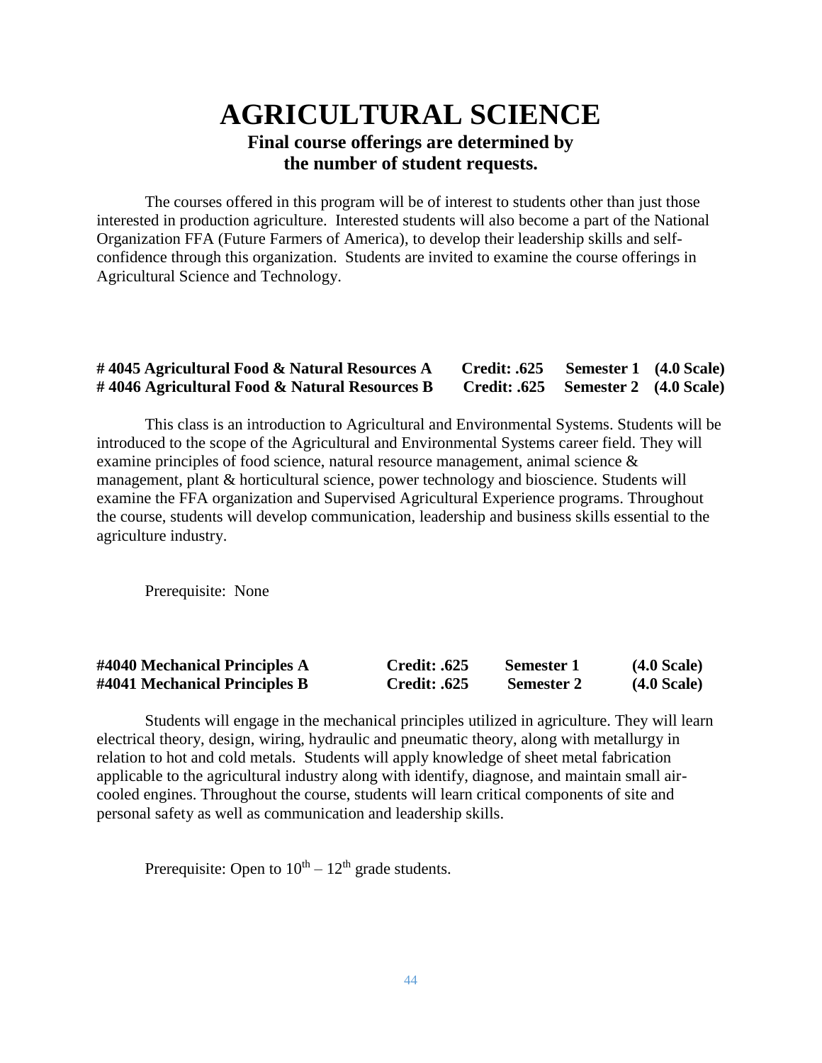# AGRICULTURAL SCIENCE

## Final course offerings are determined by the number of student requests.

The courses offered in this program will be of interest to students other than just those interested in production agriculture. Interested students will also become a part of the National Organization FFA (Future Farmers of America), to develop their leadership skills and self-confidence through this organization. Students are invited to examine the course offerings in Agricultural Science and Technology.

**# 4045 Agricultural Food & Natural Resources A Credit: .625 Semester 1 (4.0 Scale)**
**# 4046 Agricultural Food & Natural Resources B Credit: .625 Semester 2 (4.0 Scale)**

This class is an introduction to Agricultural and Environmental Systems. Students will be introduced to the scope of the Agricultural and Environmental Systems career field. They will examine principles of food science, natural resource management, animal science & management, plant & horticultural science, power technology and bioscience. Students will examine the FFA organization and Supervised Agricultural Experience programs. Throughout the course, students will develop communication, leadership and business skills essential to the agriculture industry.

Prerequisite: None

**#4040 Mechanical Principles A Credit: .625 Semester 1 (4.0 Scale)**
**#4041 Mechanical Principles B Credit: .625 Semester 2 (4.0 Scale)**

Students will engage in the mechanical principles utilized in agriculture. They will learn electrical theory, design, wiring, hydraulic and pneumatic theory, along with metallurgy in relation to hot and cold metals. Students will apply knowledge of sheet metal fabrication applicable to the agricultural industry along with identify, diagnose, and maintain small air-cooled engines. Throughout the course, students will learn critical components of site and personal safety as well as communication and leadership skills.

Prerequisite: Open to $10^{th} - 12^{th}$ grade students.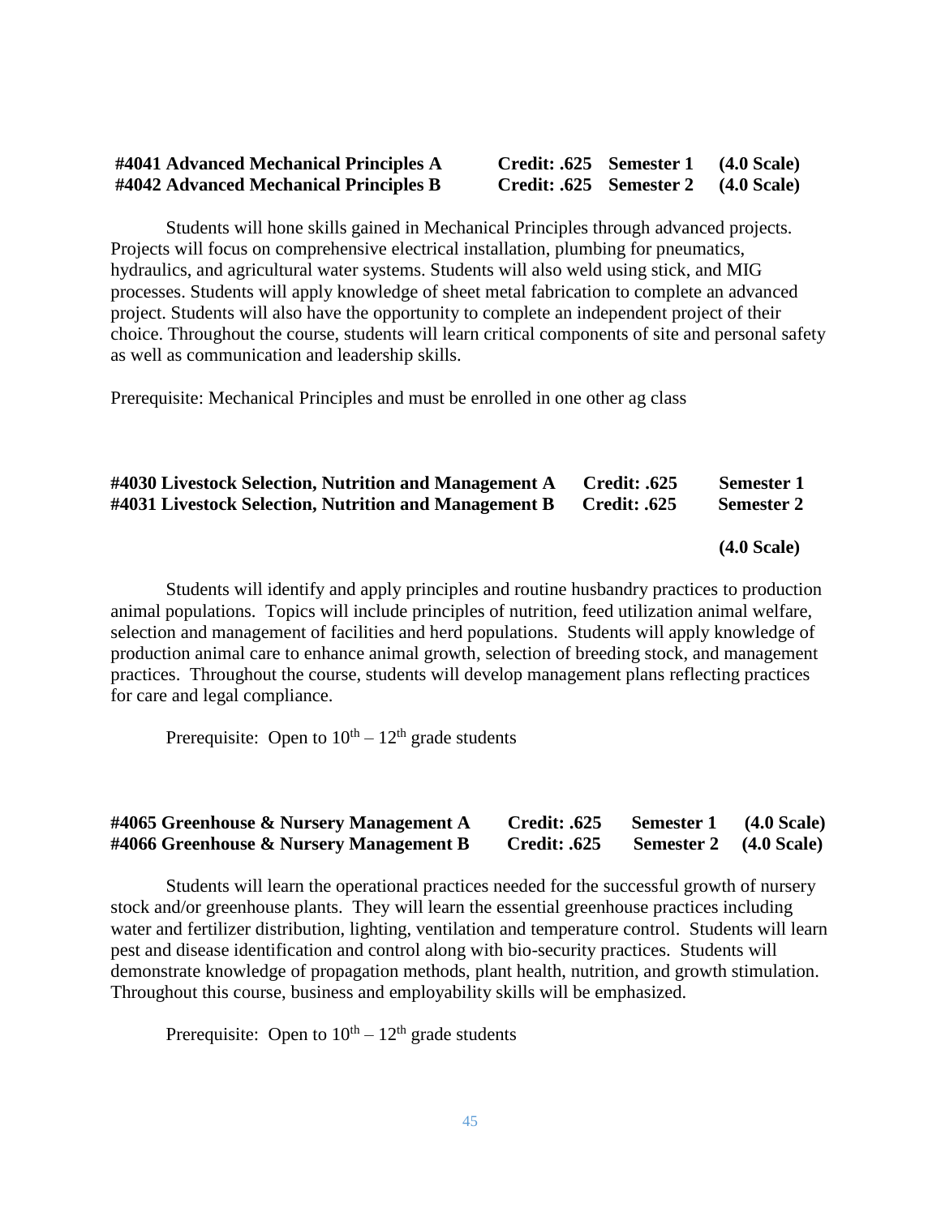**#4041 Advanced Mechanical Principles A Credit: .625 Semester 1 (4.0 Scale)**
**#4042 Advanced Mechanical Principles B Credit: .625 Semester 2 (4.0 Scale)**

Students will hone skills gained in Mechanical Principles through advanced projects. Projects will focus on comprehensive electrical installation, plumbing for pneumatics, hydraulics, and agricultural water systems. Students will also weld using stick, and MIG processes. Students will apply knowledge of sheet metal fabrication to complete an advanced project. Students will also have the opportunity to complete an independent project of their choice. Throughout the course, students will learn critical components of site and personal safety as well as communication and leadership skills.

Prerequisite: Mechanical Principles and must be enrolled in one other ag class

**#4030 Livestock Selection, Nutrition and Management A Credit: .625 Semester 1**
**#4031 Livestock Selection, Nutrition and Management B Credit: .625 Semester 2**

**(4.0 Scale)**

Students will identify and apply principles and routine husbandry practices to production animal populations. Topics will include principles of nutrition, feed utilization animal welfare, selection and management of facilities and herd populations. Students will apply knowledge of production animal care to enhance animal growth, selection of breeding stock, and management practices. Throughout the course, students will develop management plans reflecting practices for care and legal compliance.

Prerequisite: Open to 10th – 12th grade students

**#4065 Greenhouse & Nursery Management A Credit: .625 Semester 1 (4.0 Scale)**
**#4066 Greenhouse & Nursery Management B Credit: .625 Semester 2 (4.0 Scale)**

Students will learn the operational practices needed for the successful growth of nursery stock and/or greenhouse plants. They will learn the essential greenhouse practices including water and fertilizer distribution, lighting, ventilation and temperature control. Students will learn pest and disease identification and control along with bio-security practices. Students will demonstrate knowledge of propagation methods, plant health, nutrition, and growth stimulation. Throughout this course, business and employability skills will be emphasized.

Prerequisite: Open to 10th – 12th grade students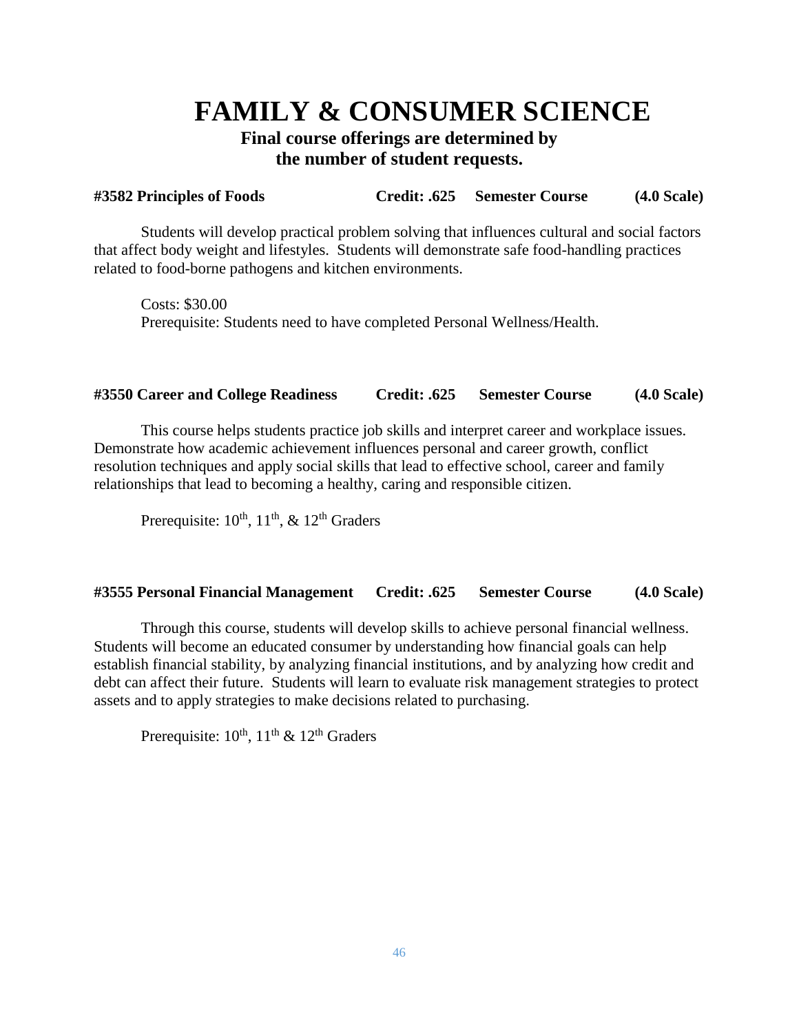# FAMILY & CONSUMER SCIENCE

**Final course offerings are determined by the number of student requests.**

**#3582 Principles of Foods Credit: .625 Semester Course (4.0 Scale)**

Students will develop practical problem solving that influences cultural and social factors that affect body weight and lifestyles. Students will demonstrate safe food-handling practices related to food-borne pathogens and kitchen environments.

Costs: $30.00
Prerequisite: Students need to have completed Personal Wellness/Health.

**#3550 Career and College Readiness Credit: .625 Semester Course (4.0 Scale)**

This course helps students practice job skills and interpret career and workplace issues. Demonstrate how academic achievement influences personal and career growth, conflict resolution techniques and apply social skills that lead to effective school, career and family relationships that lead to becoming a healthy, caring and responsible citizen.

Prerequisite: 10th, 11th, & 12th Graders

**#3555 Personal Financial Management Credit: .625 Semester Course (4.0 Scale)**

Through this course, students will develop skills to achieve personal financial wellness. Students will become an educated consumer by understanding how financial goals can help establish financial stability, by analyzing financial institutions, and by analyzing how credit and debt can affect their future. Students will learn to evaluate risk management strategies to protect assets and to apply strategies to make decisions related to purchasing.

Prerequisite: 10th, 11th & 12th Graders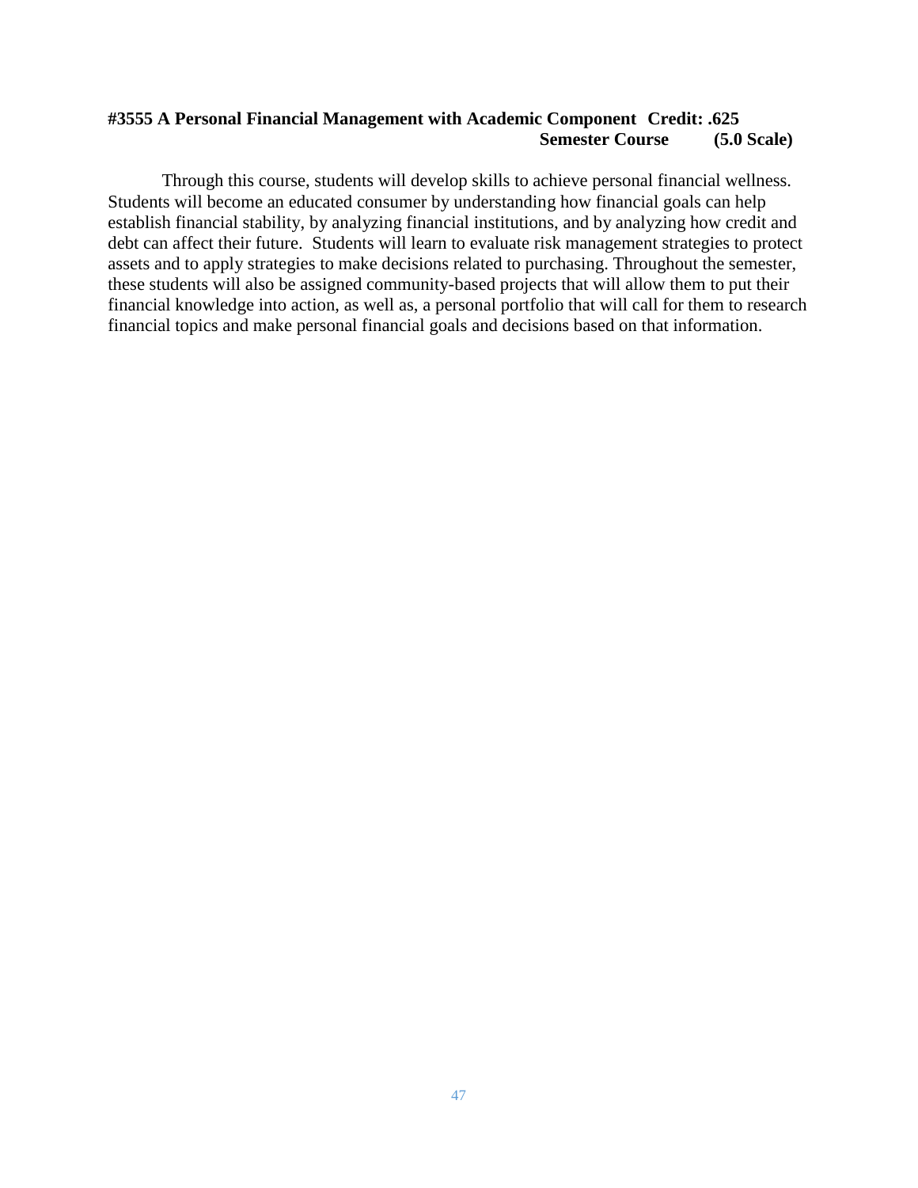**#3555 A Personal Financial Management with Academic Component Credit: .625**
**Semester Course (5.0 Scale)**

Through this course, students will develop skills to achieve personal financial wellness. Students will become an educated consumer by understanding how financial goals can help establish financial stability, by analyzing financial institutions, and by analyzing how credit and debt can affect their future. Students will learn to evaluate risk management strategies to protect assets and to apply strategies to make decisions related to purchasing. Throughout the semester, these students will also be assigned community-based projects that will allow them to put their financial knowledge into action, as well as, a personal portfolio that will call for them to research financial topics and make personal financial goals and decisions based on that information.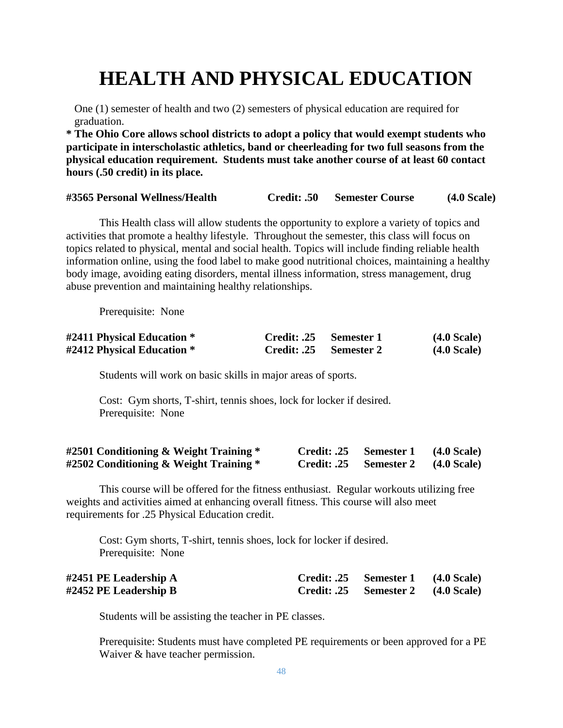# HEALTH AND PHYSICAL EDUCATION

One (1) semester of health and two (2) semesters of physical education are required for graduation.

**\* The Ohio Core allows school districts to adopt a policy that would exempt students who participate in interscholastic athletics, band or cheerleading for two full seasons from the physical education requirement. Students must take another course of at least 60 contact hours (.50 credit) in its place.**

**#3565 Personal Wellness/Health Credit: .50 Semester Course (4.0 Scale)**

This Health class will allow students the opportunity to explore a variety of topics and activities that promote a healthy lifestyle. Throughout the semester, this class will focus on topics related to physical, mental and social health. Topics will include finding reliable health information online, using the food label to make good nutritional choices, maintaining a healthy body image, avoiding eating disorders, mental illness information, stress management, drug abuse prevention and maintaining healthy relationships.

Prerequisite: None

**#2411 Physical Education \* Credit: .25 Semester 1 (4.0 Scale)**
**#2412 Physical Education \* Credit: .25 Semester 2 (4.0 Scale)**

Students will work on basic skills in major areas of sports.

Cost: Gym shorts, T-shirt, tennis shoes, lock for locker if desired.
Prerequisite: None

**#2501 Conditioning & Weight Training \* Credit: .25 Semester 1 (4.0 Scale)**
**#2502 Conditioning & Weight Training \* Credit: .25 Semester 2 (4.0 Scale)**

This course will be offered for the fitness enthusiast. Regular workouts utilizing free weights and activities aimed at enhancing overall fitness. This course will also meet requirements for .25 Physical Education credit.

Cost: Gym shorts, T-shirt, tennis shoes, lock for locker if desired.
Prerequisite: None

**#2451 PE Leadership A Credit: .25 Semester 1 (4.0 Scale)**
**#2452 PE Leadership B Credit: .25 Semester 2 (4.0 Scale)**

Students will be assisting the teacher in PE classes.

Prerequisite: Students must have completed PE requirements or been approved for a PE Waiver & have teacher permission.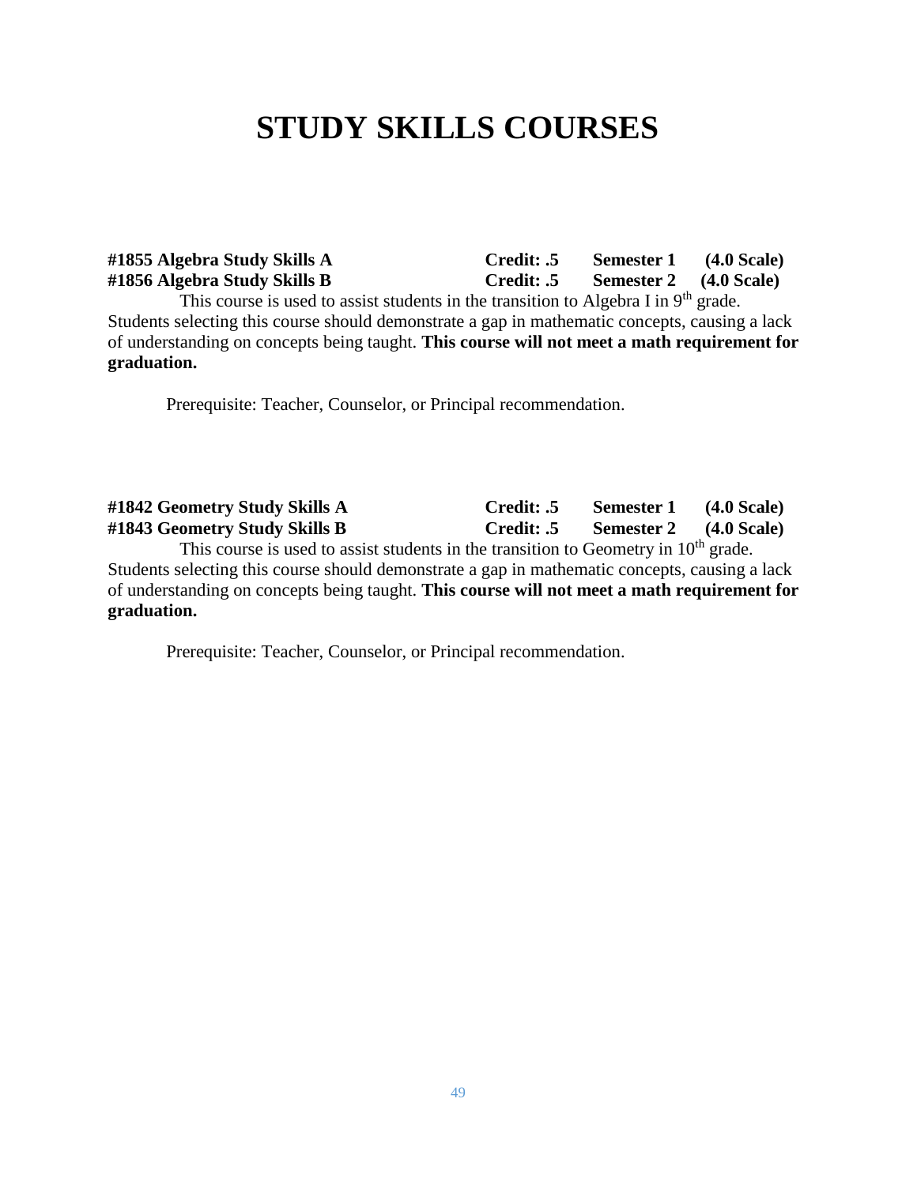# STUDY SKILLS COURSES

**#1855 Algebra Study Skills A** **Credit: .5** **Semester 1** **(4.0 Scale)**
**#1856 Algebra Study Skills B** **Credit: .5** **Semester 2** **(4.0 Scale)**

This course is used to assist students in the transition to Algebra I in 9th grade. Students selecting this course should demonstrate a gap in mathematic concepts, causing a lack of understanding on concepts being taught. **This course will not meet a math requirement for graduation.**

Prerequisite: Teacher, Counselor, or Principal recommendation.

**#1842 Geometry Study Skills A** **Credit: .5** **Semester 1** **(4.0 Scale)**
**#1843 Geometry Study Skills B** **Credit: .5** **Semester 2** **(4.0 Scale)**

This course is used to assist students in the transition to Geometry in 10th grade. Students selecting this course should demonstrate a gap in mathematic concepts, causing a lack of understanding on concepts being taught. **This course will not meet a math requirement for graduation.**

Prerequisite: Teacher, Counselor, or Principal recommendation.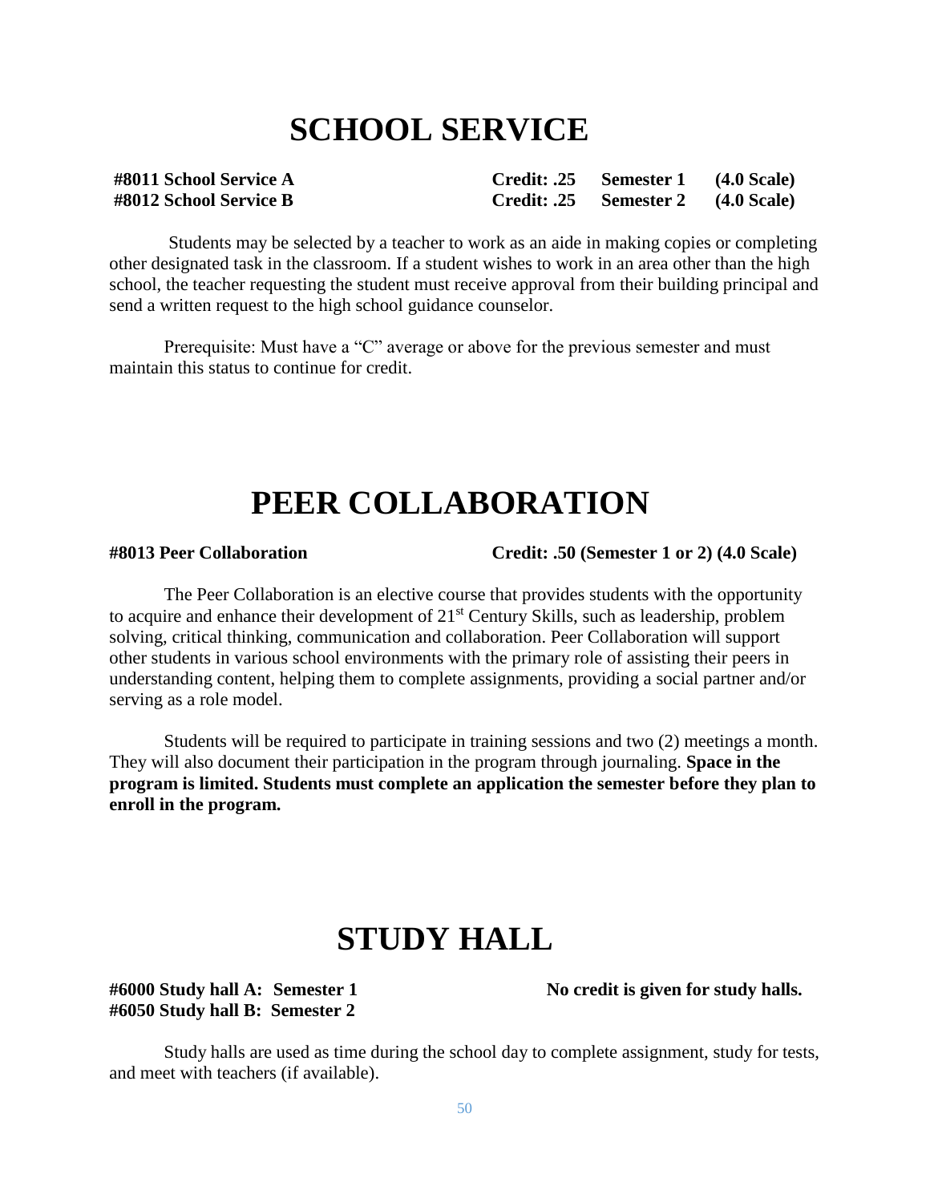# SCHOOL SERVICE

**#8011 School Service A** **Credit: .25 Semester 1 (4.0 Scale)**
**#8012 School Service B** **Credit: .25 Semester 2 (4.0 Scale)**

Students may be selected by a teacher to work as an aide in making copies or completing other designated task in the classroom. If a student wishes to work in an area other than the high school, the teacher requesting the student must receive approval from their building principal and send a written request to the high school guidance counselor.

Prerequisite: Must have a "C" average or above for the previous semester and must maintain this status to continue for credit.

# PEER COLLABORATION

**#8013 Peer Collaboration** **Credit: .50 (Semester 1 or 2) (4.0 Scale)**

The Peer Collaboration is an elective course that provides students with the opportunity to acquire and enhance their development of 21st Century Skills, such as leadership, problem solving, critical thinking, communication and collaboration. Peer Collaboration will support other students in various school environments with the primary role of assisting their peers in understanding content, helping them to complete assignments, providing a social partner and/or serving as a role model.

Students will be required to participate in training sessions and two (2) meetings a month. They will also document their participation in the program through journaling. **Space in the program is limited. Students must complete an application the semester before they plan to enroll in the program.**

# STUDY HALL

**#6000 Study hall A: Semester 1** **No credit is given for study halls.**
**#6050 Study hall B: Semester 2**

Study halls are used as time during the school day to complete assignment, study for tests, and meet with teachers (if available).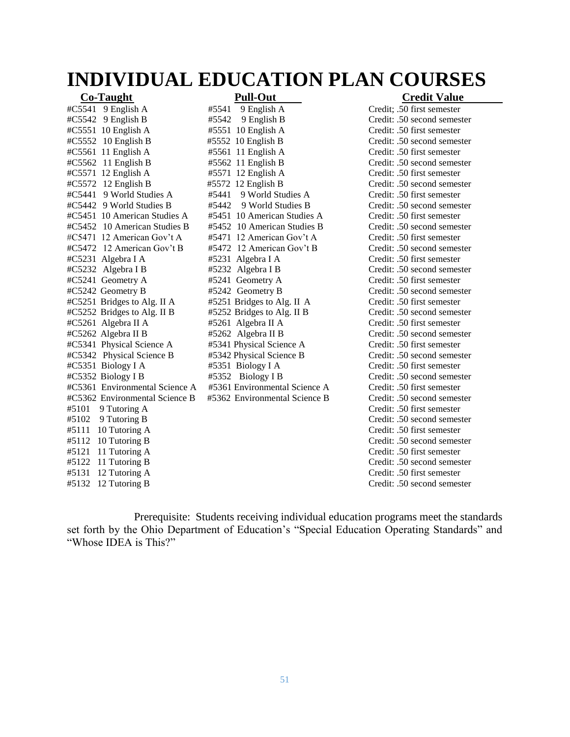# INDIVIDUAL EDUCATION PLAN COURSES

| Co-Taught | Pull-Out | Credit Value |
|---|---|---|
| #C5541 9 English A | #5541 9 English A | Credit; .50 first semester |
| #C5542 9 English B | #5542 9 English B | Credit: .50 second semester |
| #C5551 10 English A | #5551 10 English A | Credit: .50 first semester |
| #C5552 10 English B | #5552 10 English B | Credit: .50 second semester |
| #C5561 11 English A | #5561 11 English A | Credit: .50 first semester |
| #C5562 11 English B | #5562 11 English B | Credit: .50 second semester |
| #C5571 12 English A | #5571 12 English A | Credit: .50 first semester |
| #C5572 12 English B | #5572 12 English B | Credit: .50 second semester |
| #C5441 9 World Studies A | #5441 9 World Studies A | Credit: .50 first semester |
| #C5442 9 World Studies B | #5442 9 World Studies B | Credit: .50 second semester |
| #C5451 10 American Studies A | #5451 10 American Studies A | Credit: .50 first semester |
| #C5452 10 American Studies B | #5452 10 American Studies B | Credit: .50 second semester |
| #C5471 12 American Gov't A | #5471 12 American Gov't A | Credit: .50 first semester |
| #C5472 12 American Gov't B | #5472 12 American Gov't B | Credit: .50 second semester |
| #C5231 Algebra I A | #5231 Algebra I A | Credit: .50 first semester |
| #C5232 Algebra I B | #5232 Algebra I B | Credit: .50 second semester |
| #C5241 Geometry A | #5241 Geometry A | Credit: .50 first semester |
| #C5242 Geometry B | #5242 Geometry B | Credit: .50 second semester |
| #C5251 Bridges to Alg. II A | #5251 Bridges to Alg. II A | Credit: .50 first semester |
| #C5252 Bridges to Alg. II B | #5252 Bridges to Alg. II B | Credit: .50 second semester |
| #C5261 Algebra II A | #5261 Algebra II A | Credit: .50 first semester |
| #C5262 Algebra II B | #5262 Algebra II B | Credit: .50 second semester |
| #C5341 Physical Science A | #5341 Physical Science A | Credit: .50 first semester |
| #C5342 Physical Science B | #5342 Physical Science B | Credit: .50 second semester |
| #C5351 Biology I A | #5351 Biology I A | Credit: .50 first semester |
| #C5352 Biology I B | #5352 Biology I B | Credit: .50 second semester |
| #C5361 Environmental Science A | #5361 Environmental Science A | Credit: .50 first semester |
| #C5362 Environmental Science B | #5362 Environmental Science B | Credit: .50 second semester |
| #5101 9 Tutoring A | | Credit: .50 first semester |
| #5102 9 Tutoring B | | Credit: .50 second semester |
| #5111 10 Tutoring A | | Credit: .50 first semester |
| #5112 10 Tutoring B | | Credit: .50 second semester |
| #5121 11 Tutoring A | | Credit: .50 first semester |
| #5122 11 Tutoring B | | Credit: .50 second semester |
| #5131 12 Tutoring A | | Credit: .50 first semester |
| #5132 12 Tutoring B | | Credit: .50 second semester |

Prerequisite: Students receiving individual education programs meet the standards set forth by the Ohio Department of Education's "Special Education Operating Standards" and "Whose IDEA is This?"